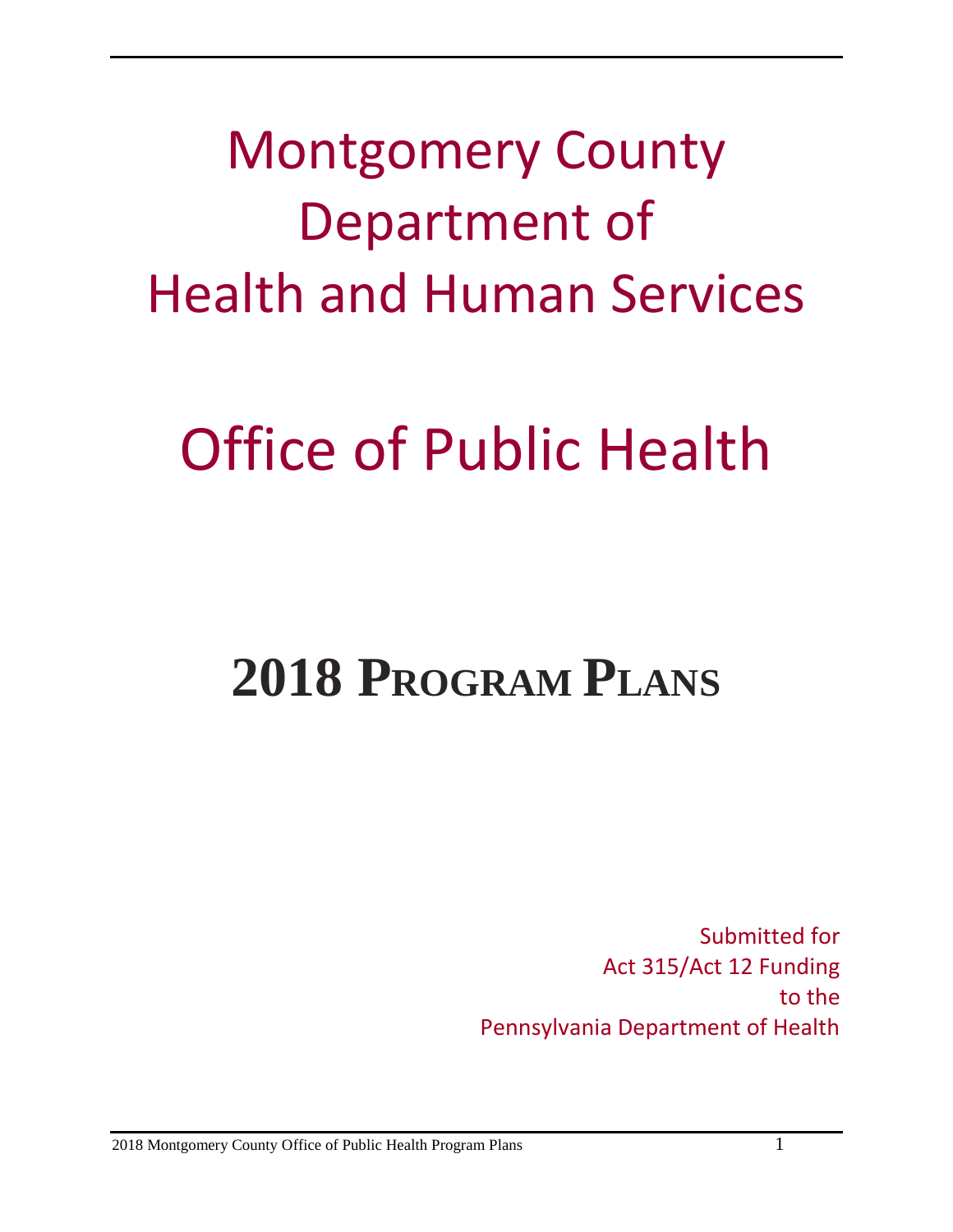# Montgomery County Department of Health and Human Services

# Office of Public Health

# 2018 Program Plans

Submitted for
Act 315/Act 12 Funding
to the
Pennsylvania Department of Health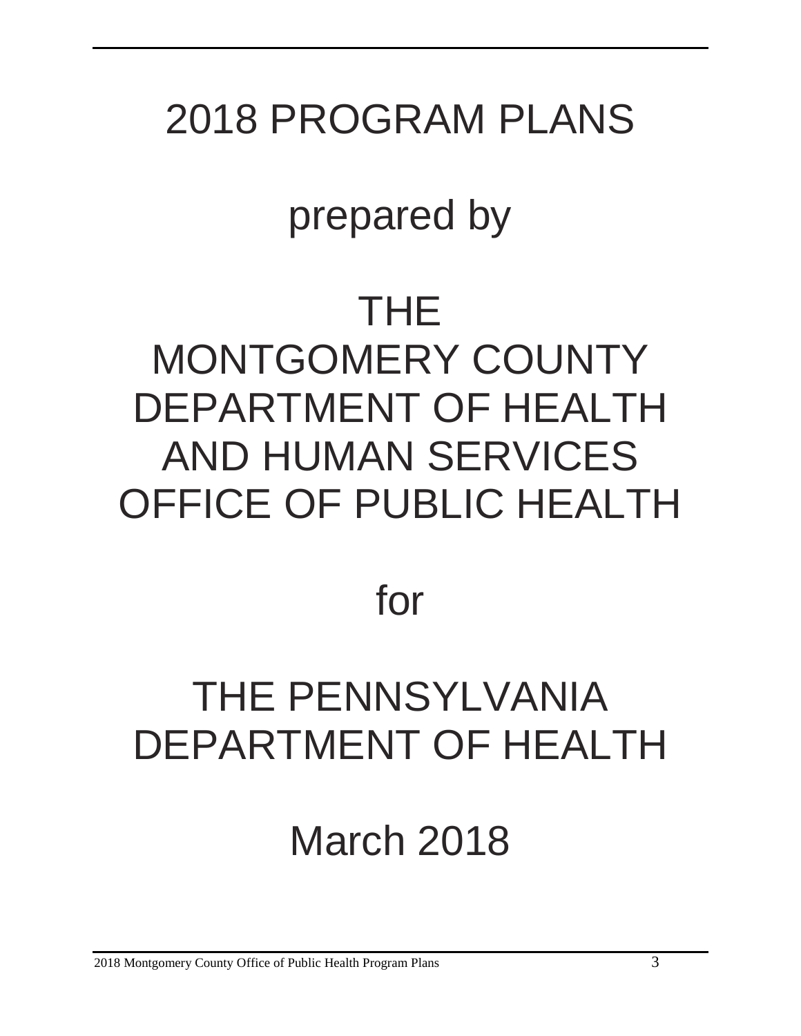# 2018 PROGRAM PLANS

prepared by

THE
MONTGOMERY COUNTY
DEPARTMENT OF HEALTH
AND HUMAN SERVICES
OFFICE OF PUBLIC HEALTH

for

THE PENNSYLVANIA
DEPARTMENT OF HEALTH

March 2018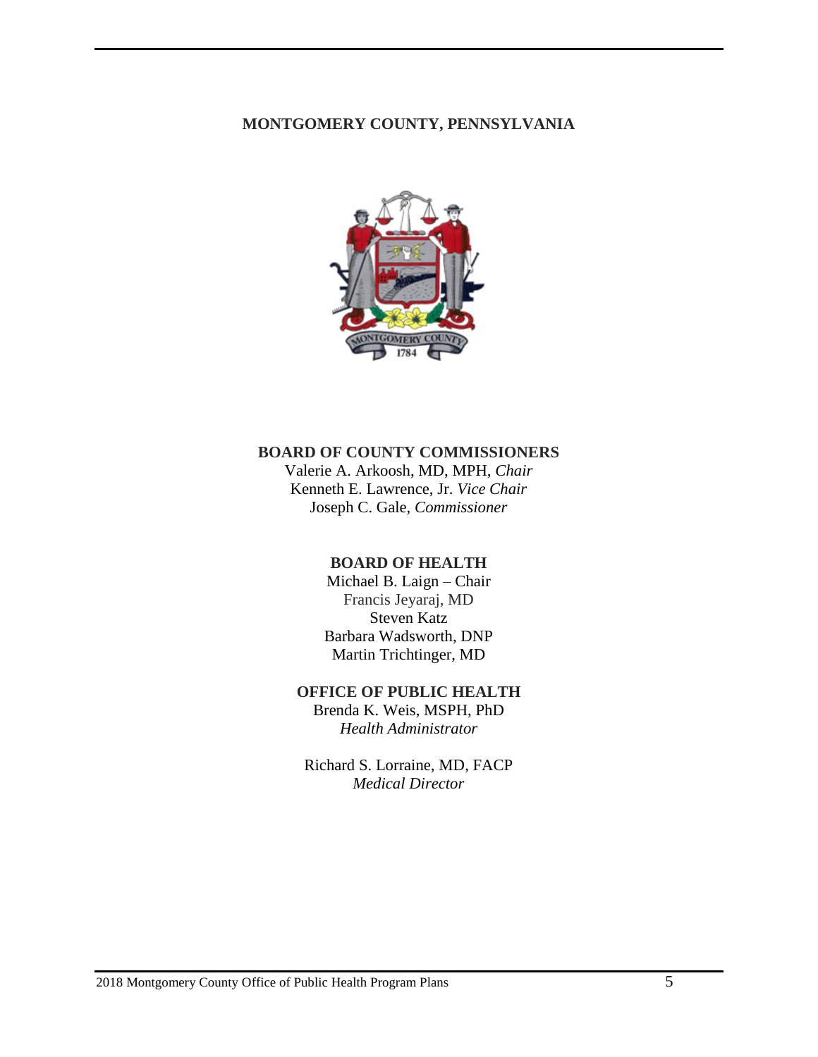**MONTGOMERY COUNTY, PENNSYLVANIA**

**BOARD OF COUNTY COMMISSIONERS**

Valerie A. Arkoosh, MD, MPH, *Chair*
Kenneth E. Lawrence, Jr. *Vice Chair*
Joseph C. Gale, *Commissioner*

**BOARD OF HEALTH**

Michael B. Laign – Chair
Francis Jeyaraj, MD
Steven Katz
Barbara Wadsworth, DNP
Martin Trichtinger, MD

**OFFICE OF PUBLIC HEALTH**

Brenda K. Weis, MSPH, PhD
*Health Administrator*

Richard S. Lorraine, MD, FACP
*Medical Director*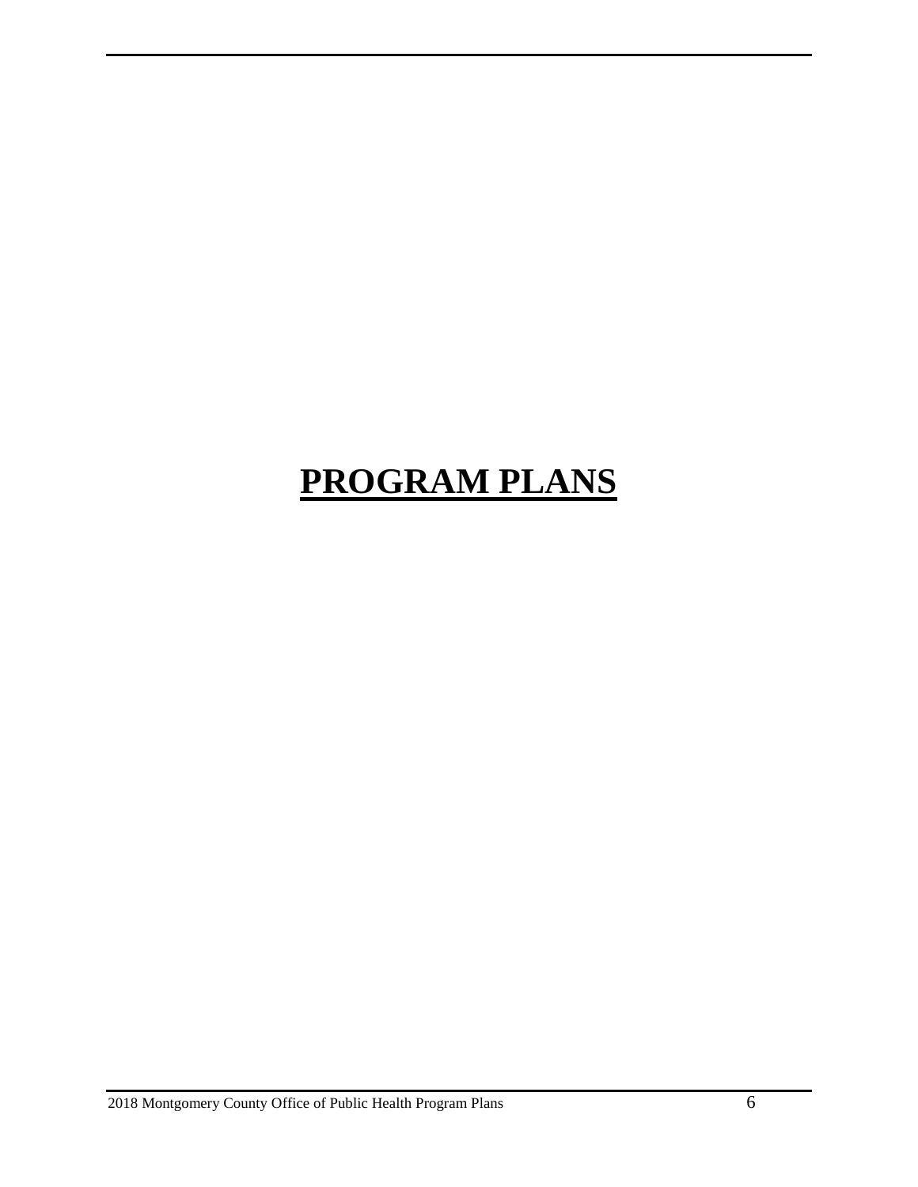# **PROGRAM PLANS**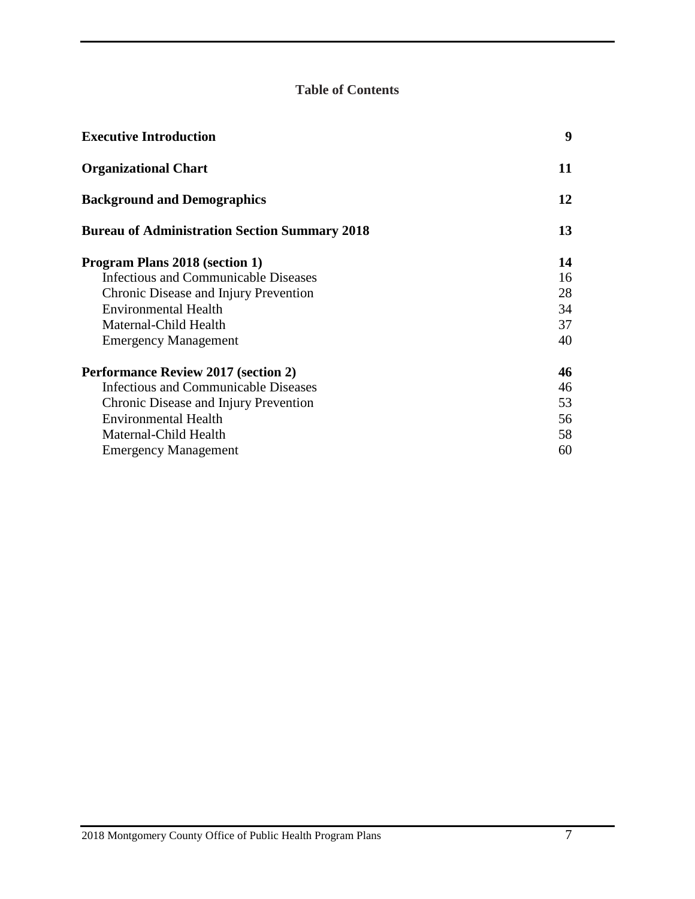# Table of Contents

| | |
|---|---|
| **Executive Introduction** | **9** |
| **Organizational Chart** | **11** |
| **Background and Demographics** | **12** |
| **Bureau of Administration Section Summary 2018** | **13** |
| **Program Plans 2018 (section 1)** | **14** |
| Infectious and Communicable Diseases | 16 |
| Chronic Disease and Injury Prevention | 28 |
| Environmental Health | 34 |
| Maternal-Child Health | 37 |
| Emergency Management | 40 |
| **Performance Review 2017 (section 2)** | **46** |
| Infectious and Communicable Diseases | 46 |
| Chronic Disease and Injury Prevention | 53 |
| Environmental Health | 56 |
| Maternal-Child Health | 58 |
| Emergency Management | 60 |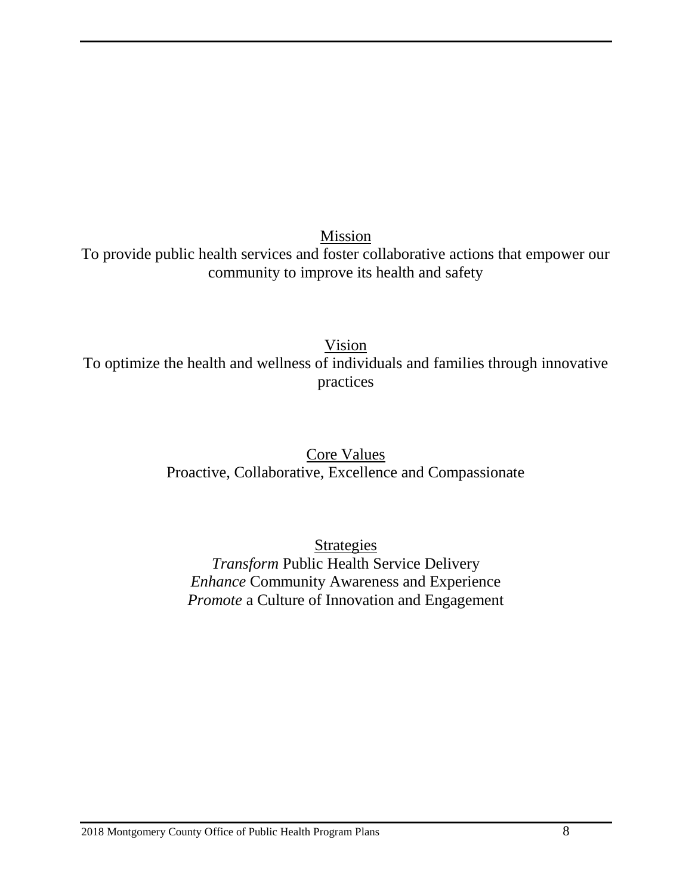## Mission

To provide public health services and foster collaborative actions that empower our community to improve its health and safety

## Vision

To optimize the health and wellness of individuals and families through innovative practices

## Core Values

Proactive, Collaborative, Excellence and Compassionate

## Strategies

*Transform* Public Health Service Delivery
*Enhance* Community Awareness and Experience
*Promote* a Culture of Innovation and Engagement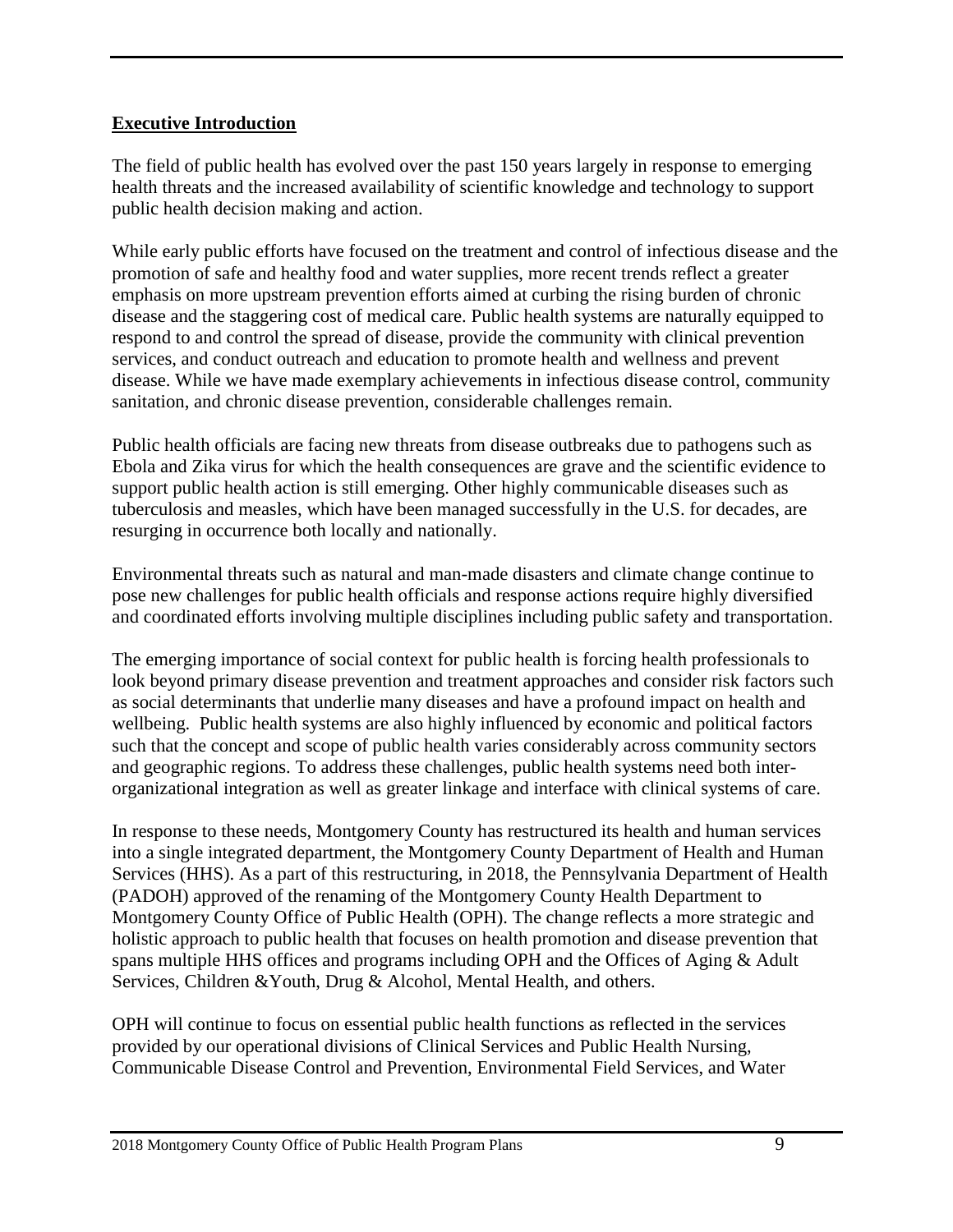## **Executive Introduction**

The field of public health has evolved over the past 150 years largely in response to emerging health threats and the increased availability of scientific knowledge and technology to support public health decision making and action.

While early public efforts have focused on the treatment and control of infectious disease and the promotion of safe and healthy food and water supplies, more recent trends reflect a greater emphasis on more upstream prevention efforts aimed at curbing the rising burden of chronic disease and the staggering cost of medical care. Public health systems are naturally equipped to respond to and control the spread of disease, provide the community with clinical prevention services, and conduct outreach and education to promote health and wellness and prevent disease. While we have made exemplary achievements in infectious disease control, community sanitation, and chronic disease prevention, considerable challenges remain.

Public health officials are facing new threats from disease outbreaks due to pathogens such as Ebola and Zika virus for which the health consequences are grave and the scientific evidence to support public health action is still emerging. Other highly communicable diseases such as tuberculosis and measles, which have been managed successfully in the U.S. for decades, are resurging in occurrence both locally and nationally.

Environmental threats such as natural and man-made disasters and climate change continue to pose new challenges for public health officials and response actions require highly diversified and coordinated efforts involving multiple disciplines including public safety and transportation.

The emerging importance of social context for public health is forcing health professionals to look beyond primary disease prevention and treatment approaches and consider risk factors such as social determinants that underlie many diseases and have a profound impact on health and wellbeing. Public health systems are also highly influenced by economic and political factors such that the concept and scope of public health varies considerably across community sectors and geographic regions. To address these challenges, public health systems need both inter-organizational integration as well as greater linkage and interface with clinical systems of care.

In response to these needs, Montgomery County has restructured its health and human services into a single integrated department, the Montgomery County Department of Health and Human Services (HHS). As a part of this restructuring, in 2018, the Pennsylvania Department of Health (PADOH) approved of the renaming of the Montgomery County Health Department to Montgomery County Office of Public Health (OPH). The change reflects a more strategic and holistic approach to public health that focuses on health promotion and disease prevention that spans multiple HHS offices and programs including OPH and the Offices of Aging & Adult Services, Children &Youth, Drug & Alcohol, Mental Health, and others.

OPH will continue to focus on essential public health functions as reflected in the services provided by our operational divisions of Clinical Services and Public Health Nursing, Communicable Disease Control and Prevention, Environmental Field Services, and Water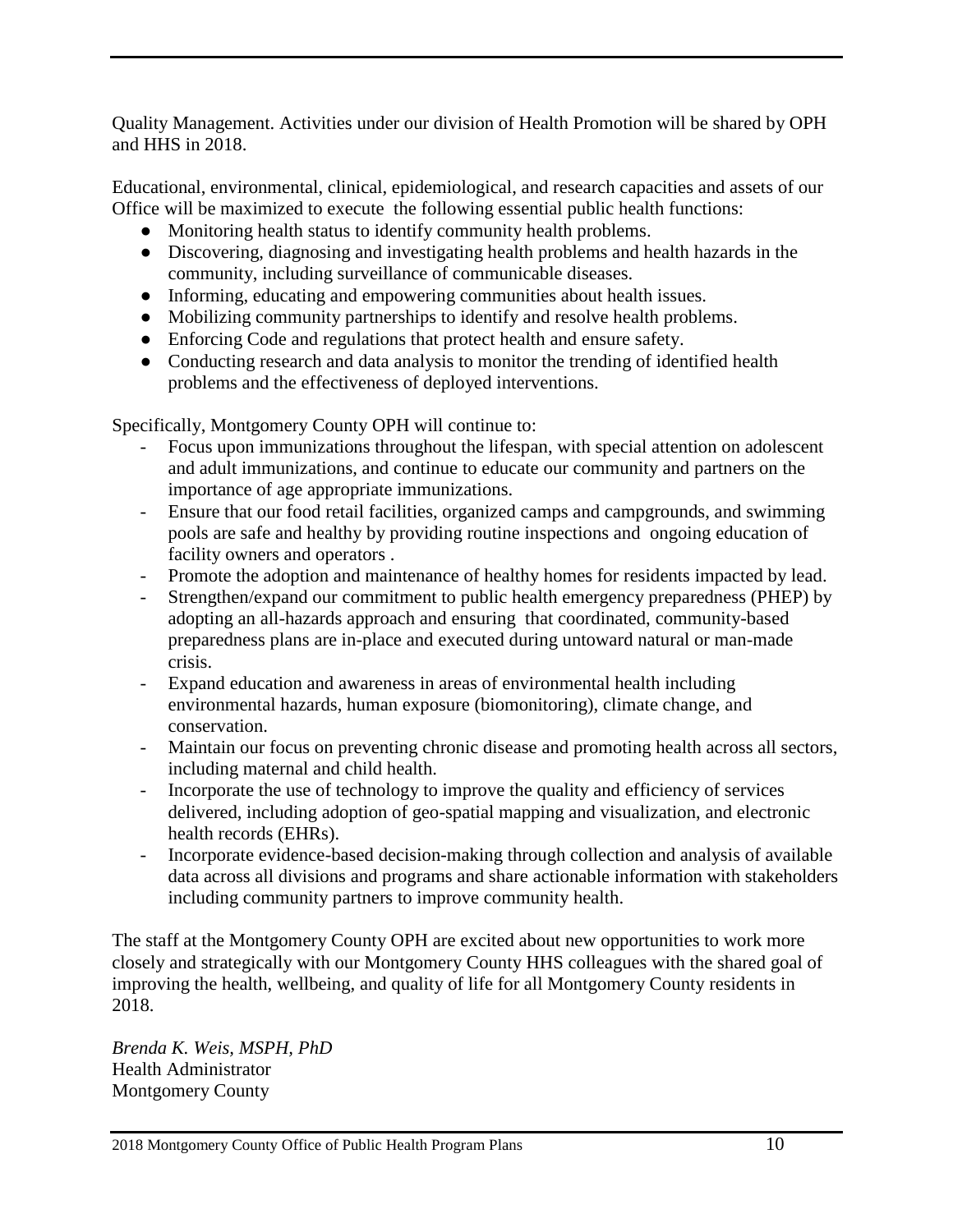Quality Management. Activities under our division of Health Promotion will be shared by OPH and HHS in 2018.

Educational, environmental, clinical, epidemiological, and research capacities and assets of our Office will be maximized to execute the following essential public health functions:

- Monitoring health status to identify community health problems.
- Discovering, diagnosing and investigating health problems and health hazards in the community, including surveillance of communicable diseases.
- Informing, educating and empowering communities about health issues.
- Mobilizing community partnerships to identify and resolve health problems.
- Enforcing Code and regulations that protect health and ensure safety.
- Conducting research and data analysis to monitor the trending of identified health problems and the effectiveness of deployed interventions.

Specifically, Montgomery County OPH will continue to:

- Focus upon immunizations throughout the lifespan, with special attention on adolescent and adult immunizations, and continue to educate our community and partners on the importance of age appropriate immunizations.
- Ensure that our food retail facilities, organized camps and campgrounds, and swimming pools are safe and healthy by providing routine inspections and ongoing education of facility owners and operators .
- Promote the adoption and maintenance of healthy homes for residents impacted by lead.
- Strengthen/expand our commitment to public health emergency preparedness (PHEP) by adopting an all-hazards approach and ensuring that coordinated, community-based preparedness plans are in-place and executed during untoward natural or man-made crisis.
- Expand education and awareness in areas of environmental health including environmental hazards, human exposure (biomonitoring), climate change, and conservation.
- Maintain our focus on preventing chronic disease and promoting health across all sectors, including maternal and child health.
- Incorporate the use of technology to improve the quality and efficiency of services delivered, including adoption of geo-spatial mapping and visualization, and electronic health records (EHRs).
- Incorporate evidence-based decision-making through collection and analysis of available data across all divisions and programs and share actionable information with stakeholders including community partners to improve community health.

The staff at the Montgomery County OPH are excited about new opportunities to work more closely and strategically with our Montgomery County HHS colleagues with the shared goal of improving the health, wellbeing, and quality of life for all Montgomery County residents in 2018.

*Brenda K. Weis, MSPH, PhD*
Health Administrator
Montgomery County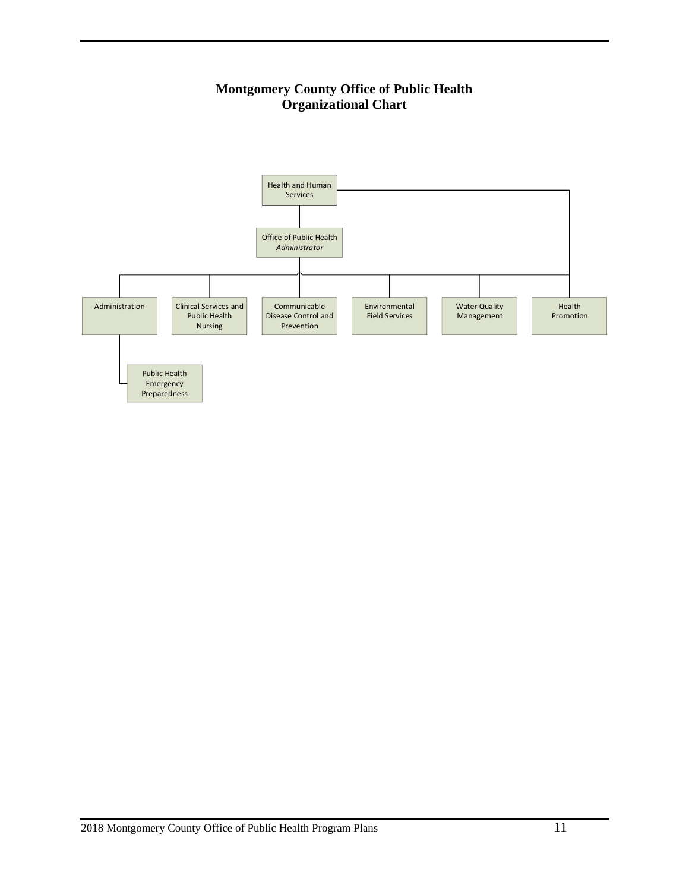# Montgomery County Office of Public Health
# Organizational Chart

- Health and Human Services
  - Office of Public Health *Administrator*
    - Administration
      - Public Health Emergency Preparedness
    - Clinical Services and Public Health Nursing
    - Communicable Disease Control and Prevention
    - Environmental Field Services
    - Water Quality Management
    - Health Promotion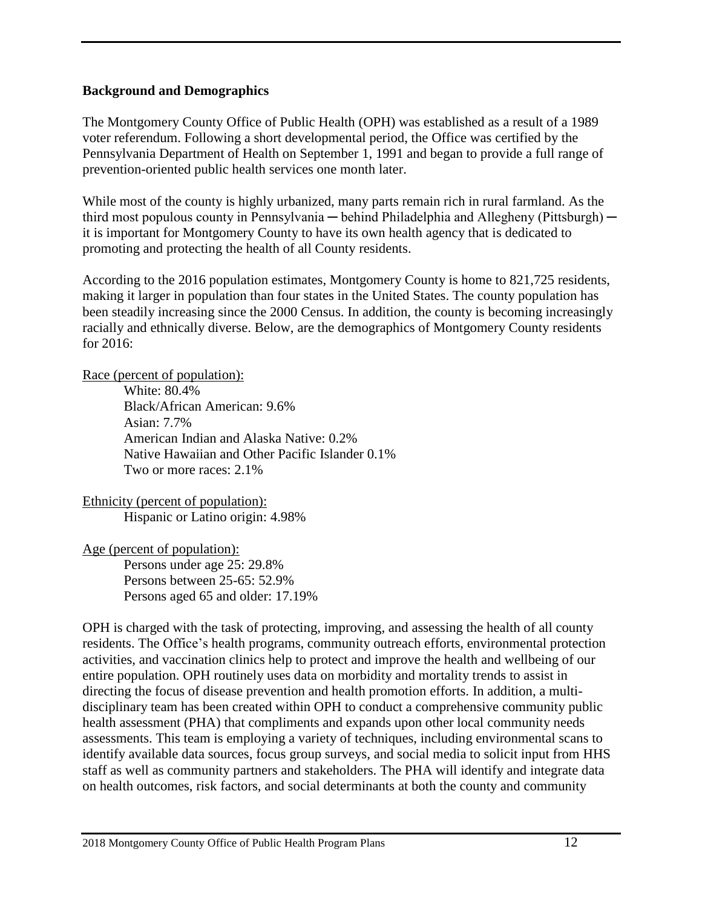## Background and Demographics

The Montgomery County Office of Public Health (OPH) was established as a result of a 1989 voter referendum. Following a short developmental period, the Office was certified by the Pennsylvania Department of Health on September 1, 1991 and began to provide a full range of prevention-oriented public health services one month later.

While most of the county is highly urbanized, many parts remain rich in rural farmland. As the third most populous county in Pennsylvania ─ behind Philadelphia and Allegheny (Pittsburgh) ─ it is important for Montgomery County to have its own health agency that is dedicated to promoting and protecting the health of all County residents.

According to the 2016 population estimates, Montgomery County is home to 821,725 residents, making it larger in population than four states in the United States. The county population has been steadily increasing since the 2000 Census. In addition, the county is becoming increasingly racially and ethnically diverse. Below, are the demographics of Montgomery County residents for 2016:

<u>Race (percent of population):</u>

- White: 80.4%
- Black/African American: 9.6%
- Asian: 7.7%
- American Indian and Alaska Native: 0.2%
- Native Hawaiian and Other Pacific Islander 0.1%
- Two or more races: 2.1%

<u>Ethnicity (percent of population):</u>

- Hispanic or Latino origin: 4.98%

<u>Age (percent of population):</u>

- Persons under age 25: 29.8%
- Persons between 25-65: 52.9%
- Persons aged 65 and older: 17.19%

OPH is charged with the task of protecting, improving, and assessing the health of all county residents. The Office's health programs, community outreach efforts, environmental protection activities, and vaccination clinics help to protect and improve the health and wellbeing of our entire population. OPH routinely uses data on morbidity and mortality trends to assist in directing the focus of disease prevention and health promotion efforts. In addition, a multi-disciplinary team has been created within OPH to conduct a comprehensive community public health assessment (PHA) that compliments and expands upon other local community needs assessments. This team is employing a variety of techniques, including environmental scans to identify available data sources, focus group surveys, and social media to solicit input from HHS staff as well as community partners and stakeholders. The PHA will identify and integrate data on health outcomes, risk factors, and social determinants at both the county and community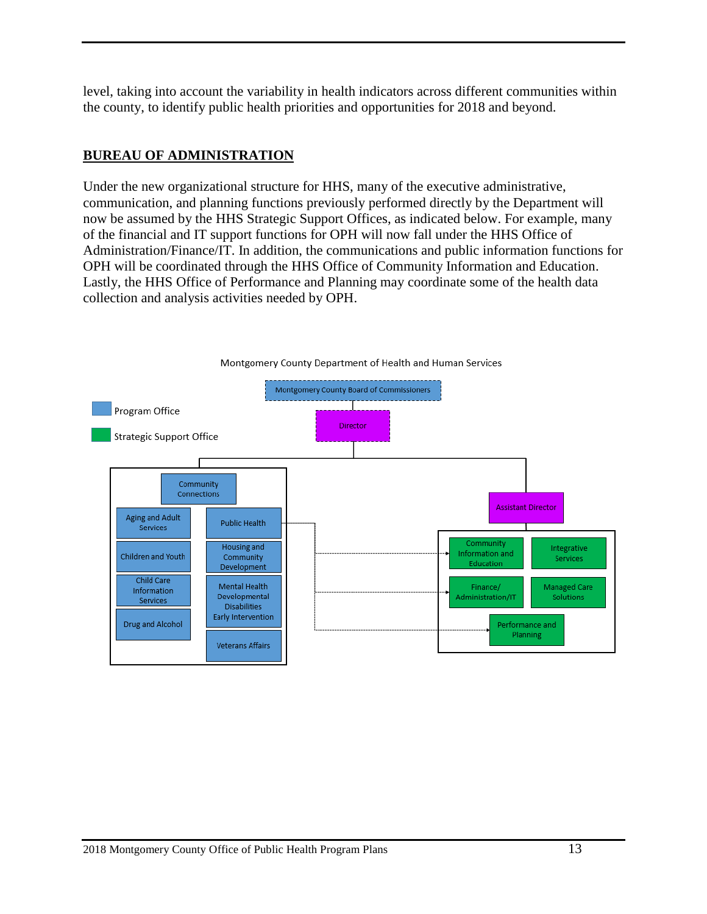level, taking into account the variability in health indicators across different communities within the county, to identify public health priorities and opportunities for 2018 and beyond.

## BUREAU OF ADMINISTRATION

Under the new organizational structure for HHS, many of the executive administrative, communication, and planning functions previously performed directly by the Department will now be assumed by the HHS Strategic Support Offices, as indicated below. For example, many of the financial and IT support functions for OPH will now fall under the HHS Office of Administration/Finance/IT. In addition, the communications and public information functions for OPH will be coordinated through the HHS Office of Community Information and Education. Lastly, the HHS Office of Performance and Planning may coordinate some of the health data collection and analysis activities needed by OPH.

Montgomery County Department of Health and Human Services

- Montgomery County Board of Commissioners
  - Director
    - Program Offices:
      - Community Connections
      - Aging and Adult Services
      - Public Health
      - Children and Youth
      - Housing and Community Development
      - Child Care Information Services
      - Mental Health Developmental Disabilities Early Intervention
      - Drug and Alcohol
      - Veterans Affairs
    - Assistant Director
      - Strategic Support Offices:
        - Community Information and Education
        - Integrative Services
        - Finance/ Administration/IT
        - Managed Care Solutions
        - Performance and Planning

Legend: Program Office; Strategic Support Office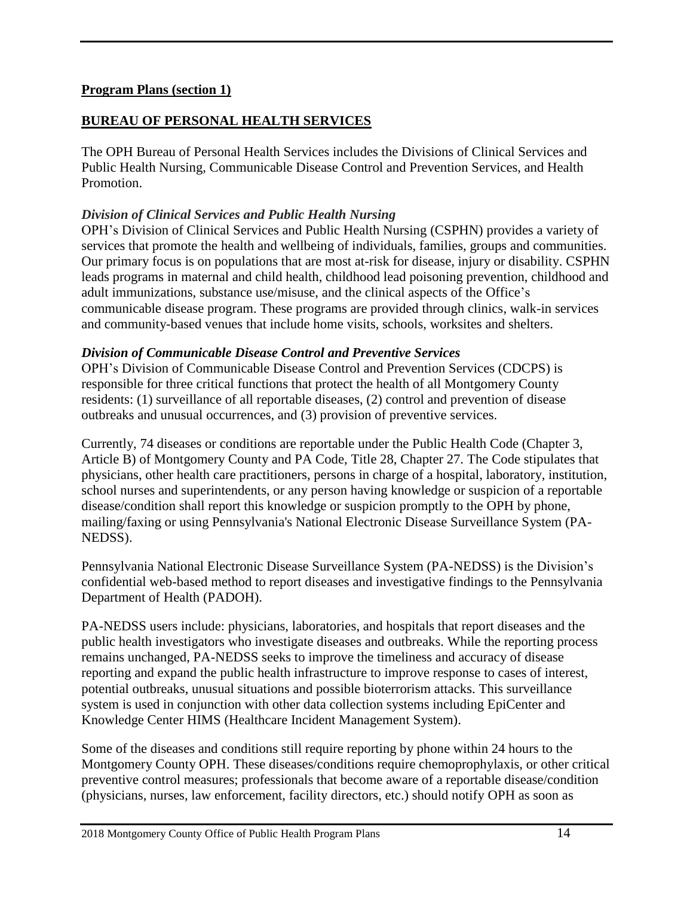**Program Plans (section 1)**

## BUREAU OF PERSONAL HEALTH SERVICES

The OPH Bureau of Personal Health Services includes the Divisions of Clinical Services and Public Health Nursing, Communicable Disease Control and Prevention Services, and Health Promotion.

### *Division of Clinical Services and Public Health Nursing*

OPH's Division of Clinical Services and Public Health Nursing (CSPHN) provides a variety of services that promote the health and wellbeing of individuals, families, groups and communities. Our primary focus is on populations that are most at-risk for disease, injury or disability. CSPHN leads programs in maternal and child health, childhood lead poisoning prevention, childhood and adult immunizations, substance use/misuse, and the clinical aspects of the Office's communicable disease program. These programs are provided through clinics, walk-in services and community-based venues that include home visits, schools, worksites and shelters.

### *Division of Communicable Disease Control and Preventive Services*

OPH's Division of Communicable Disease Control and Prevention Services (CDCPS) is responsible for three critical functions that protect the health of all Montgomery County residents: (1) surveillance of all reportable diseases, (2) control and prevention of disease outbreaks and unusual occurrences, and (3) provision of preventive services.

Currently, 74 diseases or conditions are reportable under the Public Health Code (Chapter 3, Article B) of Montgomery County and PA Code, Title 28, Chapter 27. The Code stipulates that physicians, other health care practitioners, persons in charge of a hospital, laboratory, institution, school nurses and superintendents, or any person having knowledge or suspicion of a reportable disease/condition shall report this knowledge or suspicion promptly to the OPH by phone, mailing/faxing or using Pennsylvania's National Electronic Disease Surveillance System (PA-NEDSS).

Pennsylvania National Electronic Disease Surveillance System (PA-NEDSS) is the Division's confidential web-based method to report diseases and investigative findings to the Pennsylvania Department of Health (PADOH).

PA-NEDSS users include: physicians, laboratories, and hospitals that report diseases and the public health investigators who investigate diseases and outbreaks. While the reporting process remains unchanged, PA-NEDSS seeks to improve the timeliness and accuracy of disease reporting and expand the public health infrastructure to improve response to cases of interest, potential outbreaks, unusual situations and possible bioterrorism attacks. This surveillance system is used in conjunction with other data collection systems including EpiCenter and Knowledge Center HIMS (Healthcare Incident Management System).

Some of the diseases and conditions still require reporting by phone within 24 hours to the Montgomery County OPH. These diseases/conditions require chemoprophylaxis, or other critical preventive control measures; professionals that become aware of a reportable disease/condition (physicians, nurses, law enforcement, facility directors, etc.) should notify OPH as soon as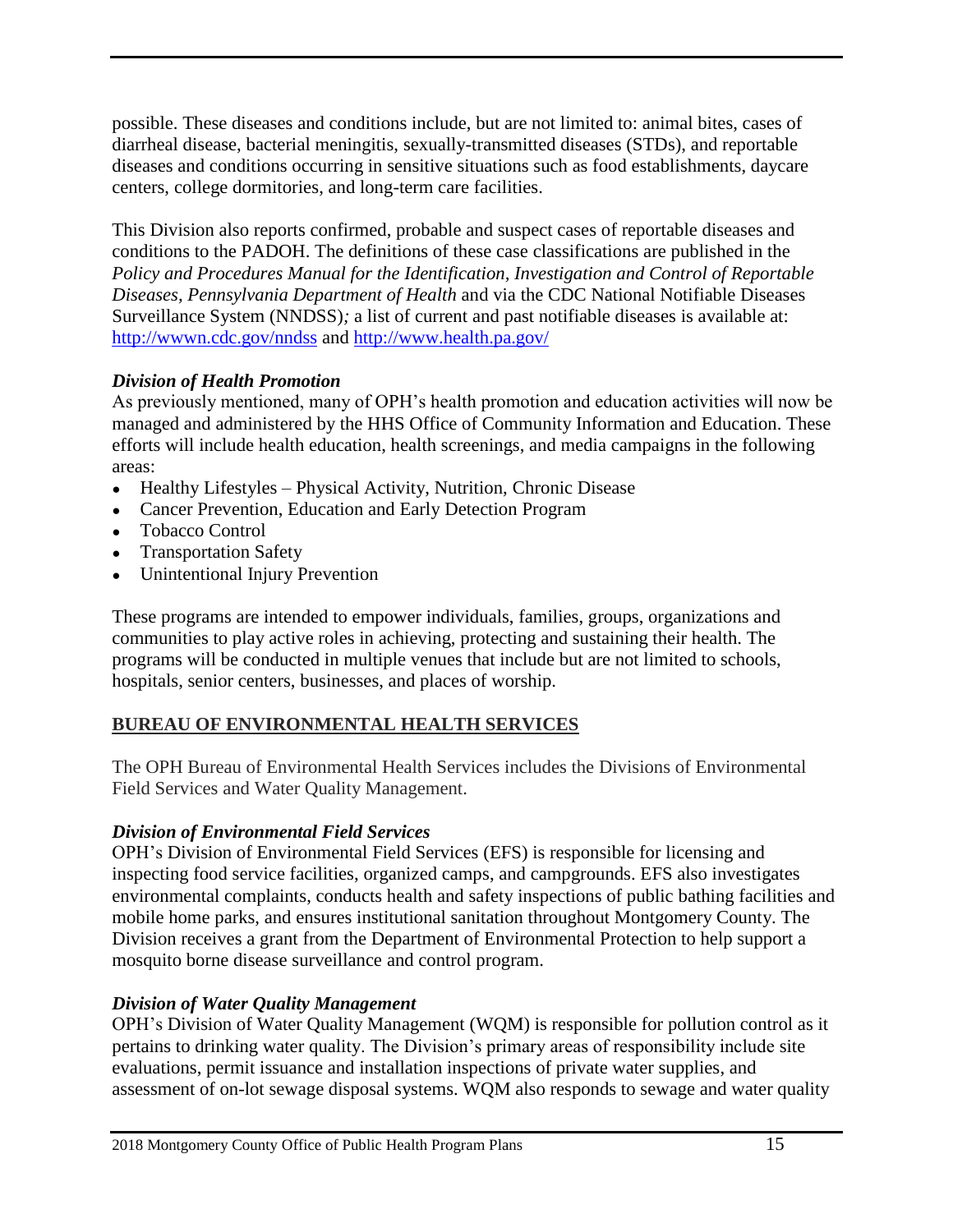possible. These diseases and conditions include, but are not limited to: animal bites, cases of diarrheal disease, bacterial meningitis, sexually-transmitted diseases (STDs), and reportable diseases and conditions occurring in sensitive situations such as food establishments, daycare centers, college dormitories, and long-term care facilities.

This Division also reports confirmed, probable and suspect cases of reportable diseases and conditions to the PADOH. The definitions of these case classifications are published in the *Policy and Procedures Manual for the Identification, Investigation and Control of Reportable Diseases, Pennsylvania Department of Health* and via the CDC National Notifiable Diseases Surveillance System (NNDSS)*;* a list of current and past notifiable diseases is available at: [http://wwwn.cdc.gov/nndss](http://wwwn.cdc.gov/nndss) and [http://www.health.pa.gov/](http://www.health.pa.gov/)

### *Division of Health Promotion*

As previously mentioned, many of OPH's health promotion and education activities will now be managed and administered by the HHS Office of Community Information and Education. These efforts will include health education, health screenings, and media campaigns in the following areas:

- Healthy Lifestyles – Physical Activity, Nutrition, Chronic Disease
- Cancer Prevention, Education and Early Detection Program
- Tobacco Control
- Transportation Safety
- Unintentional Injury Prevention

These programs are intended to empower individuals, families, groups, organizations and communities to play active roles in achieving, protecting and sustaining their health. The programs will be conducted in multiple venues that include but are not limited to schools, hospitals, senior centers, businesses, and places of worship.

## BUREAU OF ENVIRONMENTAL HEALTH SERVICES

The OPH Bureau of Environmental Health Services includes the Divisions of Environmental Field Services and Water Quality Management.

### *Division of Environmental Field Services*

OPH's Division of Environmental Field Services (EFS) is responsible for licensing and inspecting food service facilities, organized camps, and campgrounds. EFS also investigates environmental complaints, conducts health and safety inspections of public bathing facilities and mobile home parks, and ensures institutional sanitation throughout Montgomery County. The Division receives a grant from the Department of Environmental Protection to help support a mosquito borne disease surveillance and control program.

### *Division of Water Quality Management*

OPH's Division of Water Quality Management (WQM) is responsible for pollution control as it pertains to drinking water quality. The Division's primary areas of responsibility include site evaluations, permit issuance and installation inspections of private water supplies, and assessment of on-lot sewage disposal systems. WQM also responds to sewage and water quality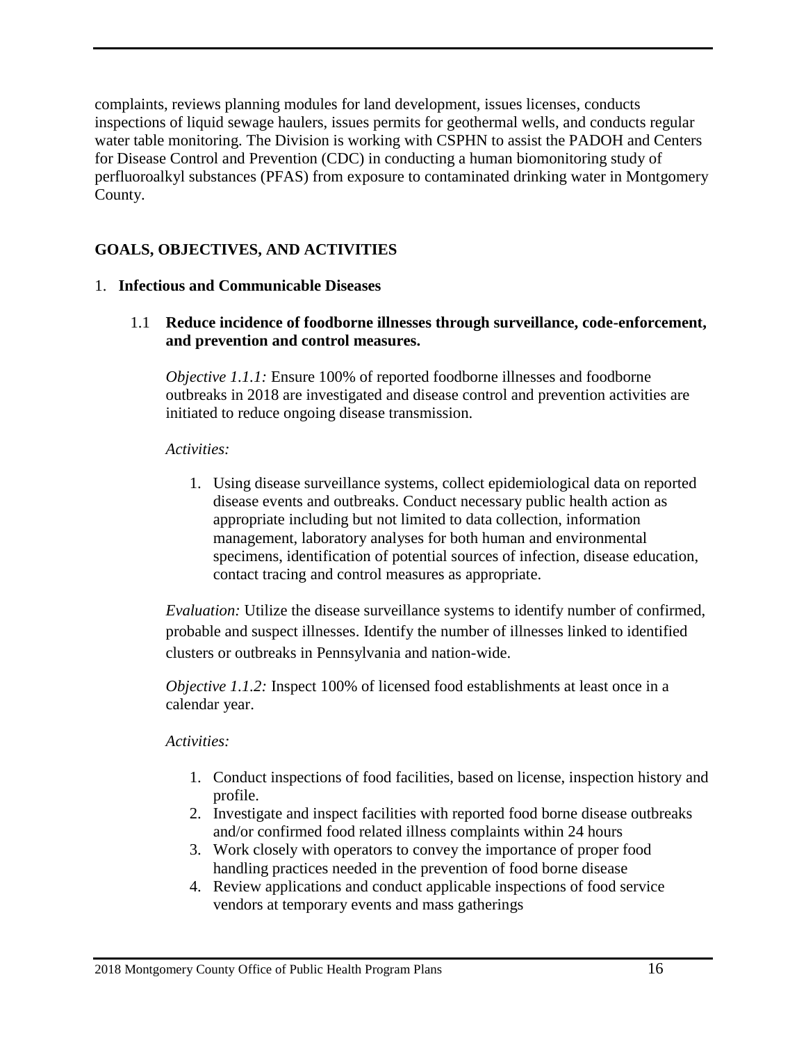complaints, reviews planning modules for land development, issues licenses, conducts inspections of liquid sewage haulers, issues permits for geothermal wells, and conducts regular water table monitoring. The Division is working with CSPHN to assist the PADOH and Centers for Disease Control and Prevention (CDC) in conducting a human biomonitoring study of perfluoroalkyl substances (PFAS) from exposure to contaminated drinking water in Montgomery County.

## GOALS, OBJECTIVES, AND ACTIVITIES

### 1. Infectious and Communicable Diseases

#### 1.1 Reduce incidence of foodborne illnesses through surveillance, code-enforcement, and prevention and control measures.

*Objective 1.1.1:* Ensure 100% of reported foodborne illnesses and foodborne outbreaks in 2018 are investigated and disease control and prevention activities are initiated to reduce ongoing disease transmission.

*Activities:*

1. Using disease surveillance systems, collect epidemiological data on reported disease events and outbreaks. Conduct necessary public health action as appropriate including but not limited to data collection, information management, laboratory analyses for both human and environmental specimens, identification of potential sources of infection, disease education, contact tracing and control measures as appropriate.

*Evaluation:* Utilize the disease surveillance systems to identify number of confirmed, probable and suspect illnesses. Identify the number of illnesses linked to identified clusters or outbreaks in Pennsylvania and nation-wide.

*Objective 1.1.2:* Inspect 100% of licensed food establishments at least once in a calendar year.

*Activities:*

1. Conduct inspections of food facilities, based on license, inspection history and profile.
2. Investigate and inspect facilities with reported food borne disease outbreaks and/or confirmed food related illness complaints within 24 hours
3. Work closely with operators to convey the importance of proper food handling practices needed in the prevention of food borne disease
4. Review applications and conduct applicable inspections of food service vendors at temporary events and mass gatherings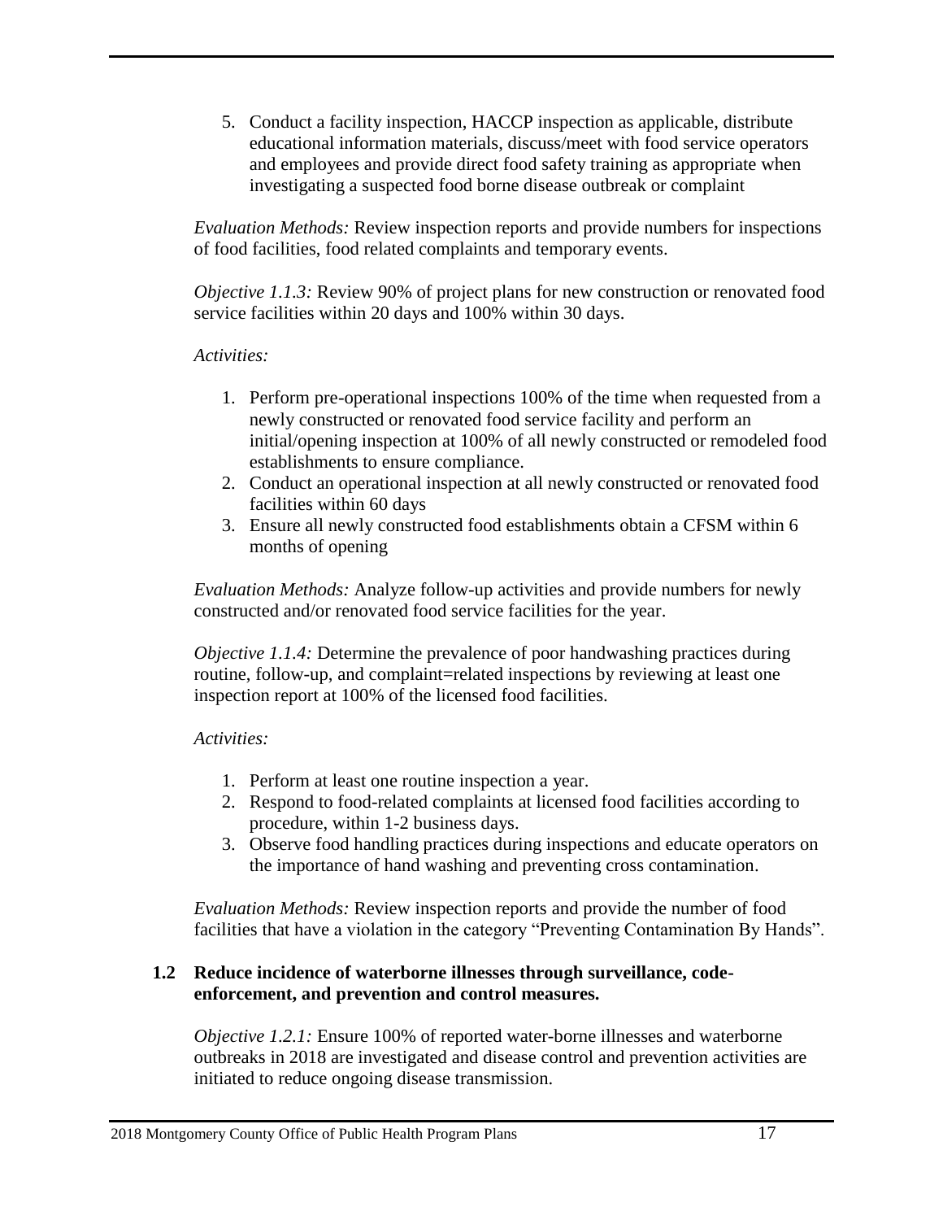5. Conduct a facility inspection, HACCP inspection as applicable, distribute educational information materials, discuss/meet with food service operators and employees and provide direct food safety training as appropriate when investigating a suspected food borne disease outbreak or complaint

*Evaluation Methods:* Review inspection reports and provide numbers for inspections of food facilities, food related complaints and temporary events.

*Objective 1.1.3:* Review 90% of project plans for new construction or renovated food service facilities within 20 days and 100% within 30 days.

*Activities:*

1. Perform pre-operational inspections 100% of the time when requested from a newly constructed or renovated food service facility and perform an initial/opening inspection at 100% of all newly constructed or remodeled food establishments to ensure compliance.
2. Conduct an operational inspection at all newly constructed or renovated food facilities within 60 days
3. Ensure all newly constructed food establishments obtain a CFSM within 6 months of opening

*Evaluation Methods:* Analyze follow-up activities and provide numbers for newly constructed and/or renovated food service facilities for the year.

*Objective 1.1.4:* Determine the prevalence of poor handwashing practices during routine, follow-up, and complaint=related inspections by reviewing at least one inspection report at 100% of the licensed food facilities.

*Activities:*

1. Perform at least one routine inspection a year.
2. Respond to food-related complaints at licensed food facilities according to procedure, within 1-2 business days.
3. Observe food handling practices during inspections and educate operators on the importance of hand washing and preventing cross contamination.

*Evaluation Methods:* Review inspection reports and provide the number of food facilities that have a violation in the category "Preventing Contamination By Hands".

### 1.2 Reduce incidence of waterborne illnesses through surveillance, code-enforcement, and prevention and control measures.

*Objective 1.2.1:* Ensure 100% of reported water-borne illnesses and waterborne outbreaks in 2018 are investigated and disease control and prevention activities are initiated to reduce ongoing disease transmission.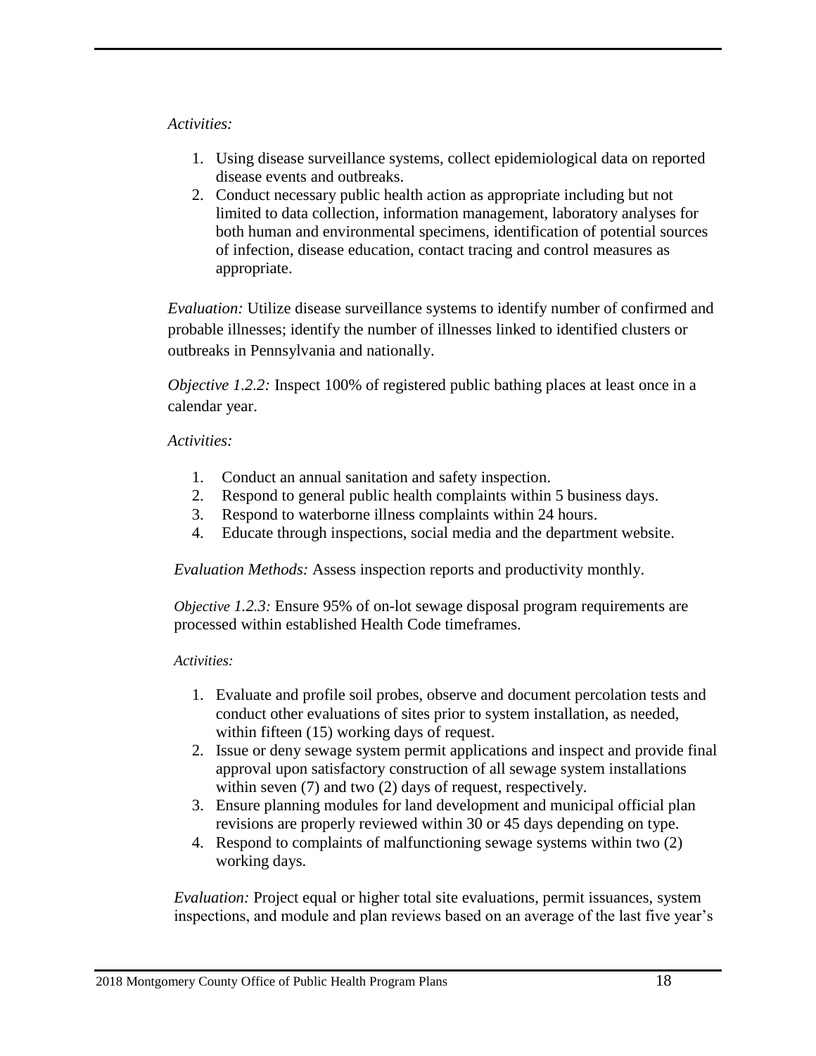*Activities:*

1. Using disease surveillance systems, collect epidemiological data on reported disease events and outbreaks.
2. Conduct necessary public health action as appropriate including but not limited to data collection, information management, laboratory analyses for both human and environmental specimens, identification of potential sources of infection, disease education, contact tracing and control measures as appropriate.

*Evaluation:* Utilize disease surveillance systems to identify number of confirmed and probable illnesses; identify the number of illnesses linked to identified clusters or outbreaks in Pennsylvania and nationally.

*Objective 1.2.2:* Inspect 100% of registered public bathing places at least once in a calendar year.

*Activities:*

1. Conduct an annual sanitation and safety inspection.
2. Respond to general public health complaints within 5 business days.
3. Respond to waterborne illness complaints within 24 hours.
4. Educate through inspections, social media and the department website.

*Evaluation Methods:* Assess inspection reports and productivity monthly.

*Objective 1.2.3:* Ensure 95% of on-lot sewage disposal program requirements are processed within established Health Code timeframes.

*Activities:*

1. Evaluate and profile soil probes, observe and document percolation tests and conduct other evaluations of sites prior to system installation, as needed, within fifteen (15) working days of request.
2. Issue or deny sewage system permit applications and inspect and provide final approval upon satisfactory construction of all sewage system installations within seven (7) and two (2) days of request, respectively.
3. Ensure planning modules for land development and municipal official plan revisions are properly reviewed within 30 or 45 days depending on type.
4. Respond to complaints of malfunctioning sewage systems within two (2) working days.

*Evaluation:* Project equal or higher total site evaluations, permit issuances, system inspections, and module and plan reviews based on an average of the last five year's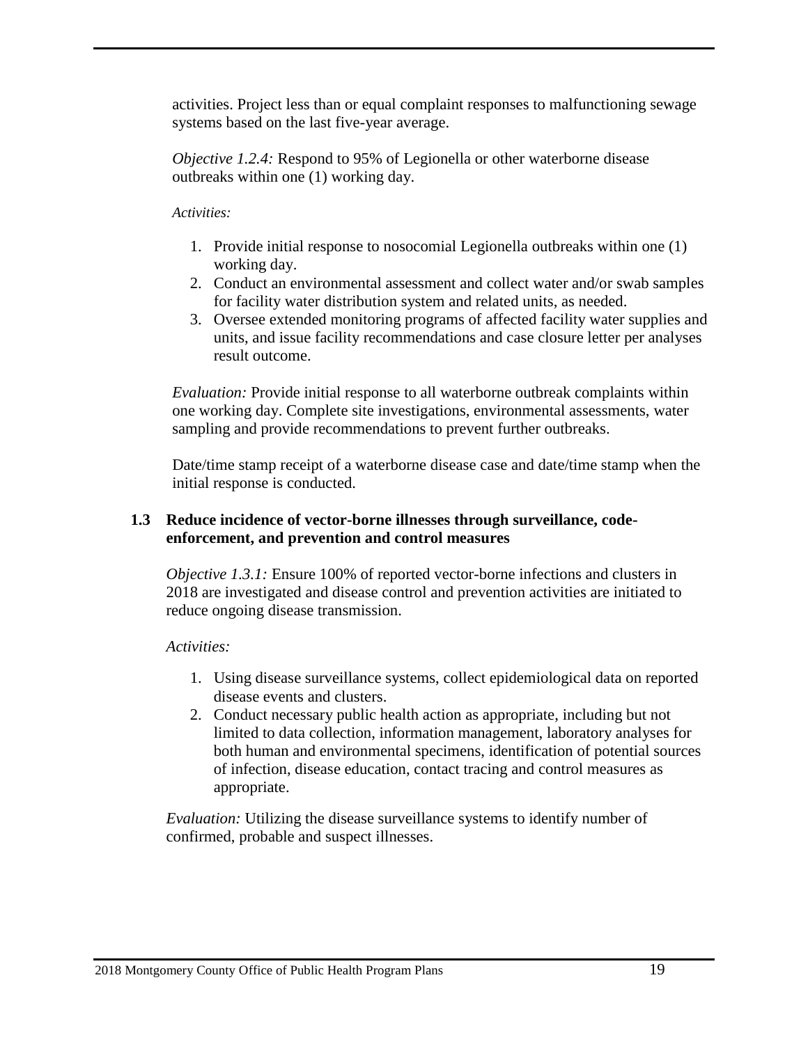activities. Project less than or equal complaint responses to malfunctioning sewage systems based on the last five-year average.

*Objective 1.2.4:* Respond to 95% of Legionella or other waterborne disease outbreaks within one (1) working day.

*Activities:*

1. Provide initial response to nosocomial Legionella outbreaks within one (1) working day.
2. Conduct an environmental assessment and collect water and/or swab samples for facility water distribution system and related units, as needed.
3. Oversee extended monitoring programs of affected facility water supplies and units, and issue facility recommendations and case closure letter per analyses result outcome.

*Evaluation:* Provide initial response to all waterborne outbreak complaints within one working day. Complete site investigations, environmental assessments, water sampling and provide recommendations to prevent further outbreaks.

Date/time stamp receipt of a waterborne disease case and date/time stamp when the initial response is conducted.

### 1.3 Reduce incidence of vector-borne illnesses through surveillance, code-enforcement, and prevention and control measures

*Objective 1.3.1:* Ensure 100% of reported vector-borne infections and clusters in 2018 are investigated and disease control and prevention activities are initiated to reduce ongoing disease transmission.

*Activities:*

1. Using disease surveillance systems, collect epidemiological data on reported disease events and clusters.
2. Conduct necessary public health action as appropriate, including but not limited to data collection, information management, laboratory analyses for both human and environmental specimens, identification of potential sources of infection, disease education, contact tracing and control measures as appropriate.

*Evaluation:* Utilizing the disease surveillance systems to identify number of confirmed, probable and suspect illnesses.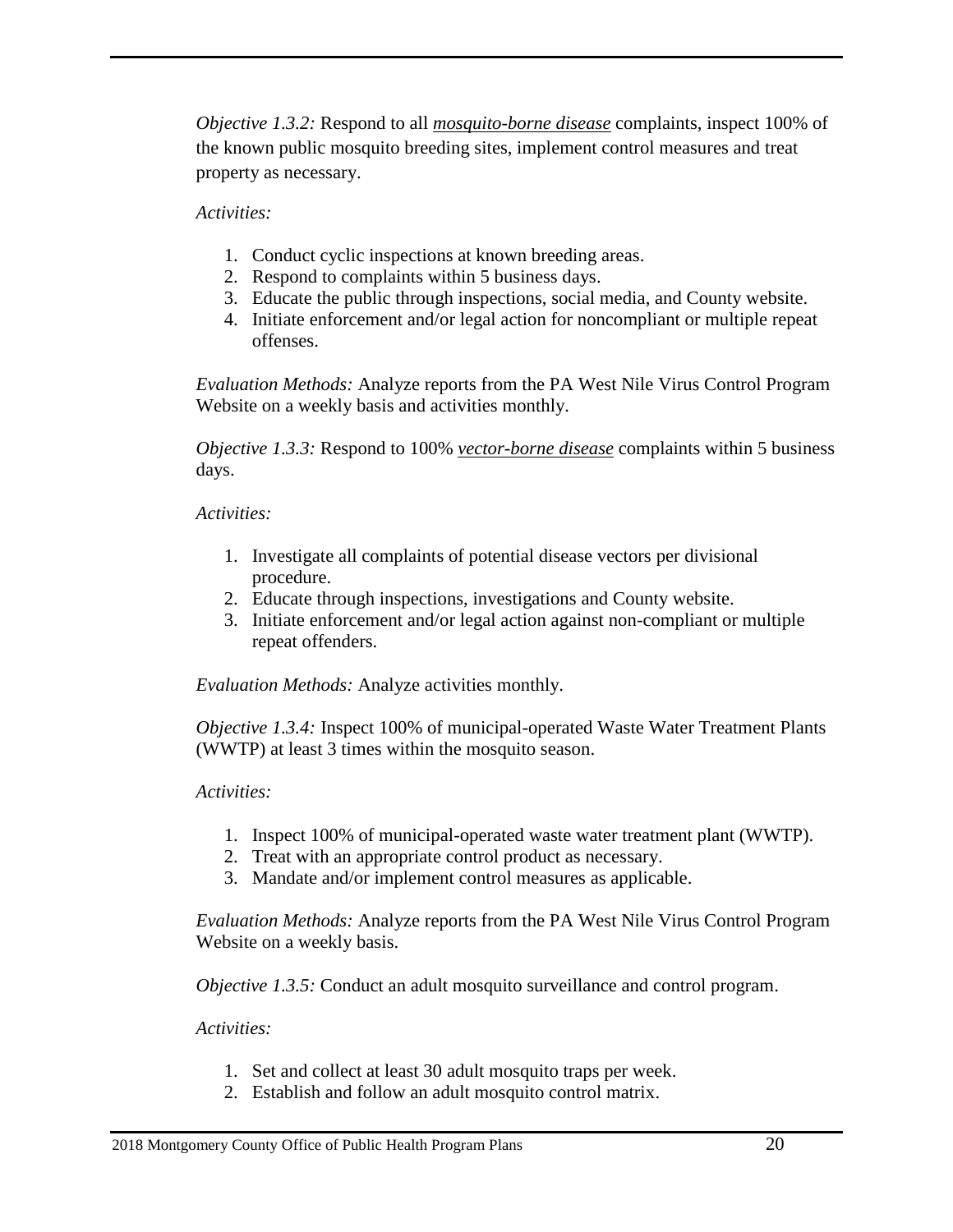*Objective 1.3.2:* Respond to all *mosquito-borne disease* complaints, inspect 100% of the known public mosquito breeding sites, implement control measures and treat property as necessary.

*Activities:*

1. Conduct cyclic inspections at known breeding areas.
2. Respond to complaints within 5 business days.
3. Educate the public through inspections, social media, and County website.
4. Initiate enforcement and/or legal action for noncompliant or multiple repeat offenses.

*Evaluation Methods:* Analyze reports from the PA West Nile Virus Control Program Website on a weekly basis and activities monthly.

*Objective 1.3.3:* Respond to 100% *vector-borne disease* complaints within 5 business days.

*Activities:*

1. Investigate all complaints of potential disease vectors per divisional procedure.
2. Educate through inspections, investigations and County website.
3. Initiate enforcement and/or legal action against non-compliant or multiple repeat offenders.

*Evaluation Methods:* Analyze activities monthly.

*Objective 1.3.4:* Inspect 100% of municipal-operated Waste Water Treatment Plants (WWTP) at least 3 times within the mosquito season.

*Activities:*

1. Inspect 100% of municipal-operated waste water treatment plant (WWTP).
2. Treat with an appropriate control product as necessary.
3. Mandate and/or implement control measures as applicable.

*Evaluation Methods:* Analyze reports from the PA West Nile Virus Control Program Website on a weekly basis.

*Objective 1.3.5:* Conduct an adult mosquito surveillance and control program.

*Activities:*

1. Set and collect at least 30 adult mosquito traps per week.
2. Establish and follow an adult mosquito control matrix.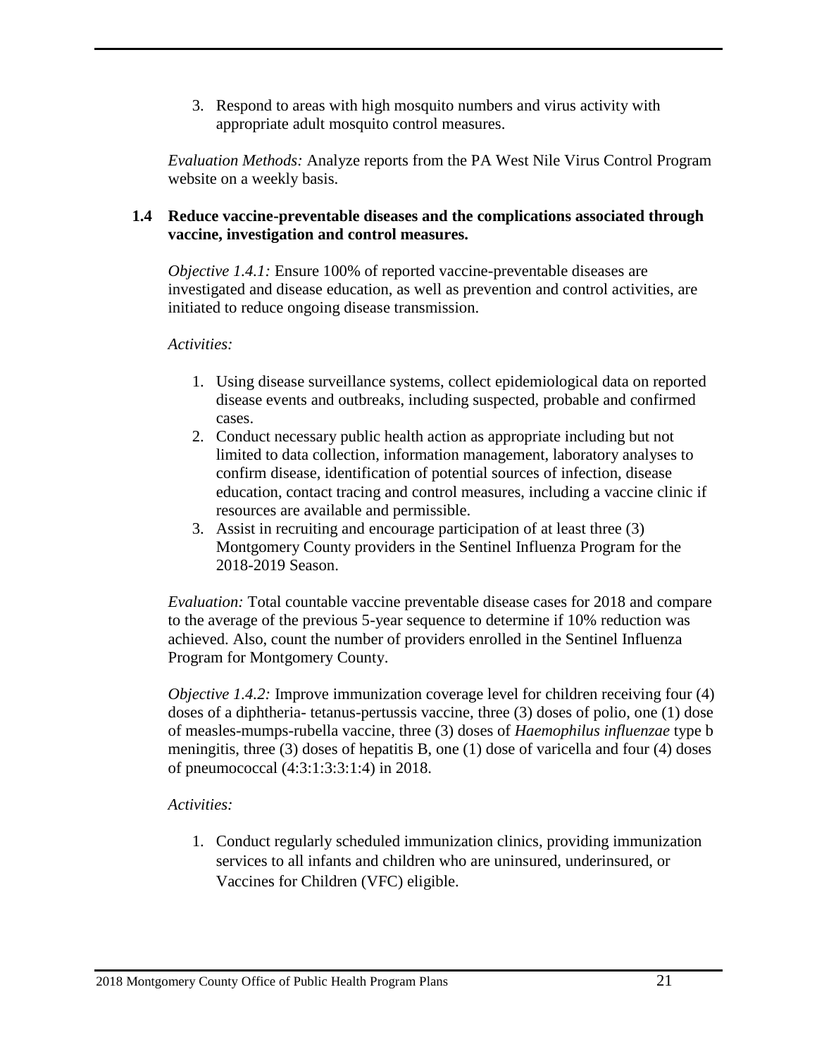3. Respond to areas with high mosquito numbers and virus activity with appropriate adult mosquito control measures.

*Evaluation Methods:* Analyze reports from the PA West Nile Virus Control Program website on a weekly basis.

### 1.4 Reduce vaccine-preventable diseases and the complications associated through vaccine, investigation and control measures.

*Objective 1.4.1:* Ensure 100% of reported vaccine-preventable diseases are investigated and disease education, as well as prevention and control activities, are initiated to reduce ongoing disease transmission.

*Activities:*

1. Using disease surveillance systems, collect epidemiological data on reported disease events and outbreaks, including suspected, probable and confirmed cases.
2. Conduct necessary public health action as appropriate including but not limited to data collection, information management, laboratory analyses to confirm disease, identification of potential sources of infection, disease education, contact tracing and control measures, including a vaccine clinic if resources are available and permissible.
3. Assist in recruiting and encourage participation of at least three (3) Montgomery County providers in the Sentinel Influenza Program for the 2018-2019 Season.

*Evaluation:* Total countable vaccine preventable disease cases for 2018 and compare to the average of the previous 5-year sequence to determine if 10% reduction was achieved. Also, count the number of providers enrolled in the Sentinel Influenza Program for Montgomery County.

*Objective 1.4.2:* Improve immunization coverage level for children receiving four (4) doses of a diphtheria- tetanus-pertussis vaccine, three (3) doses of polio, one (1) dose of measles-mumps-rubella vaccine, three (3) doses of *Haemophilus influenzae* type b meningitis, three (3) doses of hepatitis B, one (1) dose of varicella and four (4) doses of pneumococcal (4:3:1:3:3:1:4) in 2018.

*Activities:*

1. Conduct regularly scheduled immunization clinics, providing immunization services to all infants and children who are uninsured, underinsured, or Vaccines for Children (VFC) eligible.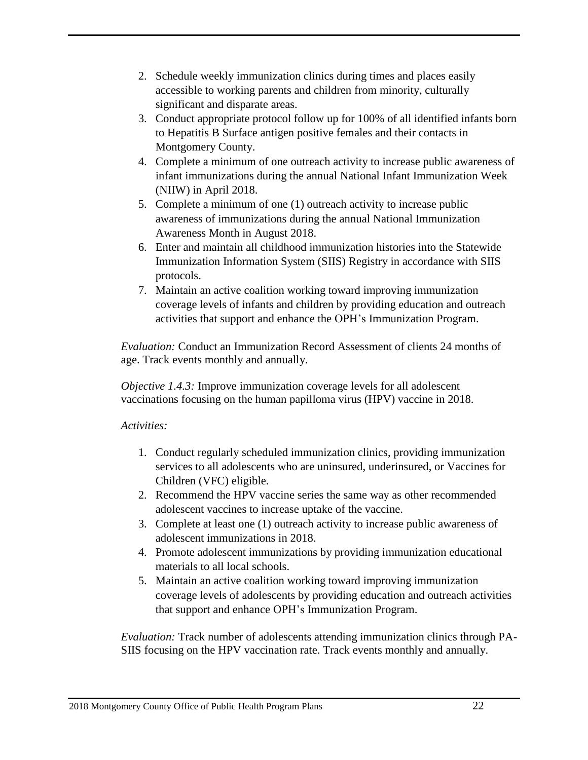2. Schedule weekly immunization clinics during times and places easily accessible to working parents and children from minority, culturally significant and disparate areas.
3. Conduct appropriate protocol follow up for 100% of all identified infants born to Hepatitis B Surface antigen positive females and their contacts in Montgomery County.
4. Complete a minimum of one outreach activity to increase public awareness of infant immunizations during the annual National Infant Immunization Week (NIIW) in April 2018.
5. Complete a minimum of one (1) outreach activity to increase public awareness of immunizations during the annual National Immunization Awareness Month in August 2018.
6. Enter and maintain all childhood immunization histories into the Statewide Immunization Information System (SIIS) Registry in accordance with SIIS protocols.
7. Maintain an active coalition working toward improving immunization coverage levels of infants and children by providing education and outreach activities that support and enhance the OPH's Immunization Program.

*Evaluation:* Conduct an Immunization Record Assessment of clients 24 months of age. Track events monthly and annually.

*Objective 1.4.3:* Improve immunization coverage levels for all adolescent vaccinations focusing on the human papilloma virus (HPV) vaccine in 2018.

*Activities:*

1. Conduct regularly scheduled immunization clinics, providing immunization services to all adolescents who are uninsured, underinsured, or Vaccines for Children (VFC) eligible.
2. Recommend the HPV vaccine series the same way as other recommended adolescent vaccines to increase uptake of the vaccine.
3. Complete at least one (1) outreach activity to increase public awareness of adolescent immunizations in 2018.
4. Promote adolescent immunizations by providing immunization educational materials to all local schools.
5. Maintain an active coalition working toward improving immunization coverage levels of adolescents by providing education and outreach activities that support and enhance OPH's Immunization Program.

*Evaluation:* Track number of adolescents attending immunization clinics through PA-SIIS focusing on the HPV vaccination rate. Track events monthly and annually.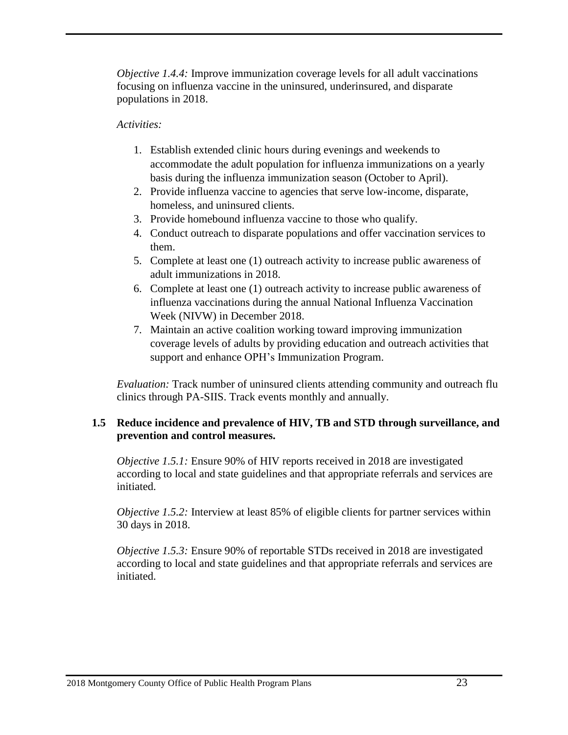*Objective 1.4.4:* Improve immunization coverage levels for all adult vaccinations focusing on influenza vaccine in the uninsured, underinsured, and disparate populations in 2018.

*Activities:*

1. Establish extended clinic hours during evenings and weekends to accommodate the adult population for influenza immunizations on a yearly basis during the influenza immunization season (October to April).
2. Provide influenza vaccine to agencies that serve low-income, disparate, homeless, and uninsured clients.
3. Provide homebound influenza vaccine to those who qualify.
4. Conduct outreach to disparate populations and offer vaccination services to them.
5. Complete at least one (1) outreach activity to increase public awareness of adult immunizations in 2018.
6. Complete at least one (1) outreach activity to increase public awareness of influenza vaccinations during the annual National Influenza Vaccination Week (NIVW) in December 2018.
7. Maintain an active coalition working toward improving immunization coverage levels of adults by providing education and outreach activities that support and enhance OPH's Immunization Program.

*Evaluation:* Track number of uninsured clients attending community and outreach flu clinics through PA-SIIS. Track events monthly and annually.

### 1.5 Reduce incidence and prevalence of HIV, TB and STD through surveillance, and prevention and control measures.

*Objective 1.5.1:* Ensure 90% of HIV reports received in 2018 are investigated according to local and state guidelines and that appropriate referrals and services are initiated.

*Objective 1.5.2:* Interview at least 85% of eligible clients for partner services within 30 days in 2018.

*Objective 1.5.3:* Ensure 90% of reportable STDs received in 2018 are investigated according to local and state guidelines and that appropriate referrals and services are initiated.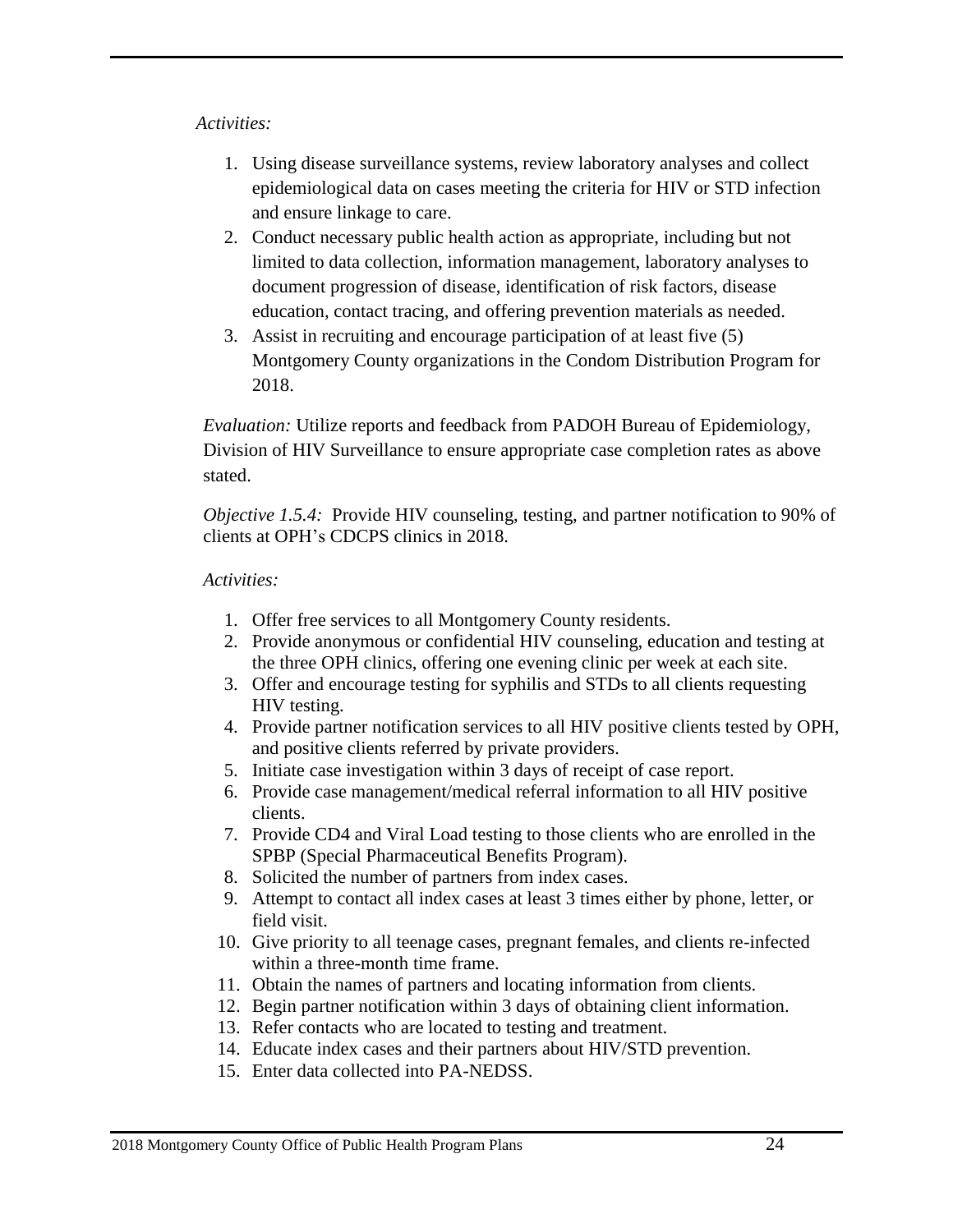*Activities:*

1. Using disease surveillance systems, review laboratory analyses and collect epidemiological data on cases meeting the criteria for HIV or STD infection and ensure linkage to care.
2. Conduct necessary public health action as appropriate, including but not limited to data collection, information management, laboratory analyses to document progression of disease, identification of risk factors, disease education, contact tracing, and offering prevention materials as needed.
3. Assist in recruiting and encourage participation of at least five (5) Montgomery County organizations in the Condom Distribution Program for 2018.

*Evaluation:* Utilize reports and feedback from PADOH Bureau of Epidemiology, Division of HIV Surveillance to ensure appropriate case completion rates as above stated.

*Objective 1.5.4:* Provide HIV counseling, testing, and partner notification to 90% of clients at OPH's CDCPS clinics in 2018.

*Activities:*

1. Offer free services to all Montgomery County residents.
2. Provide anonymous or confidential HIV counseling, education and testing at the three OPH clinics, offering one evening clinic per week at each site.
3. Offer and encourage testing for syphilis and STDs to all clients requesting HIV testing.
4. Provide partner notification services to all HIV positive clients tested by OPH, and positive clients referred by private providers.
5. Initiate case investigation within 3 days of receipt of case report.
6. Provide case management/medical referral information to all HIV positive clients.
7. Provide CD4 and Viral Load testing to those clients who are enrolled in the SPBP (Special Pharmaceutical Benefits Program).
8. Solicited the number of partners from index cases.
9. Attempt to contact all index cases at least 3 times either by phone, letter, or field visit.
10. Give priority to all teenage cases, pregnant females, and clients re-infected within a three-month time frame.
11. Obtain the names of partners and locating information from clients.
12. Begin partner notification within 3 days of obtaining client information.
13. Refer contacts who are located to testing and treatment.
14. Educate index cases and their partners about HIV/STD prevention.
15. Enter data collected into PA-NEDSS.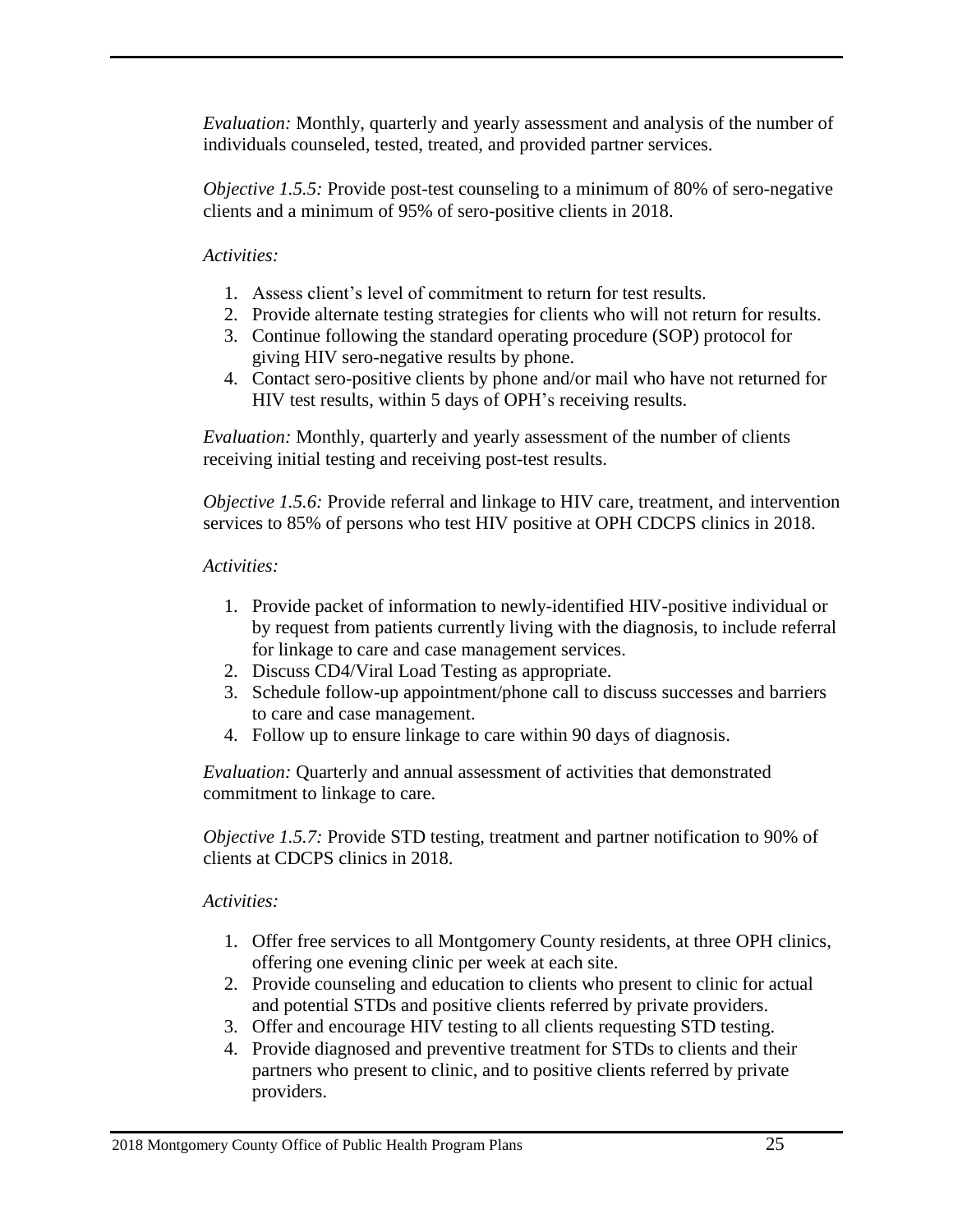*Evaluation:* Monthly, quarterly and yearly assessment and analysis of the number of individuals counseled, tested, treated, and provided partner services.

*Objective 1.5.5:* Provide post-test counseling to a minimum of 80% of sero-negative clients and a minimum of 95% of sero-positive clients in 2018.

*Activities:*

1. Assess client's level of commitment to return for test results.
2. Provide alternate testing strategies for clients who will not return for results.
3. Continue following the standard operating procedure (SOP) protocol for giving HIV sero-negative results by phone.
4. Contact sero-positive clients by phone and/or mail who have not returned for HIV test results, within 5 days of OPH's receiving results.

*Evaluation:* Monthly, quarterly and yearly assessment of the number of clients receiving initial testing and receiving post-test results.

*Objective 1.5.6:* Provide referral and linkage to HIV care, treatment, and intervention services to 85% of persons who test HIV positive at OPH CDCPS clinics in 2018.

*Activities:*

1. Provide packet of information to newly-identified HIV-positive individual or by request from patients currently living with the diagnosis, to include referral for linkage to care and case management services.
2. Discuss CD4/Viral Load Testing as appropriate.
3. Schedule follow-up appointment/phone call to discuss successes and barriers to care and case management.
4. Follow up to ensure linkage to care within 90 days of diagnosis.

*Evaluation:* Quarterly and annual assessment of activities that demonstrated commitment to linkage to care.

*Objective 1.5.7:* Provide STD testing, treatment and partner notification to 90% of clients at CDCPS clinics in 2018.

*Activities:*

1. Offer free services to all Montgomery County residents, at three OPH clinics, offering one evening clinic per week at each site.
2. Provide counseling and education to clients who present to clinic for actual and potential STDs and positive clients referred by private providers.
3. Offer and encourage HIV testing to all clients requesting STD testing.
4. Provide diagnosed and preventive treatment for STDs to clients and their partners who present to clinic, and to positive clients referred by private providers.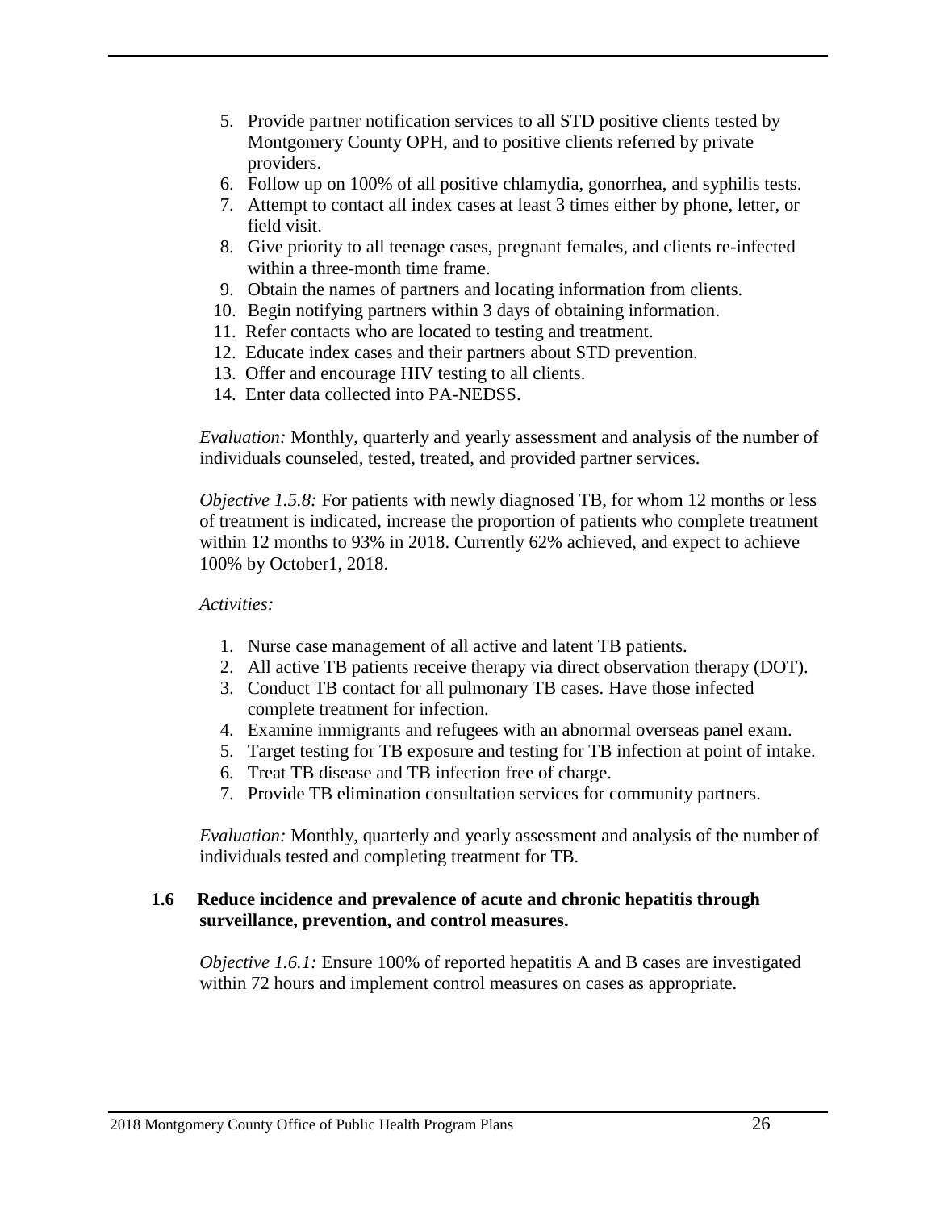5. Provide partner notification services to all STD positive clients tested by Montgomery County OPH, and to positive clients referred by private providers.
6. Follow up on 100% of all positive chlamydia, gonorrhea, and syphilis tests.
7. Attempt to contact all index cases at least 3 times either by phone, letter, or field visit.
8. Give priority to all teenage cases, pregnant females, and clients re-infected within a three-month time frame.
9. Obtain the names of partners and locating information from clients.
10. Begin notifying partners within 3 days of obtaining information.
11. Refer contacts who are located to testing and treatment.
12. Educate index cases and their partners about STD prevention.
13. Offer and encourage HIV testing to all clients.
14. Enter data collected into PA-NEDSS.

*Evaluation:* Monthly, quarterly and yearly assessment and analysis of the number of individuals counseled, tested, treated, and provided partner services.

*Objective 1.5.8:* For patients with newly diagnosed TB, for whom 12 months or less of treatment is indicated, increase the proportion of patients who complete treatment within 12 months to 93% in 2018. Currently 62% achieved, and expect to achieve 100% by October1, 2018.

*Activities:*

1. Nurse case management of all active and latent TB patients.
2. All active TB patients receive therapy via direct observation therapy (DOT).
3. Conduct TB contact for all pulmonary TB cases. Have those infected complete treatment for infection.
4. Examine immigrants and refugees with an abnormal overseas panel exam.
5. Target testing for TB exposure and testing for TB infection at point of intake.
6. Treat TB disease and TB infection free of charge.
7. Provide TB elimination consultation services for community partners.

*Evaluation:* Monthly, quarterly and yearly assessment and analysis of the number of individuals tested and completing treatment for TB.

**1.6 Reduce incidence and prevalence of acute and chronic hepatitis through surveillance, prevention, and control measures.**

*Objective 1.6.1:* Ensure 100% of reported hepatitis A and B cases are investigated within 72 hours and implement control measures on cases as appropriate.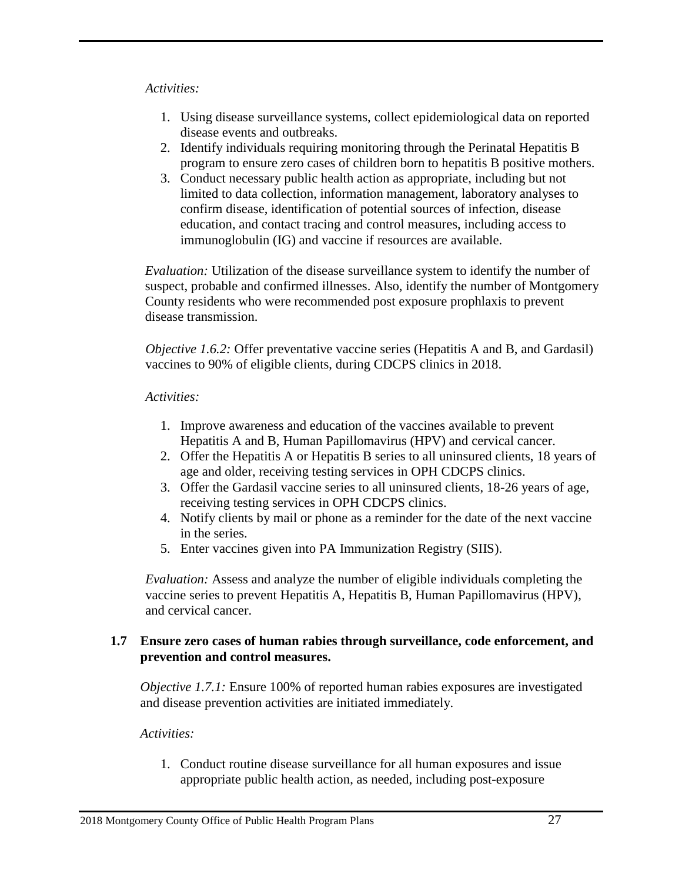*Activities:*

1. Using disease surveillance systems, collect epidemiological data on reported disease events and outbreaks.
2. Identify individuals requiring monitoring through the Perinatal Hepatitis B program to ensure zero cases of children born to hepatitis B positive mothers.
3. Conduct necessary public health action as appropriate, including but not limited to data collection, information management, laboratory analyses to confirm disease, identification of potential sources of infection, disease education, and contact tracing and control measures, including access to immunoglobulin (IG) and vaccine if resources are available.

*Evaluation:* Utilization of the disease surveillance system to identify the number of suspect, probable and confirmed illnesses. Also, identify the number of Montgomery County residents who were recommended post exposure prophlaxis to prevent disease transmission.

*Objective 1.6.2:* Offer preventative vaccine series (Hepatitis A and B, and Gardasil) vaccines to 90% of eligible clients, during CDCPS clinics in 2018.

*Activities:*

1. Improve awareness and education of the vaccines available to prevent Hepatitis A and B, Human Papillomavirus (HPV) and cervical cancer.
2. Offer the Hepatitis A or Hepatitis B series to all uninsured clients, 18 years of age and older, receiving testing services in OPH CDCPS clinics.
3. Offer the Gardasil vaccine series to all uninsured clients, 18-26 years of age, receiving testing services in OPH CDCPS clinics.
4. Notify clients by mail or phone as a reminder for the date of the next vaccine in the series.
5. Enter vaccines given into PA Immunization Registry (SIIS).

*Evaluation:* Assess and analyze the number of eligible individuals completing the vaccine series to prevent Hepatitis A, Hepatitis B, Human Papillomavirus (HPV), and cervical cancer.

**1.7 Ensure zero cases of human rabies through surveillance, code enforcement, and prevention and control measures.**

*Objective 1.7.1:* Ensure 100% of reported human rabies exposures are investigated and disease prevention activities are initiated immediately.

*Activities:*

1. Conduct routine disease surveillance for all human exposures and issue appropriate public health action, as needed, including post-exposure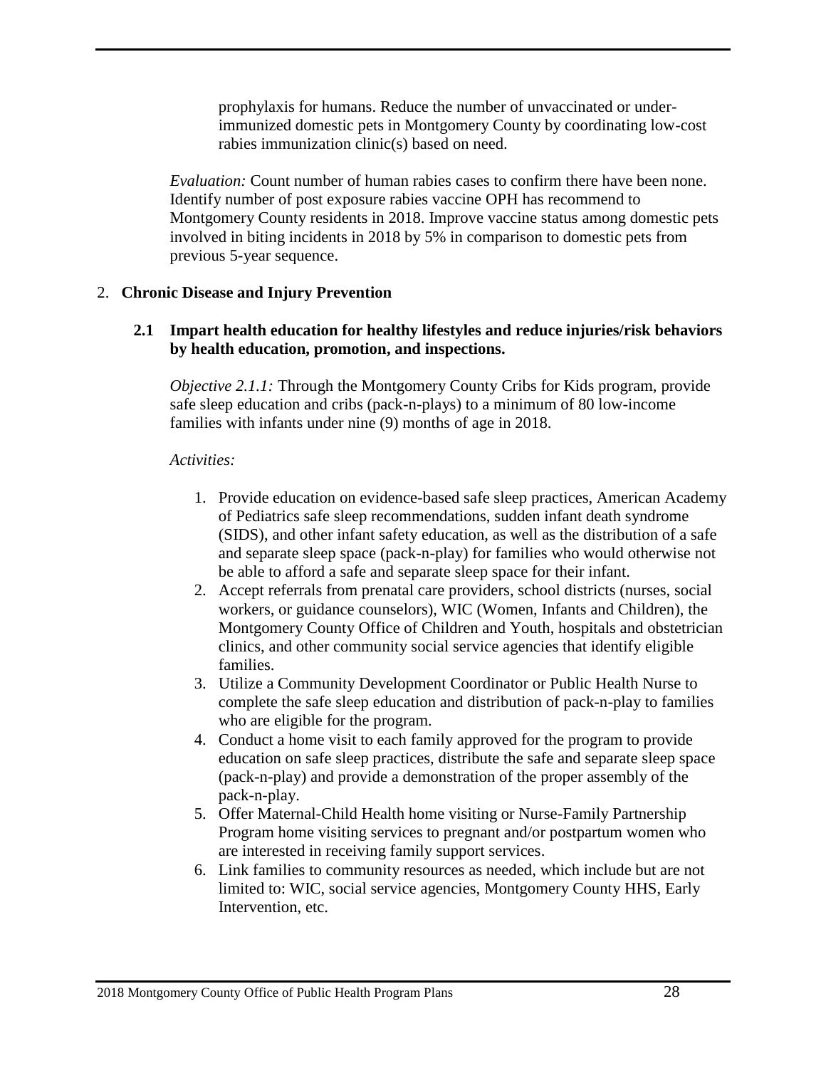prophylaxis for humans. Reduce the number of unvaccinated or under-immunized domestic pets in Montgomery County by coordinating low-cost rabies immunization clinic(s) based on need.

*Evaluation:* Count number of human rabies cases to confirm there have been none. Identify number of post exposure rabies vaccine OPH has recommend to Montgomery County residents in 2018. Improve vaccine status among domestic pets involved in biting incidents in 2018 by 5% in comparison to domestic pets from previous 5-year sequence.

## 2. Chronic Disease and Injury Prevention

### 2.1 Impart health education for healthy lifestyles and reduce injuries/risk behaviors by health education, promotion, and inspections.

*Objective 2.1.1:* Through the Montgomery County Cribs for Kids program, provide safe sleep education and cribs (pack-n-plays) to a minimum of 80 low-income families with infants under nine (9) months of age in 2018.

*Activities:*

1. Provide education on evidence-based safe sleep practices, American Academy of Pediatrics safe sleep recommendations, sudden infant death syndrome (SIDS), and other infant safety education, as well as the distribution of a safe and separate sleep space (pack-n-play) for families who would otherwise not be able to afford a safe and separate sleep space for their infant.
2. Accept referrals from prenatal care providers, school districts (nurses, social workers, or guidance counselors), WIC (Women, Infants and Children), the Montgomery County Office of Children and Youth, hospitals and obstetrician clinics, and other community social service agencies that identify eligible families.
3. Utilize a Community Development Coordinator or Public Health Nurse to complete the safe sleep education and distribution of pack-n-play to families who are eligible for the program.
4. Conduct a home visit to each family approved for the program to provide education on safe sleep practices, distribute the safe and separate sleep space (pack-n-play) and provide a demonstration of the proper assembly of the pack-n-play.
5. Offer Maternal-Child Health home visiting or Nurse-Family Partnership Program home visiting services to pregnant and/or postpartum women who are interested in receiving family support services.
6. Link families to community resources as needed, which include but are not limited to: WIC, social service agencies, Montgomery County HHS, Early Intervention, etc.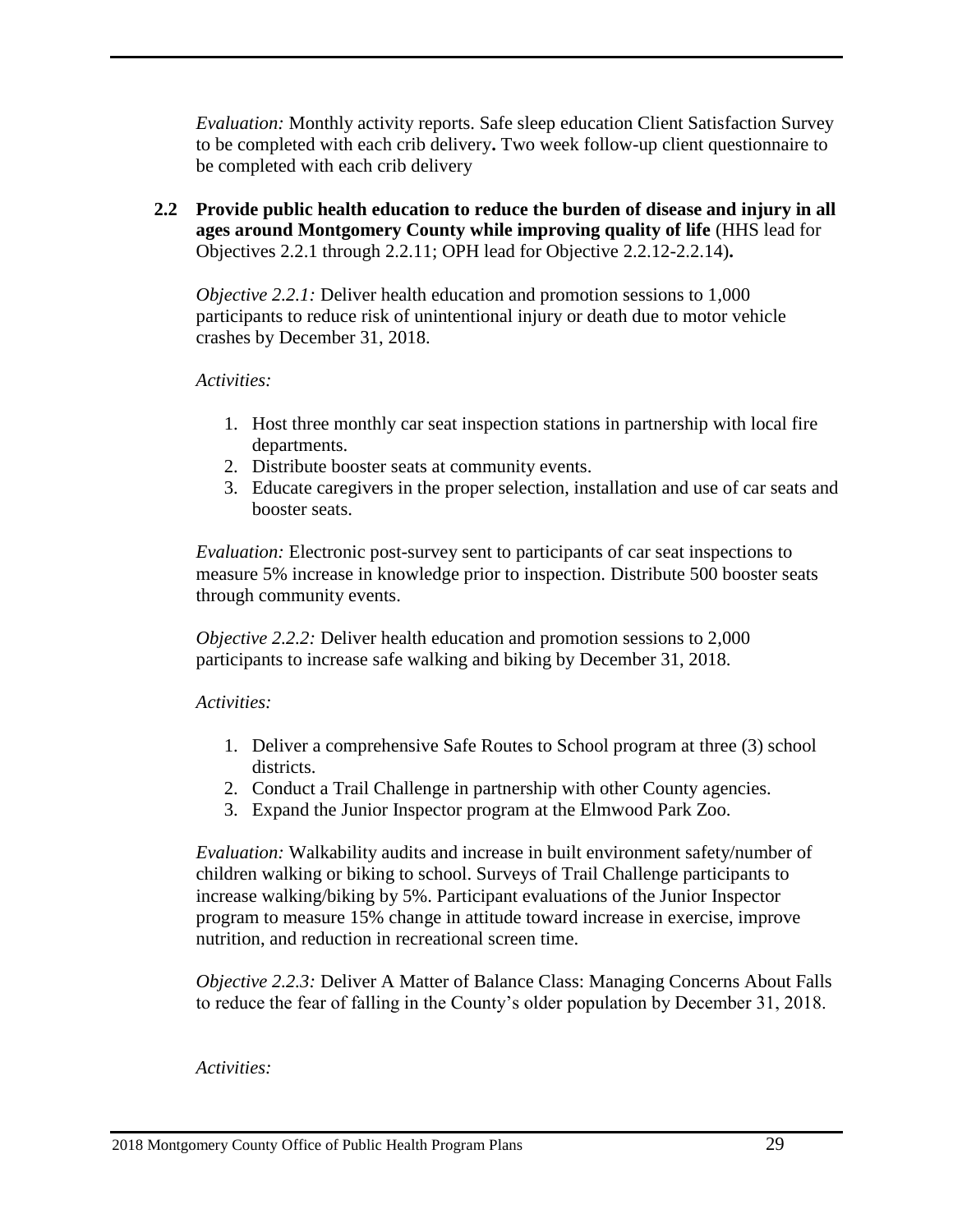*Evaluation:* Monthly activity reports. Safe sleep education Client Satisfaction Survey to be completed with each crib delivery**.** Two week follow-up client questionnaire to be completed with each crib delivery

**2.2 Provide public health education to reduce the burden of disease and injury in all ages around Montgomery County while improving quality of life** (HHS lead for Objectives 2.2.1 through 2.2.11; OPH lead for Objective 2.2.12-2.2.14)**.**

*Objective 2.2.1:* Deliver health education and promotion sessions to 1,000 participants to reduce risk of unintentional injury or death due to motor vehicle crashes by December 31, 2018.

*Activities:*

1. Host three monthly car seat inspection stations in partnership with local fire departments.
2. Distribute booster seats at community events.
3. Educate caregivers in the proper selection, installation and use of car seats and booster seats.

*Evaluation:* Electronic post-survey sent to participants of car seat inspections to measure 5% increase in knowledge prior to inspection. Distribute 500 booster seats through community events.

*Objective 2.2.2:* Deliver health education and promotion sessions to 2,000 participants to increase safe walking and biking by December 31, 2018.

*Activities:*

1. Deliver a comprehensive Safe Routes to School program at three (3) school districts.
2. Conduct a Trail Challenge in partnership with other County agencies.
3. Expand the Junior Inspector program at the Elmwood Park Zoo.

*Evaluation:* Walkability audits and increase in built environment safety/number of children walking or biking to school. Surveys of Trail Challenge participants to increase walking/biking by 5%. Participant evaluations of the Junior Inspector program to measure 15% change in attitude toward increase in exercise, improve nutrition, and reduction in recreational screen time.

*Objective 2.2.3:* Deliver A Matter of Balance Class: Managing Concerns About Falls to reduce the fear of falling in the County's older population by December 31, 2018.

*Activities:*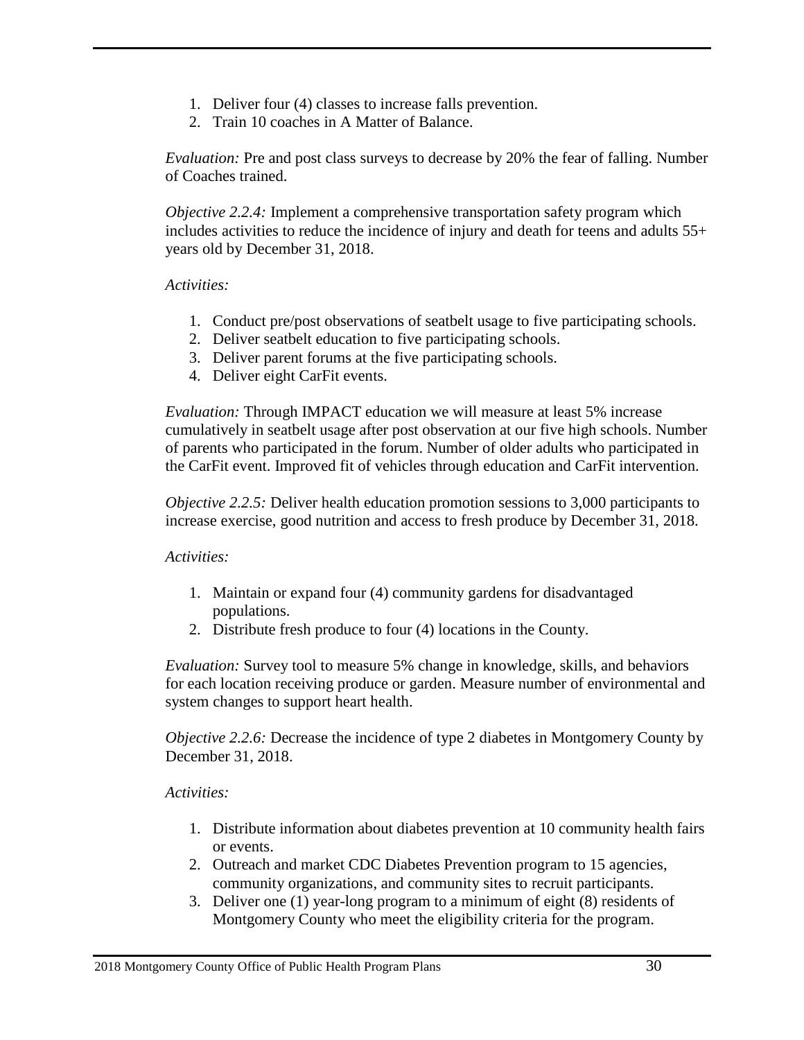1. Deliver four (4) classes to increase falls prevention.
2. Train 10 coaches in A Matter of Balance.

*Evaluation:* Pre and post class surveys to decrease by 20% the fear of falling. Number of Coaches trained.

*Objective 2.2.4:* Implement a comprehensive transportation safety program which includes activities to reduce the incidence of injury and death for teens and adults 55+ years old by December 31, 2018.

*Activities:*

1. Conduct pre/post observations of seatbelt usage to five participating schools.
2. Deliver seatbelt education to five participating schools.
3. Deliver parent forums at the five participating schools.
4. Deliver eight CarFit events.

*Evaluation:* Through IMPACT education we will measure at least 5% increase cumulatively in seatbelt usage after post observation at our five high schools. Number of parents who participated in the forum. Number of older adults who participated in the CarFit event. Improved fit of vehicles through education and CarFit intervention.

*Objective 2.2.5:* Deliver health education promotion sessions to 3,000 participants to increase exercise, good nutrition and access to fresh produce by December 31, 2018.

*Activities:*

1. Maintain or expand four (4) community gardens for disadvantaged populations.
2. Distribute fresh produce to four (4) locations in the County.

*Evaluation:* Survey tool to measure 5% change in knowledge, skills, and behaviors for each location receiving produce or garden. Measure number of environmental and system changes to support heart health.

*Objective 2.2.6:* Decrease the incidence of type 2 diabetes in Montgomery County by December 31, 2018.

*Activities:*

1. Distribute information about diabetes prevention at 10 community health fairs or events.
2. Outreach and market CDC Diabetes Prevention program to 15 agencies, community organizations, and community sites to recruit participants.
3. Deliver one (1) year-long program to a minimum of eight (8) residents of Montgomery County who meet the eligibility criteria for the program.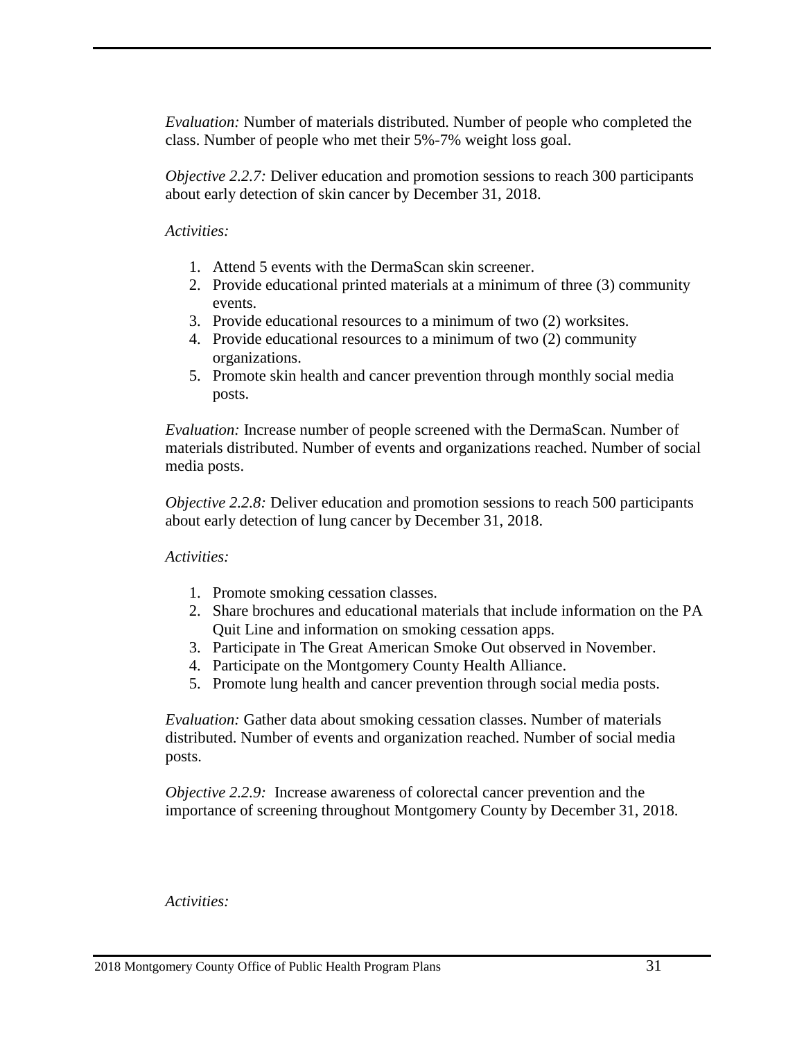*Evaluation:* Number of materials distributed. Number of people who completed the class. Number of people who met their 5%-7% weight loss goal.

*Objective 2.2.7:* Deliver education and promotion sessions to reach 300 participants about early detection of skin cancer by December 31, 2018.

*Activities:*

1. Attend 5 events with the DermaScan skin screener.
2. Provide educational printed materials at a minimum of three (3) community events.
3. Provide educational resources to a minimum of two (2) worksites.
4. Provide educational resources to a minimum of two (2) community organizations.
5. Promote skin health and cancer prevention through monthly social media posts.

*Evaluation:* Increase number of people screened with the DermaScan. Number of materials distributed. Number of events and organizations reached. Number of social media posts.

*Objective 2.2.8:* Deliver education and promotion sessions to reach 500 participants about early detection of lung cancer by December 31, 2018.

*Activities:*

1. Promote smoking cessation classes.
2. Share brochures and educational materials that include information on the PA Quit Line and information on smoking cessation apps.
3. Participate in The Great American Smoke Out observed in November.
4. Participate on the Montgomery County Health Alliance.
5. Promote lung health and cancer prevention through social media posts.

*Evaluation:* Gather data about smoking cessation classes. Number of materials distributed. Number of events and organization reached. Number of social media posts.

*Objective 2.2.9:* Increase awareness of colorectal cancer prevention and the importance of screening throughout Montgomery County by December 31, 2018.

*Activities:*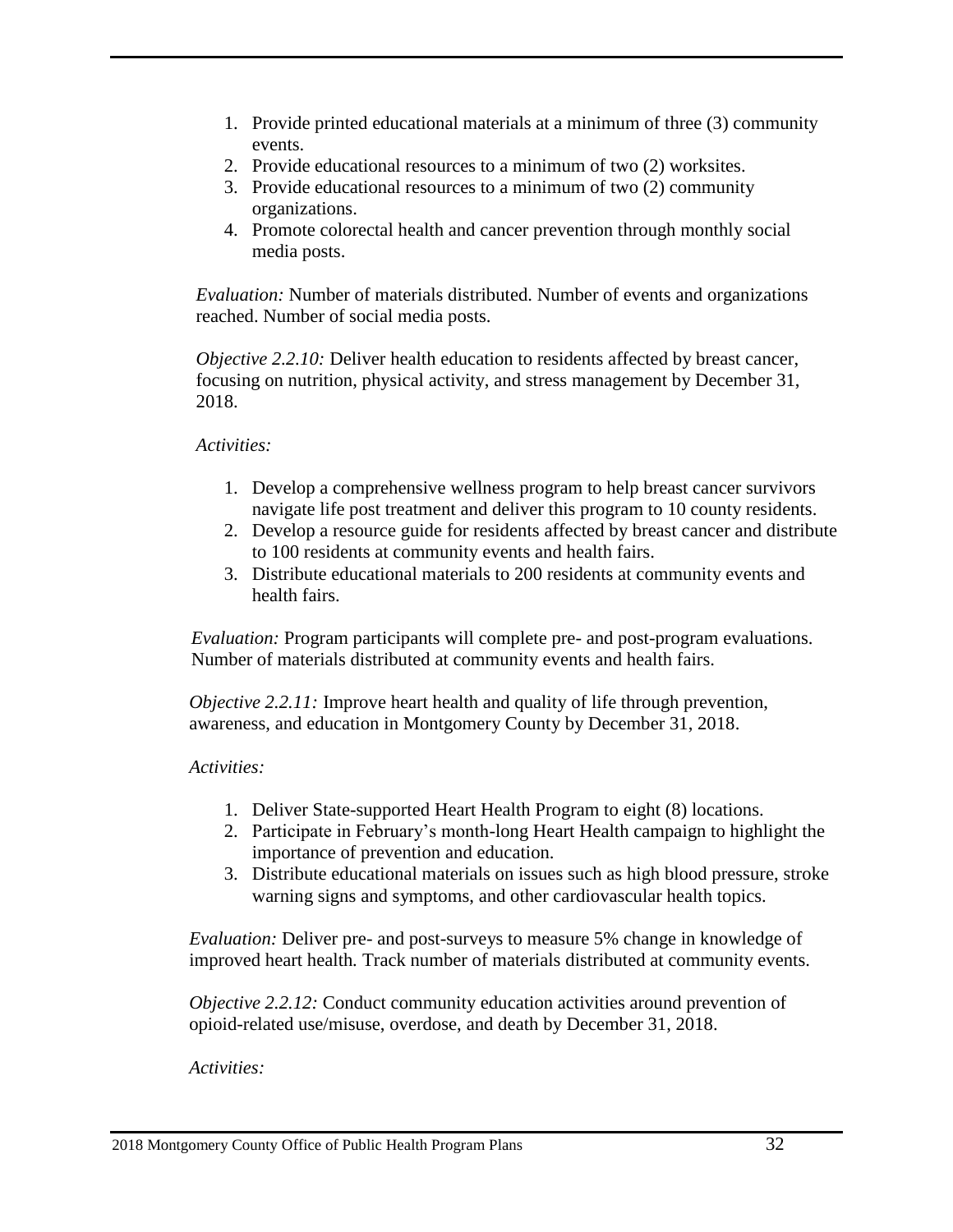1. Provide printed educational materials at a minimum of three (3) community events.
2. Provide educational resources to a minimum of two (2) worksites.
3. Provide educational resources to a minimum of two (2) community organizations.
4. Promote colorectal health and cancer prevention through monthly social media posts.

*Evaluation:* Number of materials distributed. Number of events and organizations reached. Number of social media posts.

*Objective 2.2.10:* Deliver health education to residents affected by breast cancer, focusing on nutrition, physical activity, and stress management by December 31, 2018.

*Activities:*

1. Develop a comprehensive wellness program to help breast cancer survivors navigate life post treatment and deliver this program to 10 county residents.
2. Develop a resource guide for residents affected by breast cancer and distribute to 100 residents at community events and health fairs.
3. Distribute educational materials to 200 residents at community events and health fairs.

*Evaluation:* Program participants will complete pre- and post-program evaluations. Number of materials distributed at community events and health fairs.

*Objective 2.2.11:* Improve heart health and quality of life through prevention, awareness, and education in Montgomery County by December 31, 2018.

*Activities:*

1. Deliver State-supported Heart Health Program to eight (8) locations.
2. Participate in February's month-long Heart Health campaign to highlight the importance of prevention and education.
3. Distribute educational materials on issues such as high blood pressure, stroke warning signs and symptoms, and other cardiovascular health topics.

*Evaluation:* Deliver pre- and post-surveys to measure 5% change in knowledge of improved heart health. Track number of materials distributed at community events.

*Objective 2.2.12:* Conduct community education activities around prevention of opioid-related use/misuse, overdose, and death by December 31, 2018.

*Activities:*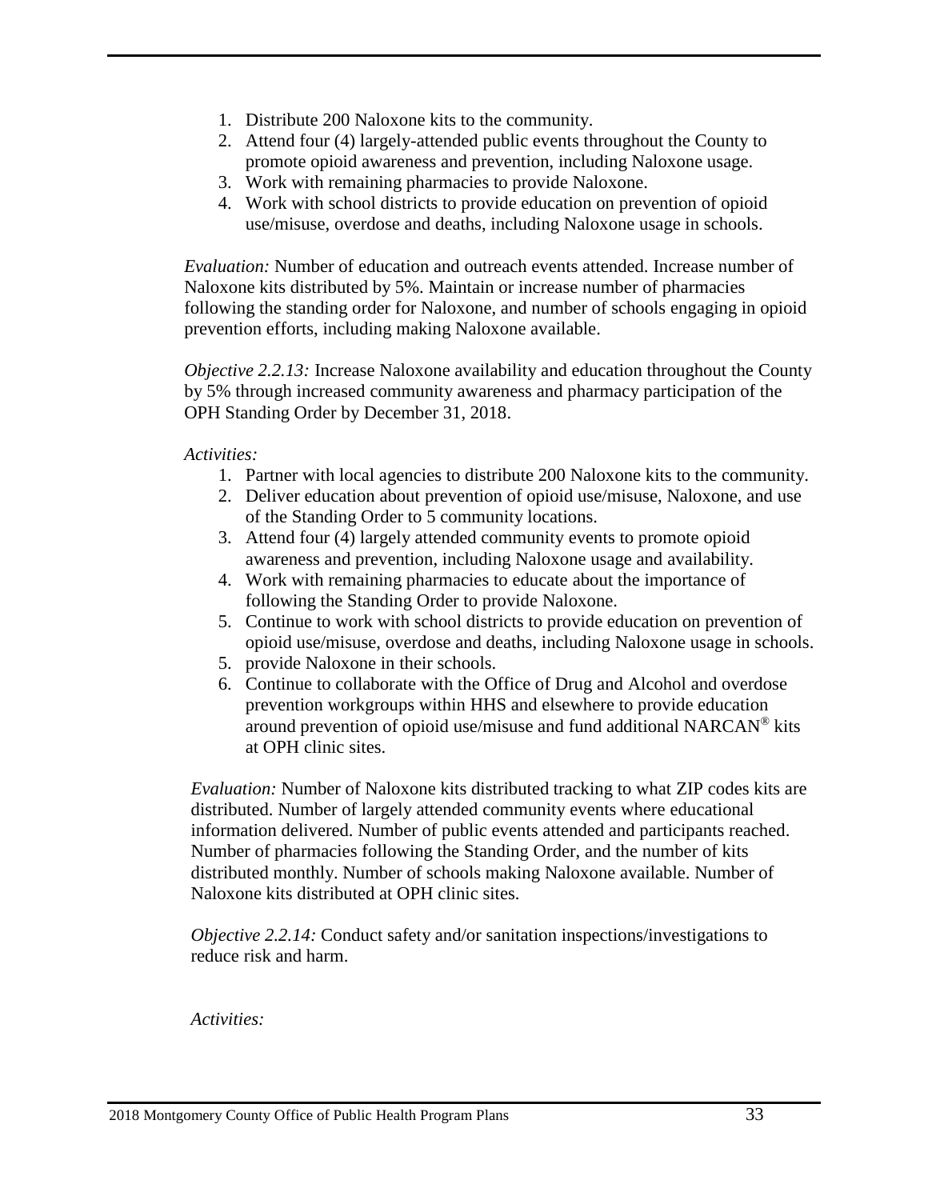1. Distribute 200 Naloxone kits to the community.
2. Attend four (4) largely-attended public events throughout the County to promote opioid awareness and prevention, including Naloxone usage.
3. Work with remaining pharmacies to provide Naloxone.
4. Work with school districts to provide education on prevention of opioid use/misuse, overdose and deaths, including Naloxone usage in schools.

*Evaluation:* Number of education and outreach events attended. Increase number of Naloxone kits distributed by 5%. Maintain or increase number of pharmacies following the standing order for Naloxone, and number of schools engaging in opioid prevention efforts, including making Naloxone available.

*Objective 2.2.13:* Increase Naloxone availability and education throughout the County by 5% through increased community awareness and pharmacy participation of the OPH Standing Order by December 31, 2018.

*Activities:*

1. Partner with local agencies to distribute 200 Naloxone kits to the community.
2. Deliver education about prevention of opioid use/misuse, Naloxone, and use of the Standing Order to 5 community locations.
3. Attend four (4) largely attended community events to promote opioid awareness and prevention, including Naloxone usage and availability.
4. Work with remaining pharmacies to educate about the importance of following the Standing Order to provide Naloxone.
5. Continue to work with school districts to provide education on prevention of opioid use/misuse, overdose and deaths, including Naloxone usage in schools.
5. provide Naloxone in their schools.
6. Continue to collaborate with the Office of Drug and Alcohol and overdose prevention workgroups within HHS and elsewhere to provide education around prevention of opioid use/misuse and fund additional NARCAN® kits at OPH clinic sites.

*Evaluation:* Number of Naloxone kits distributed tracking to what ZIP codes kits are distributed. Number of largely attended community events where educational information delivered. Number of public events attended and participants reached. Number of pharmacies following the Standing Order, and the number of kits distributed monthly. Number of schools making Naloxone available. Number of Naloxone kits distributed at OPH clinic sites.

*Objective 2.2.14:* Conduct safety and/or sanitation inspections/investigations to reduce risk and harm.

*Activities:*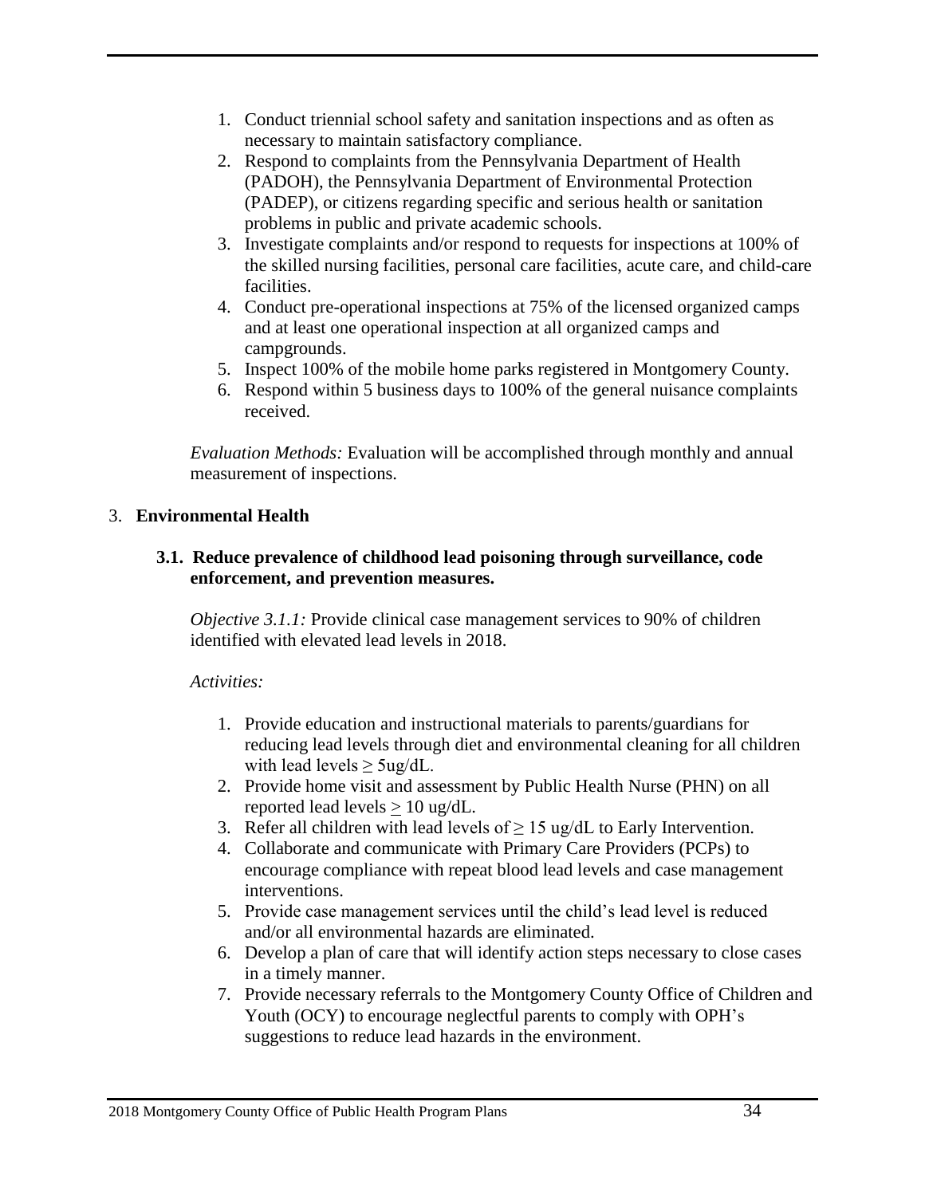1. Conduct triennial school safety and sanitation inspections and as often as necessary to maintain satisfactory compliance.
2. Respond to complaints from the Pennsylvania Department of Health (PADOH), the Pennsylvania Department of Environmental Protection (PADEP), or citizens regarding specific and serious health or sanitation problems in public and private academic schools.
3. Investigate complaints and/or respond to requests for inspections at 100% of the skilled nursing facilities, personal care facilities, acute care, and child-care facilities.
4. Conduct pre-operational inspections at 75% of the licensed organized camps and at least one operational inspection at all organized camps and campgrounds.
5. Inspect 100% of the mobile home parks registered in Montgomery County.
6. Respond within 5 business days to 100% of the general nuisance complaints received.

*Evaluation Methods:* Evaluation will be accomplished through monthly and annual measurement of inspections.

## 3. Environmental Health

### 3.1. Reduce prevalence of childhood lead poisoning through surveillance, code enforcement, and prevention measures.

*Objective 3.1.1:* Provide clinical case management services to 90% of children identified with elevated lead levels in 2018.

*Activities:*

1. Provide education and instructional materials to parents/guardians for reducing lead levels through diet and environmental cleaning for all children with lead levels ≥ 5ug/dL.
2. Provide home visit and assessment by Public Health Nurse (PHN) on all reported lead levels ≥ 10 ug/dL.
3. Refer all children with lead levels of ≥ 15 ug/dL to Early Intervention.
4. Collaborate and communicate with Primary Care Providers (PCPs) to encourage compliance with repeat blood lead levels and case management interventions.
5. Provide case management services until the child's lead level is reduced and/or all environmental hazards are eliminated.
6. Develop a plan of care that will identify action steps necessary to close cases in a timely manner.
7. Provide necessary referrals to the Montgomery County Office of Children and Youth (OCY) to encourage neglectful parents to comply with OPH's suggestions to reduce lead hazards in the environment.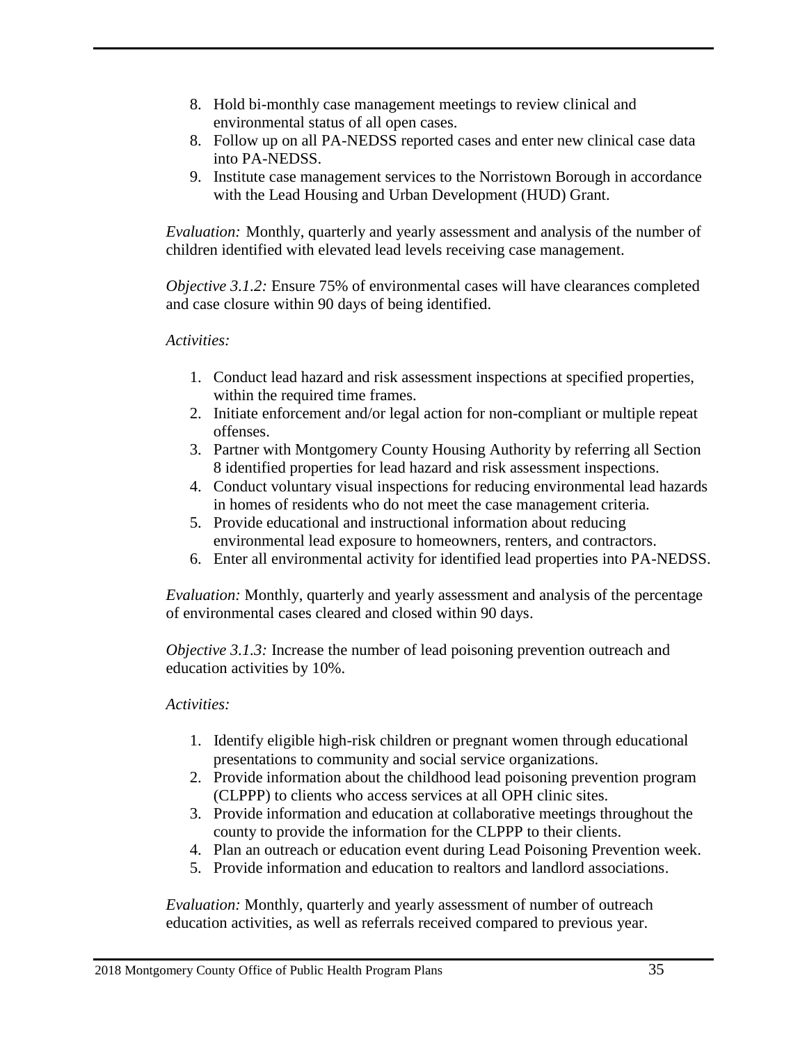8. Hold bi-monthly case management meetings to review clinical and environmental status of all open cases.
8. Follow up on all PA-NEDSS reported cases and enter new clinical case data into PA-NEDSS.
9. Institute case management services to the Norristown Borough in accordance with the Lead Housing and Urban Development (HUD) Grant.

*Evaluation:* Monthly, quarterly and yearly assessment and analysis of the number of children identified with elevated lead levels receiving case management.

*Objective 3.1.2:* Ensure 75% of environmental cases will have clearances completed and case closure within 90 days of being identified.

*Activities:*

1. Conduct lead hazard and risk assessment inspections at specified properties, within the required time frames.
2. Initiate enforcement and/or legal action for non-compliant or multiple repeat offenses.
3. Partner with Montgomery County Housing Authority by referring all Section 8 identified properties for lead hazard and risk assessment inspections.
4. Conduct voluntary visual inspections for reducing environmental lead hazards in homes of residents who do not meet the case management criteria.
5. Provide educational and instructional information about reducing environmental lead exposure to homeowners, renters, and contractors.
6. Enter all environmental activity for identified lead properties into PA-NEDSS.

*Evaluation:* Monthly, quarterly and yearly assessment and analysis of the percentage of environmental cases cleared and closed within 90 days.

*Objective 3.1.3:* Increase the number of lead poisoning prevention outreach and education activities by 10%.

*Activities:*

1. Identify eligible high-risk children or pregnant women through educational presentations to community and social service organizations.
2. Provide information about the childhood lead poisoning prevention program (CLPPP) to clients who access services at all OPH clinic sites.
3. Provide information and education at collaborative meetings throughout the county to provide the information for the CLPPP to their clients.
4. Plan an outreach or education event during Lead Poisoning Prevention week.
5. Provide information and education to realtors and landlord associations.

*Evaluation:* Monthly, quarterly and yearly assessment of number of outreach education activities, as well as referrals received compared to previous year.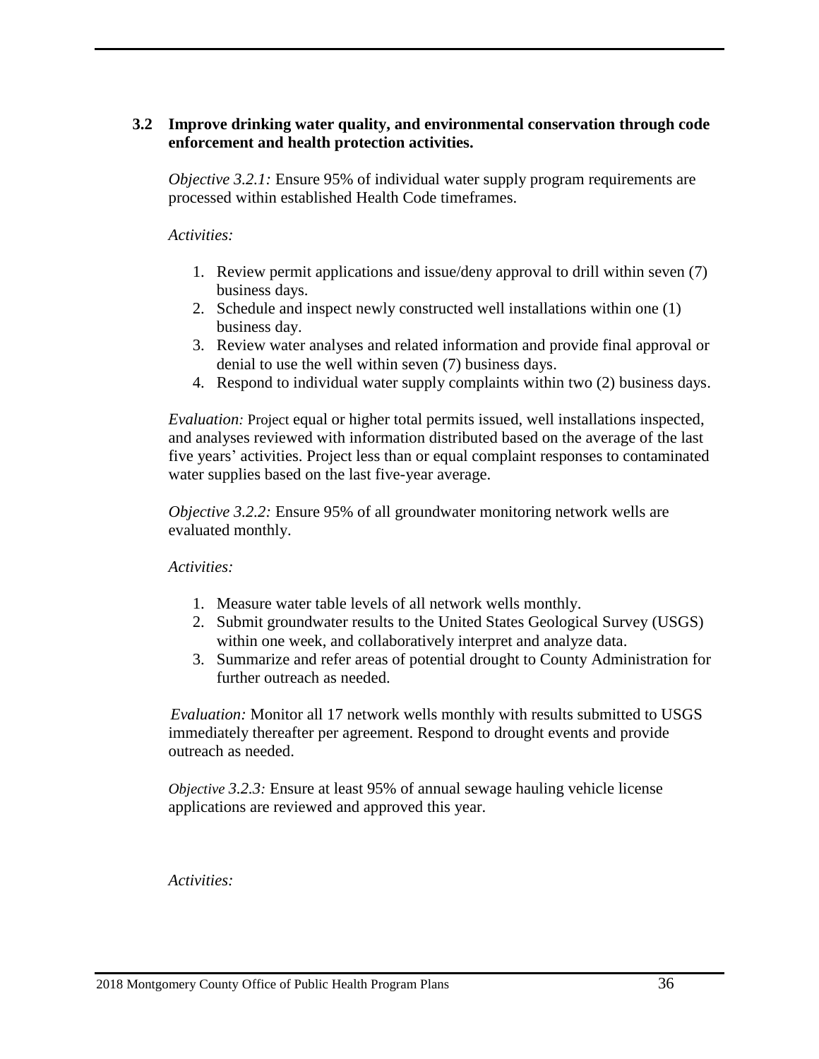### 3.2 Improve drinking water quality, and environmental conservation through code enforcement and health protection activities.

*Objective 3.2.1:* Ensure 95% of individual water supply program requirements are processed within established Health Code timeframes.

*Activities:*

1. Review permit applications and issue/deny approval to drill within seven (7) business days.
2. Schedule and inspect newly constructed well installations within one (1) business day.
3. Review water analyses and related information and provide final approval or denial to use the well within seven (7) business days.
4. Respond to individual water supply complaints within two (2) business days.

*Evaluation:* Project equal or higher total permits issued, well installations inspected, and analyses reviewed with information distributed based on the average of the last five years' activities. Project less than or equal complaint responses to contaminated water supplies based on the last five-year average.

*Objective 3.2.2:* Ensure 95% of all groundwater monitoring network wells are evaluated monthly.

*Activities:*

1. Measure water table levels of all network wells monthly.
2. Submit groundwater results to the United States Geological Survey (USGS) within one week, and collaboratively interpret and analyze data.
3. Summarize and refer areas of potential drought to County Administration for further outreach as needed.

*Evaluation:* Monitor all 17 network wells monthly with results submitted to USGS immediately thereafter per agreement. Respond to drought events and provide outreach as needed.

*Objective 3.2.3:* Ensure at least 95% of annual sewage hauling vehicle license applications are reviewed and approved this year.

*Activities:*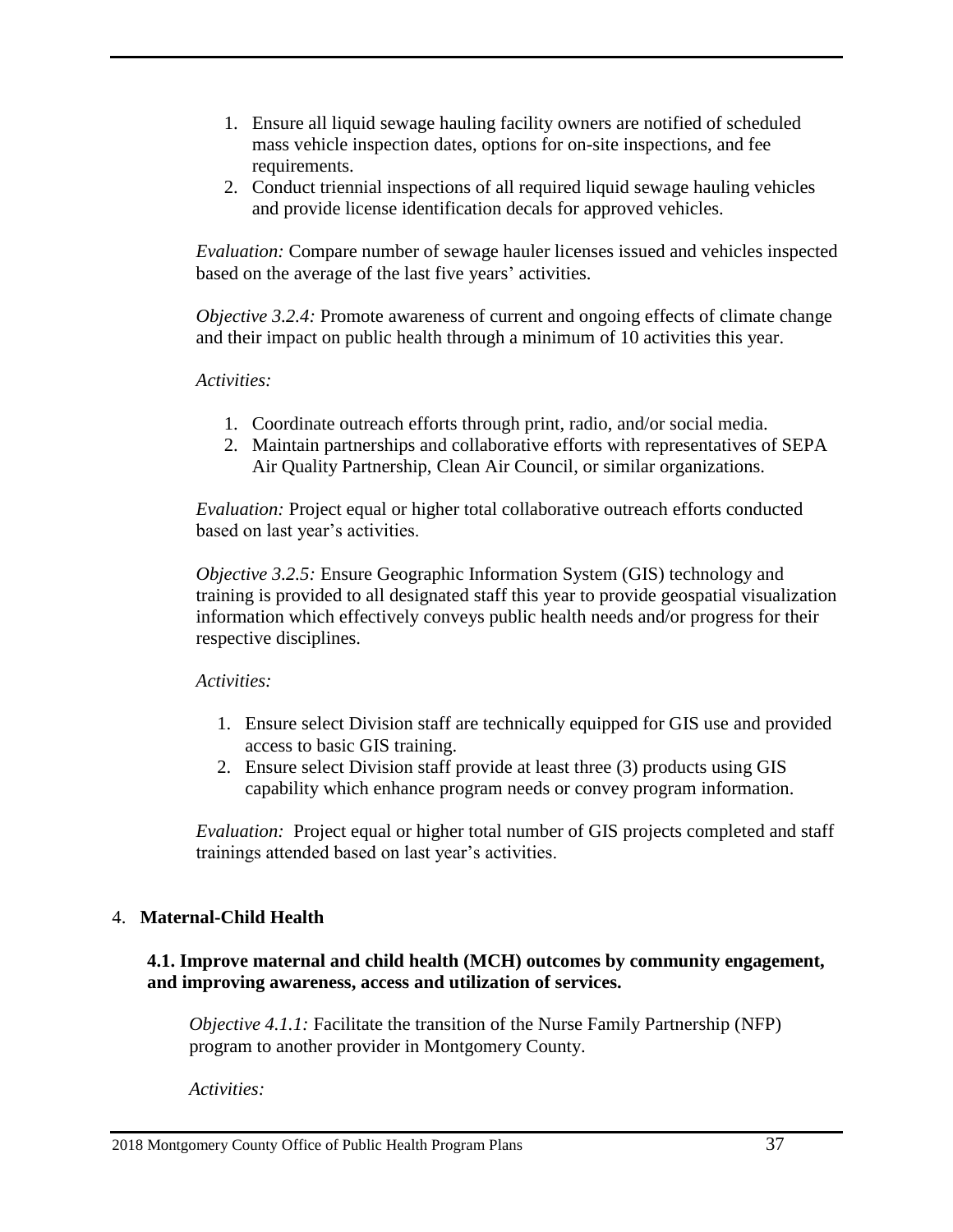1. Ensure all liquid sewage hauling facility owners are notified of scheduled mass vehicle inspection dates, options for on-site inspections, and fee requirements.
2. Conduct triennial inspections of all required liquid sewage hauling vehicles and provide license identification decals for approved vehicles.

*Evaluation:* Compare number of sewage hauler licenses issued and vehicles inspected based on the average of the last five years' activities.

*Objective 3.2.4:* Promote awareness of current and ongoing effects of climate change and their impact on public health through a minimum of 10 activities this year.

*Activities:*

1. Coordinate outreach efforts through print, radio, and/or social media.
2. Maintain partnerships and collaborative efforts with representatives of SEPA Air Quality Partnership, Clean Air Council, or similar organizations.

*Evaluation:* Project equal or higher total collaborative outreach efforts conducted based on last year's activities.

*Objective 3.2.5:* Ensure Geographic Information System (GIS) technology and training is provided to all designated staff this year to provide geospatial visualization information which effectively conveys public health needs and/or progress for their respective disciplines.

*Activities:*

1. Ensure select Division staff are technically equipped for GIS use and provided access to basic GIS training.
2. Ensure select Division staff provide at least three (3) products using GIS capability which enhance program needs or convey program information.

*Evaluation:* Project equal or higher total number of GIS projects completed and staff trainings attended based on last year's activities.

## 4. **Maternal-Child Health**

### **4.1. Improve maternal and child health (MCH) outcomes by community engagement, and improving awareness, access and utilization of services.**

*Objective 4.1.1:* Facilitate the transition of the Nurse Family Partnership (NFP) program to another provider in Montgomery County.

*Activities:*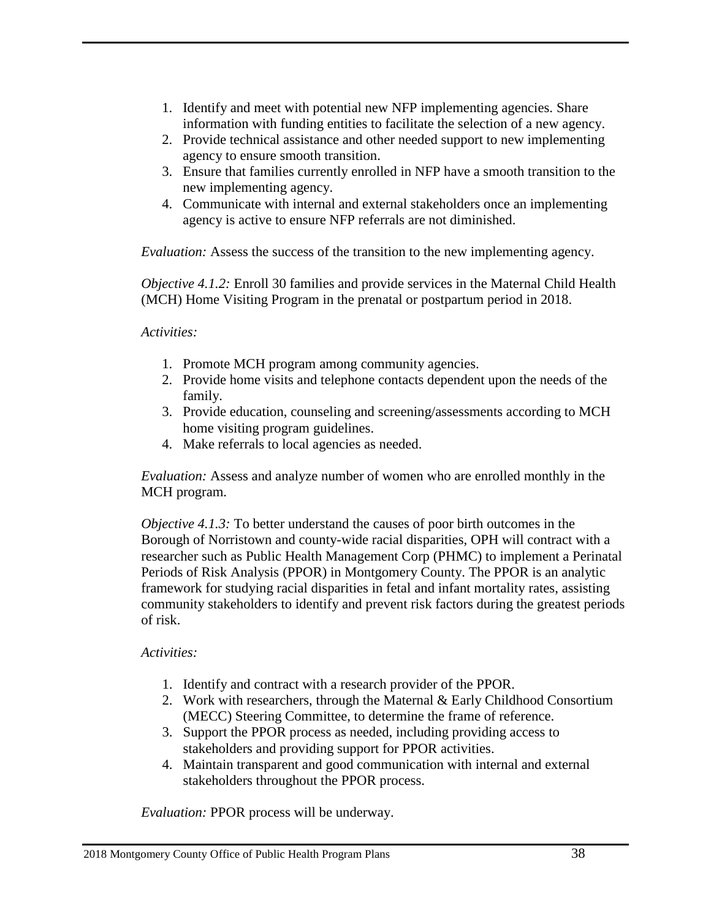1. Identify and meet with potential new NFP implementing agencies. Share information with funding entities to facilitate the selection of a new agency.
2. Provide technical assistance and other needed support to new implementing agency to ensure smooth transition.
3. Ensure that families currently enrolled in NFP have a smooth transition to the new implementing agency.
4. Communicate with internal and external stakeholders once an implementing agency is active to ensure NFP referrals are not diminished.

*Evaluation:* Assess the success of the transition to the new implementing agency.

*Objective 4.1.2:* Enroll 30 families and provide services in the Maternal Child Health (MCH) Home Visiting Program in the prenatal or postpartum period in 2018.

*Activities:*

1. Promote MCH program among community agencies.
2. Provide home visits and telephone contacts dependent upon the needs of the family.
3. Provide education, counseling and screening/assessments according to MCH home visiting program guidelines.
4. Make referrals to local agencies as needed.

*Evaluation:* Assess and analyze number of women who are enrolled monthly in the MCH program.

*Objective 4.1.3:* To better understand the causes of poor birth outcomes in the Borough of Norristown and county-wide racial disparities, OPH will contract with a researcher such as Public Health Management Corp (PHMC) to implement a Perinatal Periods of Risk Analysis (PPOR) in Montgomery County. The PPOR is an analytic framework for studying racial disparities in fetal and infant mortality rates, assisting community stakeholders to identify and prevent risk factors during the greatest periods of risk.

*Activities:*

1. Identify and contract with a research provider of the PPOR.
2. Work with researchers, through the Maternal & Early Childhood Consortium (MECC) Steering Committee, to determine the frame of reference.
3. Support the PPOR process as needed, including providing access to stakeholders and providing support for PPOR activities.
4. Maintain transparent and good communication with internal and external stakeholders throughout the PPOR process.

*Evaluation:* PPOR process will be underway.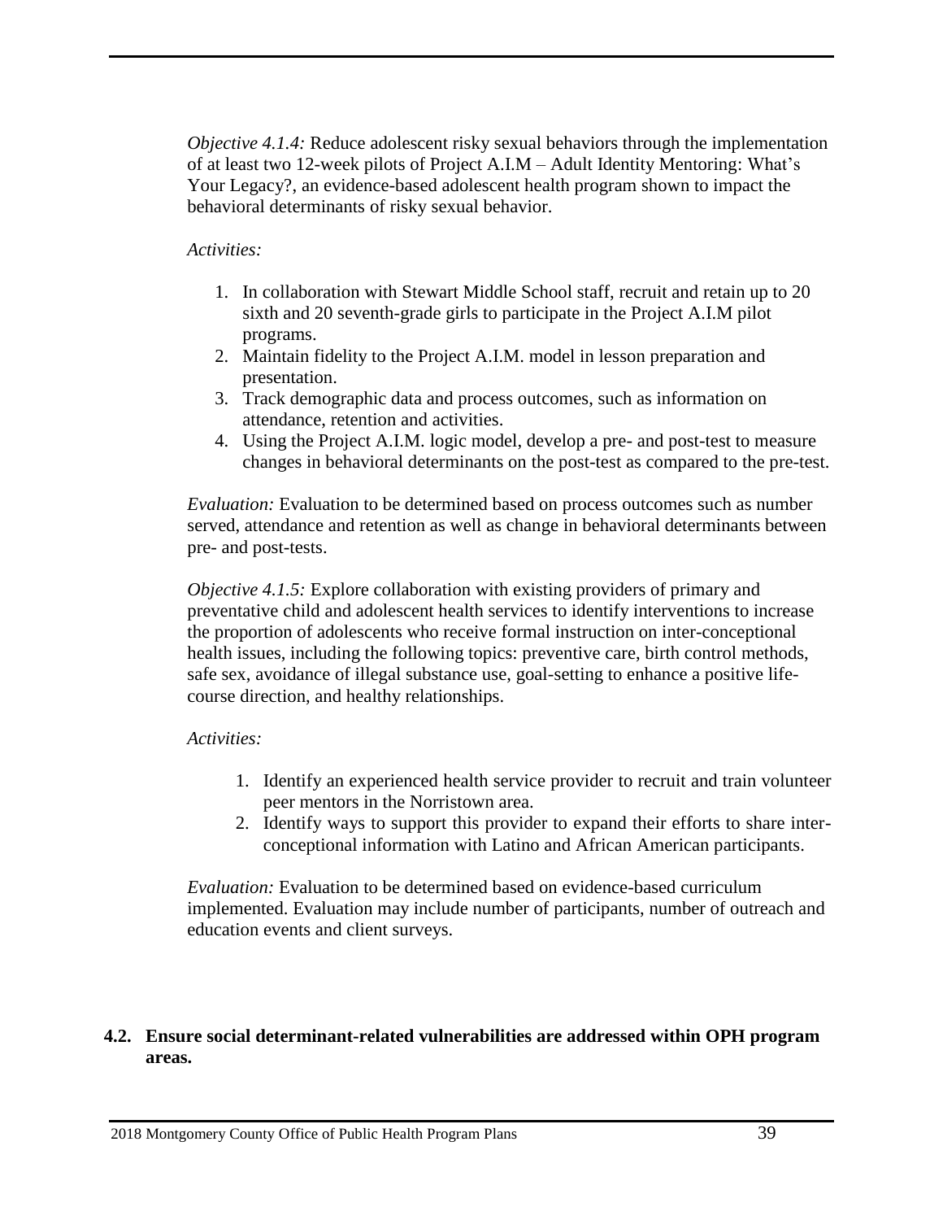*Objective 4.1.4:* Reduce adolescent risky sexual behaviors through the implementation of at least two 12-week pilots of Project A.I.M – Adult Identity Mentoring: What's Your Legacy?, an evidence-based adolescent health program shown to impact the behavioral determinants of risky sexual behavior.

*Activities:*

1. In collaboration with Stewart Middle School staff, recruit and retain up to 20 sixth and 20 seventh-grade girls to participate in the Project A.I.M pilot programs.
2. Maintain fidelity to the Project A.I.M. model in lesson preparation and presentation.
3. Track demographic data and process outcomes, such as information on attendance, retention and activities.
4. Using the Project A.I.M. logic model, develop a pre- and post-test to measure changes in behavioral determinants on the post-test as compared to the pre-test.

*Evaluation:* Evaluation to be determined based on process outcomes such as number served, attendance and retention as well as change in behavioral determinants between pre- and post-tests.

*Objective 4.1.5:* Explore collaboration with existing providers of primary and preventative child and adolescent health services to identify interventions to increase the proportion of adolescents who receive formal instruction on inter-conceptional health issues, including the following topics: preventive care, birth control methods, safe sex, avoidance of illegal substance use, goal-setting to enhance a positive life-course direction, and healthy relationships.

*Activities:*

1. Identify an experienced health service provider to recruit and train volunteer peer mentors in the Norristown area.
2. Identify ways to support this provider to expand their efforts to share inter-conceptional information with Latino and African American participants.

*Evaluation:* Evaluation to be determined based on evidence-based curriculum implemented. Evaluation may include number of participants, number of outreach and education events and client surveys.

**4.2. Ensure social determinant-related vulnerabilities are addressed within OPH program areas.**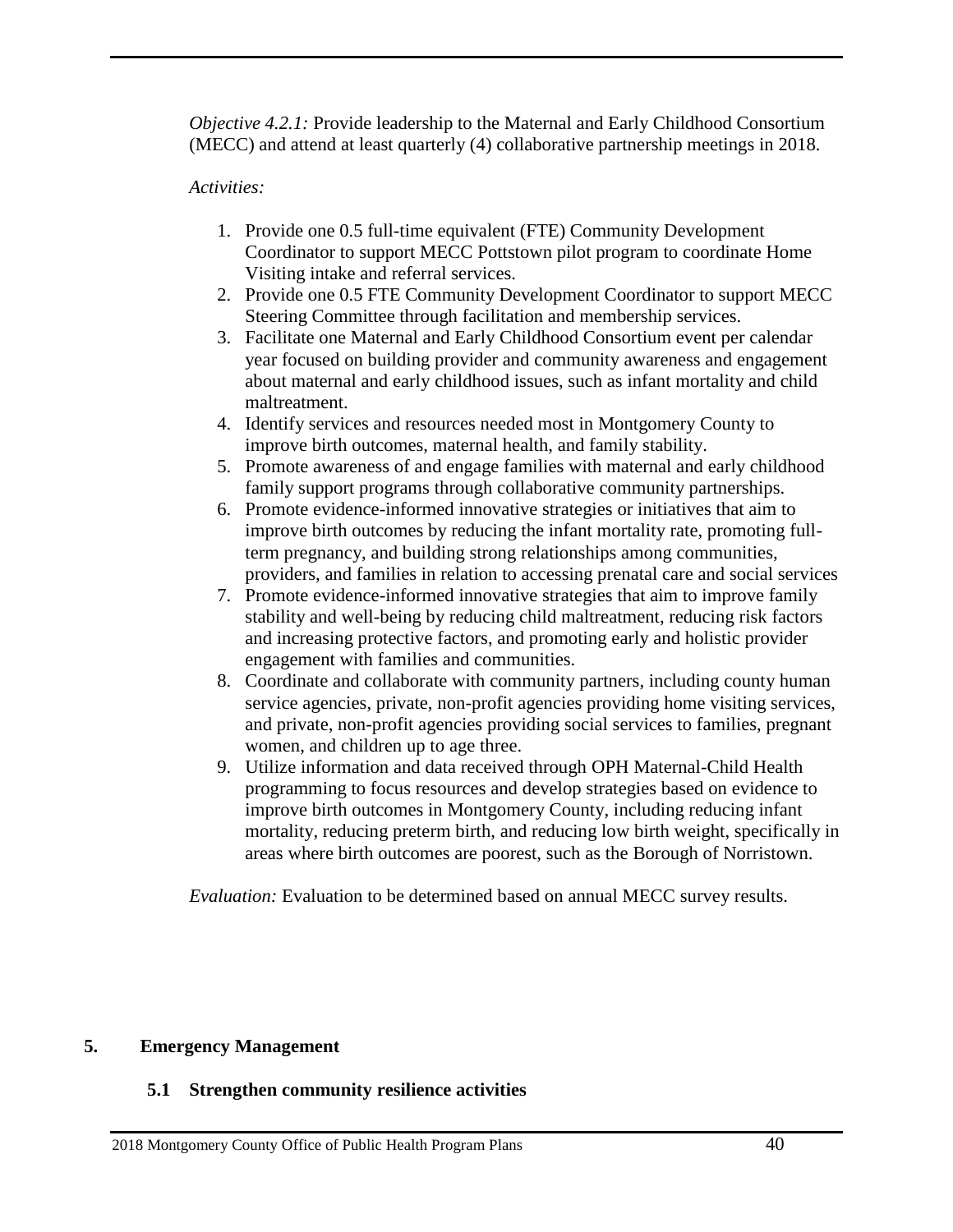*Objective 4.2.1:* Provide leadership to the Maternal and Early Childhood Consortium (MECC) and attend at least quarterly (4) collaborative partnership meetings in 2018.

*Activities:*

1. Provide one 0.5 full-time equivalent (FTE) Community Development Coordinator to support MECC Pottstown pilot program to coordinate Home Visiting intake and referral services.
2. Provide one 0.5 FTE Community Development Coordinator to support MECC Steering Committee through facilitation and membership services.
3. Facilitate one Maternal and Early Childhood Consortium event per calendar year focused on building provider and community awareness and engagement about maternal and early childhood issues, such as infant mortality and child maltreatment.
4. Identify services and resources needed most in Montgomery County to improve birth outcomes, maternal health, and family stability.
5. Promote awareness of and engage families with maternal and early childhood family support programs through collaborative community partnerships.
6. Promote evidence-informed innovative strategies or initiatives that aim to improve birth outcomes by reducing the infant mortality rate, promoting full-term pregnancy, and building strong relationships among communities, providers, and families in relation to accessing prenatal care and social services
7. Promote evidence-informed innovative strategies that aim to improve family stability and well-being by reducing child maltreatment, reducing risk factors and increasing protective factors, and promoting early and holistic provider engagement with families and communities.
8. Coordinate and collaborate with community partners, including county human service agencies, private, non-profit agencies providing home visiting services, and private, non-profit agencies providing social services to families, pregnant women, and children up to age three.
9. Utilize information and data received through OPH Maternal-Child Health programming to focus resources and develop strategies based on evidence to improve birth outcomes in Montgomery County, including reducing infant mortality, reducing preterm birth, and reducing low birth weight, specifically in areas where birth outcomes are poorest, such as the Borough of Norristown.

*Evaluation:* Evaluation to be determined based on annual MECC survey results.

## 5. Emergency Management

### 5.1 Strengthen community resilience activities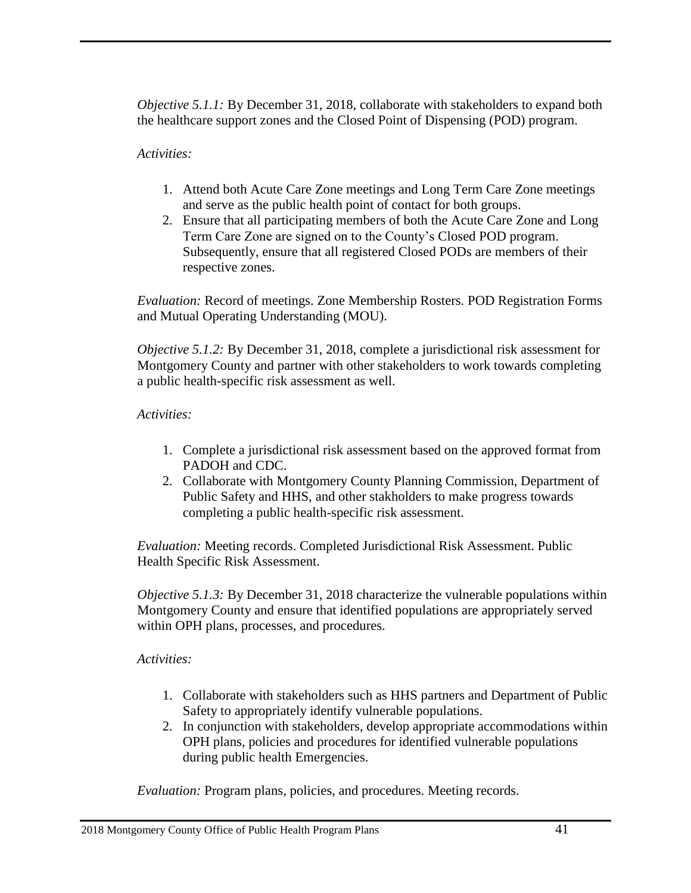*Objective 5.1.1:* By December 31, 2018, collaborate with stakeholders to expand both the healthcare support zones and the Closed Point of Dispensing (POD) program.

*Activities:*

1. Attend both Acute Care Zone meetings and Long Term Care Zone meetings and serve as the public health point of contact for both groups.
2. Ensure that all participating members of both the Acute Care Zone and Long Term Care Zone are signed on to the County's Closed POD program. Subsequently, ensure that all registered Closed PODs are members of their respective zones.

*Evaluation:* Record of meetings. Zone Membership Rosters. POD Registration Forms and Mutual Operating Understanding (MOU).

*Objective 5.1.2:* By December 31, 2018, complete a jurisdictional risk assessment for Montgomery County and partner with other stakeholders to work towards completing a public health-specific risk assessment as well.

*Activities:*

1. Complete a jurisdictional risk assessment based on the approved format from PADOH and CDC.
2. Collaborate with Montgomery County Planning Commission, Department of Public Safety and HHS, and other stakholders to make progress towards completing a public health-specific risk assessment.

*Evaluation:* Meeting records. Completed Jurisdictional Risk Assessment. Public Health Specific Risk Assessment.

*Objective 5.1.3:* By December 31, 2018 characterize the vulnerable populations within Montgomery County and ensure that identified populations are appropriately served within OPH plans, processes, and procedures.

*Activities:*

1. Collaborate with stakeholders such as HHS partners and Department of Public Safety to appropriately identify vulnerable populations.
2. In conjunction with stakeholders, develop appropriate accommodations within OPH plans, policies and procedures for identified vulnerable populations during public health Emergencies.

*Evaluation:* Program plans, policies, and procedures. Meeting records.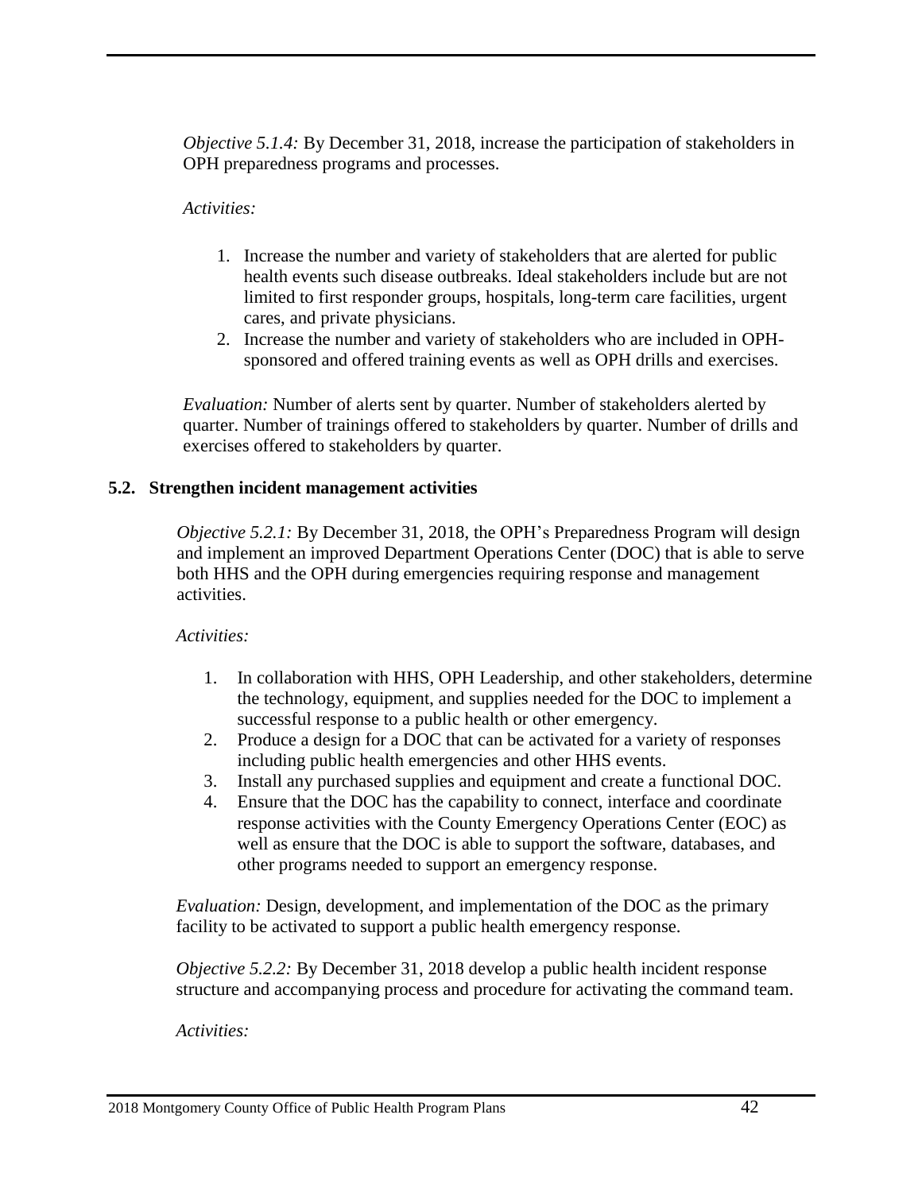*Objective 5.1.4:* By December 31, 2018, increase the participation of stakeholders in OPH preparedness programs and processes.

*Activities:*

1. Increase the number and variety of stakeholders that are alerted for public health events such disease outbreaks. Ideal stakeholders include but are not limited to first responder groups, hospitals, long-term care facilities, urgent cares, and private physicians.
2. Increase the number and variety of stakeholders who are included in OPH-sponsored and offered training events as well as OPH drills and exercises.

*Evaluation:* Number of alerts sent by quarter. Number of stakeholders alerted by quarter. Number of trainings offered to stakeholders by quarter. Number of drills and exercises offered to stakeholders by quarter.

### 5.2. Strengthen incident management activities

*Objective 5.2.1:* By December 31, 2018, the OPH's Preparedness Program will design and implement an improved Department Operations Center (DOC) that is able to serve both HHS and the OPH during emergencies requiring response and management activities.

*Activities:*

1. In collaboration with HHS, OPH Leadership, and other stakeholders, determine the technology, equipment, and supplies needed for the DOC to implement a successful response to a public health or other emergency.
2. Produce a design for a DOC that can be activated for a variety of responses including public health emergencies and other HHS events.
3. Install any purchased supplies and equipment and create a functional DOC.
4. Ensure that the DOC has the capability to connect, interface and coordinate response activities with the County Emergency Operations Center (EOC) as well as ensure that the DOC is able to support the software, databases, and other programs needed to support an emergency response.

*Evaluation:* Design, development, and implementation of the DOC as the primary facility to be activated to support a public health emergency response.

*Objective 5.2.2:* By December 31, 2018 develop a public health incident response structure and accompanying process and procedure for activating the command team.

*Activities:*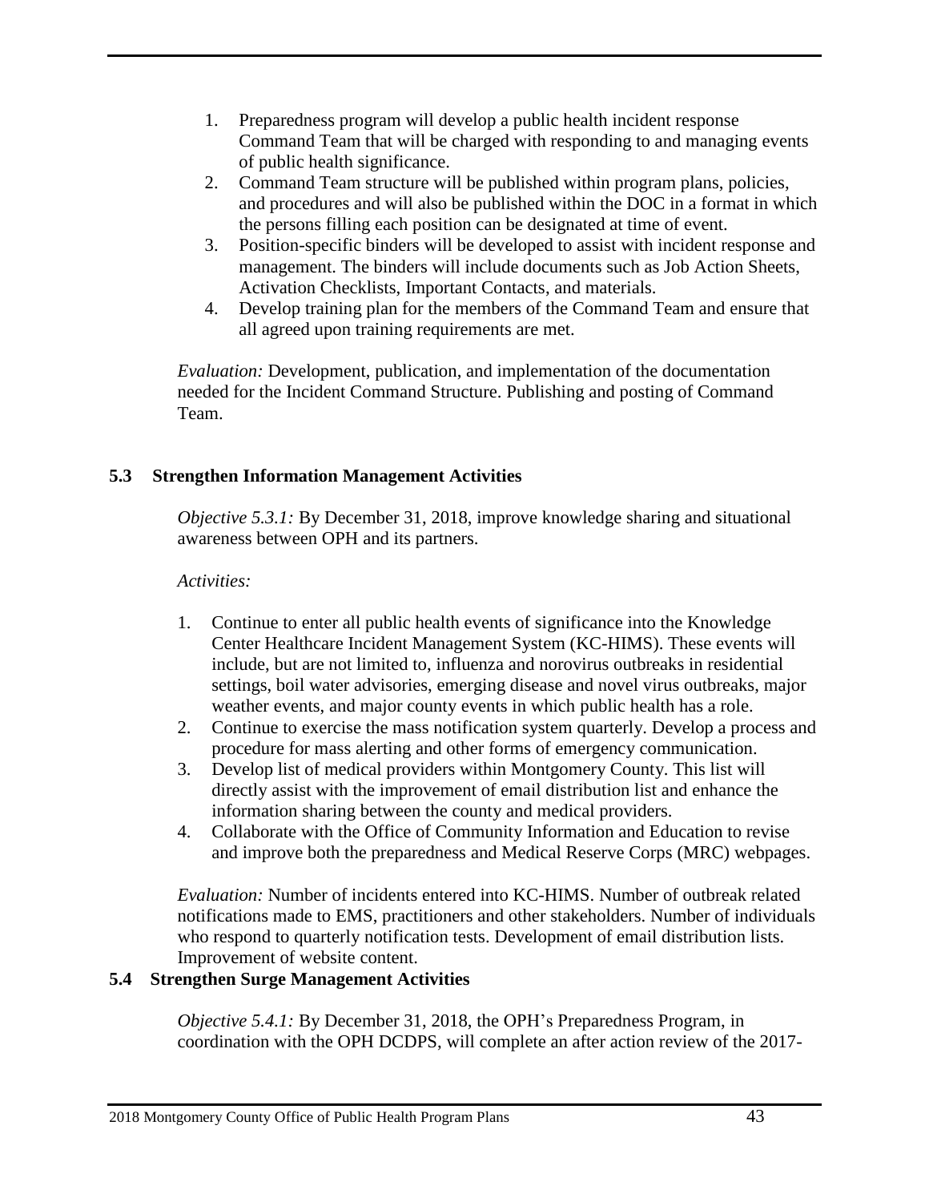1. Preparedness program will develop a public health incident response Command Team that will be charged with responding to and managing events of public health significance.
2. Command Team structure will be published within program plans, policies, and procedures and will also be published within the DOC in a format in which the persons filling each position can be designated at time of event.
3. Position-specific binders will be developed to assist with incident response and management. The binders will include documents such as Job Action Sheets, Activation Checklists, Important Contacts, and materials.
4. Develop training plan for the members of the Command Team and ensure that all agreed upon training requirements are met.

*Evaluation:* Development, publication, and implementation of the documentation needed for the Incident Command Structure. Publishing and posting of Command Team.

### 5.3 Strengthen Information Management Activities

*Objective 5.3.1:* By December 31, 2018, improve knowledge sharing and situational awareness between OPH and its partners.

*Activities:*

1. Continue to enter all public health events of significance into the Knowledge Center Healthcare Incident Management System (KC-HIMS). These events will include, but are not limited to, influenza and norovirus outbreaks in residential settings, boil water advisories, emerging disease and novel virus outbreaks, major weather events, and major county events in which public health has a role.
2. Continue to exercise the mass notification system quarterly. Develop a process and procedure for mass alerting and other forms of emergency communication.
3. Develop list of medical providers within Montgomery County. This list will directly assist with the improvement of email distribution list and enhance the information sharing between the county and medical providers.
4. Collaborate with the Office of Community Information and Education to revise and improve both the preparedness and Medical Reserve Corps (MRC) webpages.

*Evaluation:* Number of incidents entered into KC-HIMS. Number of outbreak related notifications made to EMS, practitioners and other stakeholders. Number of individuals who respond to quarterly notification tests. Development of email distribution lists. Improvement of website content.

### 5.4 Strengthen Surge Management Activities

*Objective 5.4.1:* By December 31, 2018, the OPH's Preparedness Program, in coordination with the OPH DCDPS, will complete an after action review of the 2017-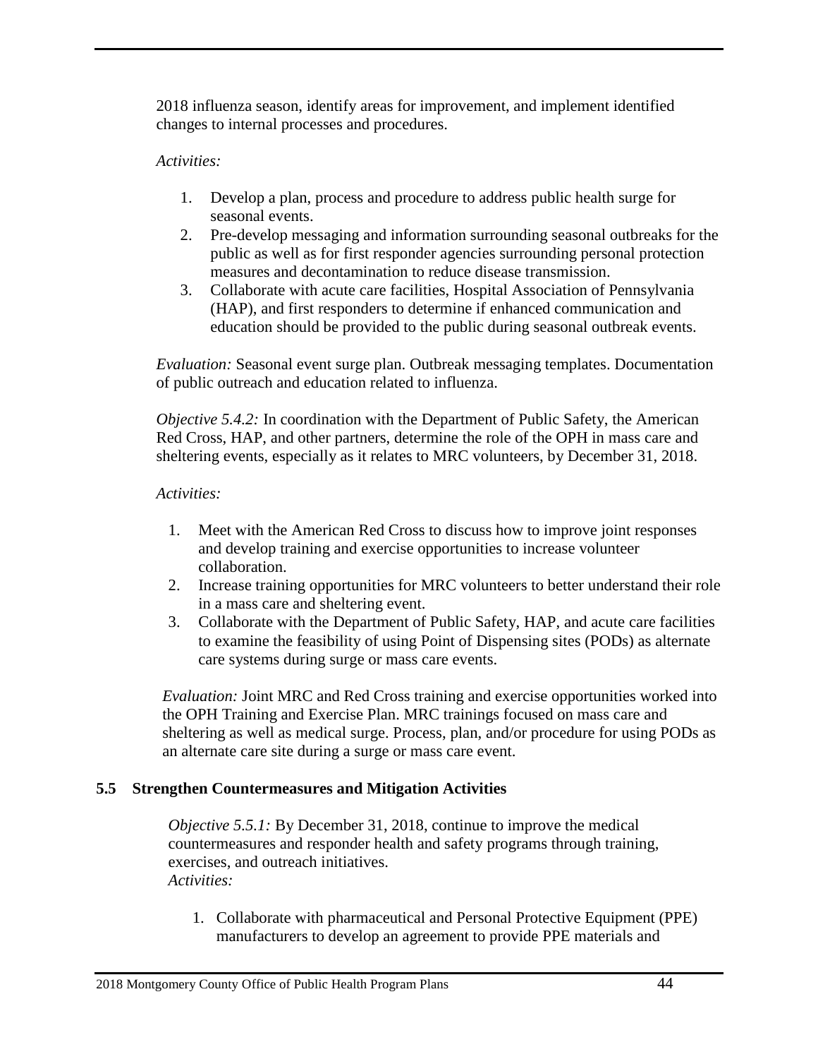2018 influenza season, identify areas for improvement, and implement identified changes to internal processes and procedures.

*Activities:*

1. Develop a plan, process and procedure to address public health surge for seasonal events.
2. Pre-develop messaging and information surrounding seasonal outbreaks for the public as well as for first responder agencies surrounding personal protection measures and decontamination to reduce disease transmission.
3. Collaborate with acute care facilities, Hospital Association of Pennsylvania (HAP), and first responders to determine if enhanced communication and education should be provided to the public during seasonal outbreak events.

*Evaluation:* Seasonal event surge plan. Outbreak messaging templates. Documentation of public outreach and education related to influenza.

*Objective 5.4.2:* In coordination with the Department of Public Safety, the American Red Cross, HAP, and other partners, determine the role of the OPH in mass care and sheltering events, especially as it relates to MRC volunteers, by December 31, 2018.

*Activities:*

1. Meet with the American Red Cross to discuss how to improve joint responses and develop training and exercise opportunities to increase volunteer collaboration.
2. Increase training opportunities for MRC volunteers to better understand their role in a mass care and sheltering event.
3. Collaborate with the Department of Public Safety, HAP, and acute care facilities to examine the feasibility of using Point of Dispensing sites (PODs) as alternate care systems during surge or mass care events.

*Evaluation:* Joint MRC and Red Cross training and exercise opportunities worked into the OPH Training and Exercise Plan. MRC trainings focused on mass care and sheltering as well as medical surge. Process, plan, and/or procedure for using PODs as an alternate care site during a surge or mass care event.

## 5.5 Strengthen Countermeasures and Mitigation Activities

*Objective 5.5.1:* By December 31, 2018, continue to improve the medical countermeasures and responder health and safety programs through training, exercises, and outreach initiatives.
*Activities:*

1. Collaborate with pharmaceutical and Personal Protective Equipment (PPE) manufacturers to develop an agreement to provide PPE materials and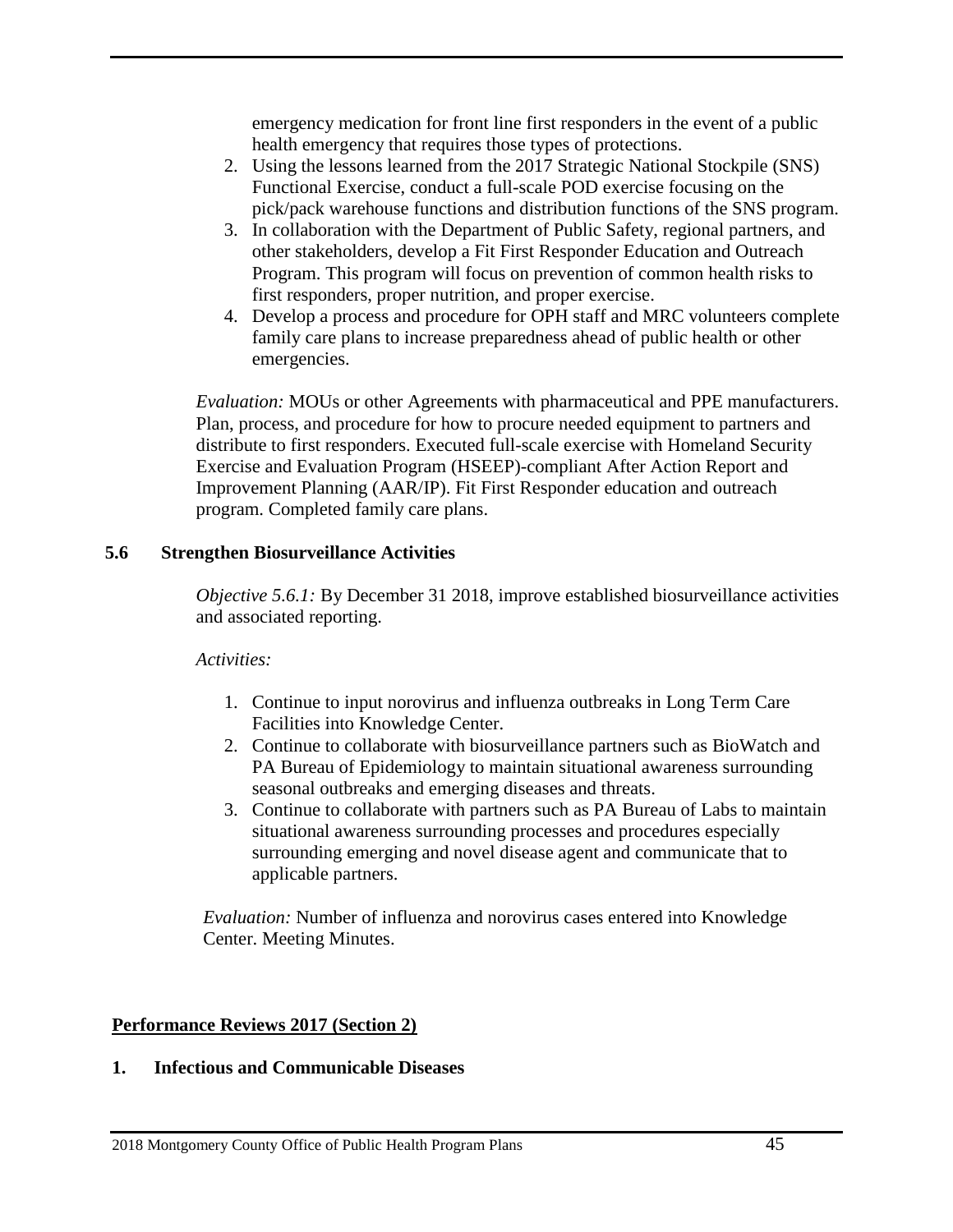emergency medication for front line first responders in the event of a public health emergency that requires those types of protections.

2. Using the lessons learned from the 2017 Strategic National Stockpile (SNS) Functional Exercise, conduct a full-scale POD exercise focusing on the pick/pack warehouse functions and distribution functions of the SNS program.
3. In collaboration with the Department of Public Safety, regional partners, and other stakeholders, develop a Fit First Responder Education and Outreach Program. This program will focus on prevention of common health risks to first responders, proper nutrition, and proper exercise.
4. Develop a process and procedure for OPH staff and MRC volunteers complete family care plans to increase preparedness ahead of public health or other emergencies.

*Evaluation:* MOUs or other Agreements with pharmaceutical and PPE manufacturers. Plan, process, and procedure for how to procure needed equipment to partners and distribute to first responders. Executed full-scale exercise with Homeland Security Exercise and Evaluation Program (HSEEP)-compliant After Action Report and Improvement Planning (AAR/IP). Fit First Responder education and outreach program. Completed family care plans.

### 5.6 Strengthen Biosurveillance Activities

*Objective 5.6.1:* By December 31 2018, improve established biosurveillance activities and associated reporting.

*Activities:*

1. Continue to input norovirus and influenza outbreaks in Long Term Care Facilities into Knowledge Center.
2. Continue to collaborate with biosurveillance partners such as BioWatch and PA Bureau of Epidemiology to maintain situational awareness surrounding seasonal outbreaks and emerging diseases and threats.
3. Continue to collaborate with partners such as PA Bureau of Labs to maintain situational awareness surrounding processes and procedures especially surrounding emerging and novel disease agent and communicate that to applicable partners.

*Evaluation:* Number of influenza and norovirus cases entered into Knowledge Center. Meeting Minutes.

## Performance Reviews 2017 (Section 2)

### 1. Infectious and Communicable Diseases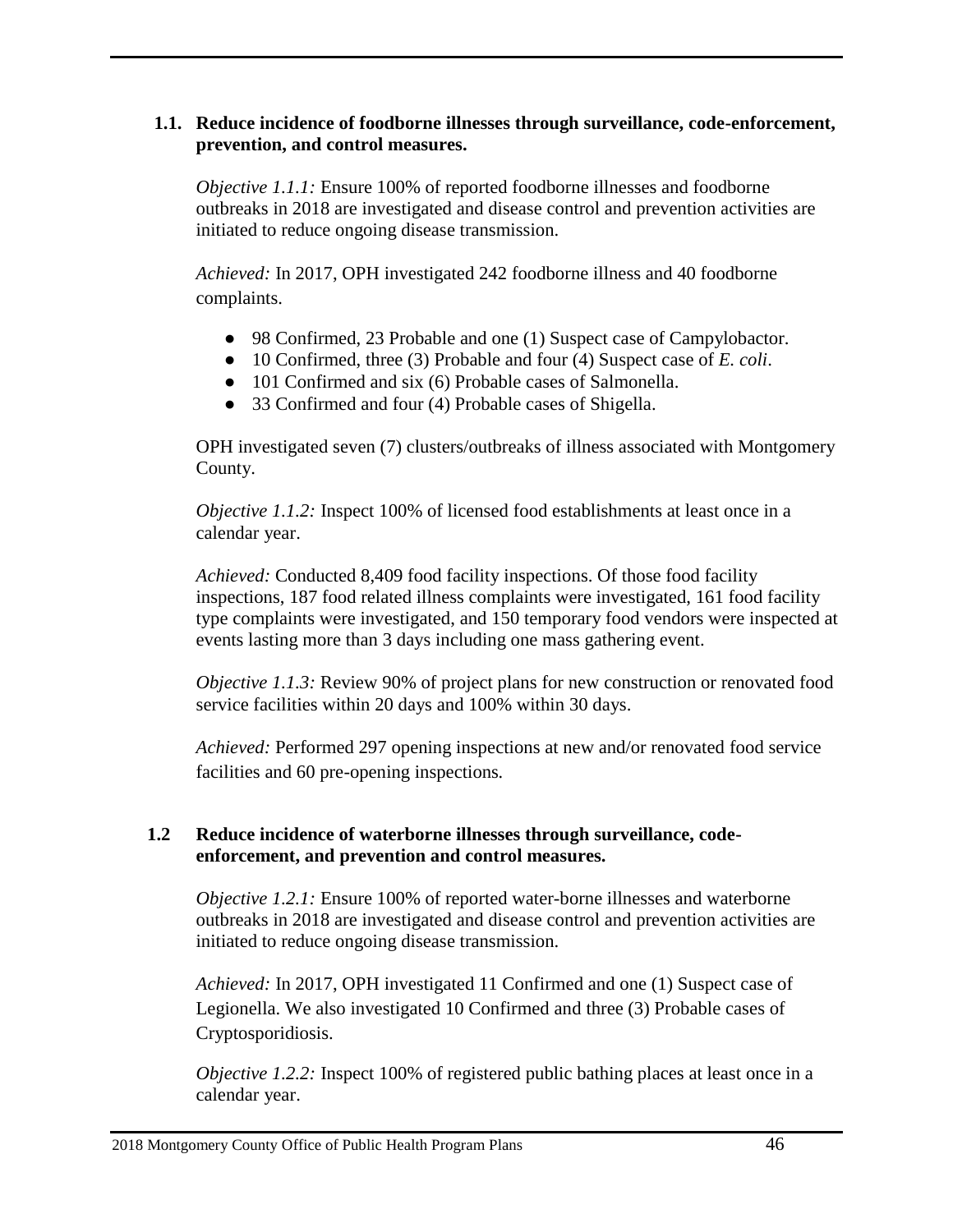### 1.1. Reduce incidence of foodborne illnesses through surveillance, code-enforcement, prevention, and control measures.

*Objective 1.1.1:* Ensure 100% of reported foodborne illnesses and foodborne outbreaks in 2018 are investigated and disease control and prevention activities are initiated to reduce ongoing disease transmission.

*Achieved:* In 2017, OPH investigated 242 foodborne illness and 40 foodborne complaints.

- 98 Confirmed, 23 Probable and one (1) Suspect case of Campylobactor.
- 10 Confirmed, three (3) Probable and four (4) Suspect case of *E. coli*.
- 101 Confirmed and six (6) Probable cases of Salmonella.
- 33 Confirmed and four (4) Probable cases of Shigella.

OPH investigated seven (7) clusters/outbreaks of illness associated with Montgomery County.

*Objective 1.1.2:* Inspect 100% of licensed food establishments at least once in a calendar year.

*Achieved:* Conducted 8,409 food facility inspections. Of those food facility inspections, 187 food related illness complaints were investigated, 161 food facility type complaints were investigated, and 150 temporary food vendors were inspected at events lasting more than 3 days including one mass gathering event.

*Objective 1.1.3:* Review 90% of project plans for new construction or renovated food service facilities within 20 days and 100% within 30 days.

*Achieved:* Performed 297 opening inspections at new and/or renovated food service facilities and 60 pre-opening inspections.

### 1.2 Reduce incidence of waterborne illnesses through surveillance, code-enforcement, and prevention and control measures.

*Objective 1.2.1:* Ensure 100% of reported water-borne illnesses and waterborne outbreaks in 2018 are investigated and disease control and prevention activities are initiated to reduce ongoing disease transmission.

*Achieved:* In 2017, OPH investigated 11 Confirmed and one (1) Suspect case of Legionella. We also investigated 10 Confirmed and three (3) Probable cases of Cryptosporidiosis.

*Objective 1.2.2:* Inspect 100% of registered public bathing places at least once in a calendar year.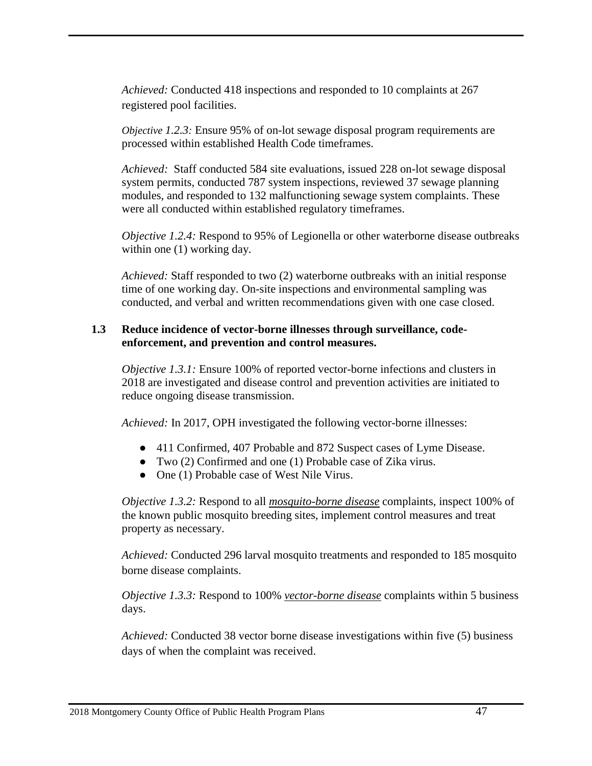*Achieved:* Conducted 418 inspections and responded to 10 complaints at 267 registered pool facilities.

*Objective 1.2.3:* Ensure 95% of on-lot sewage disposal program requirements are processed within established Health Code timeframes.

*Achieved:* Staff conducted 584 site evaluations, issued 228 on-lot sewage disposal system permits, conducted 787 system inspections, reviewed 37 sewage planning modules, and responded to 132 malfunctioning sewage system complaints. These were all conducted within established regulatory timeframes.

*Objective 1.2.4:* Respond to 95% of Legionella or other waterborne disease outbreaks within one (1) working day.

*Achieved:* Staff responded to two (2) waterborne outbreaks with an initial response time of one working day. On-site inspections and environmental sampling was conducted, and verbal and written recommendations given with one case closed.

**1.3 Reduce incidence of vector-borne illnesses through surveillance, code-enforcement, and prevention and control measures.**

*Objective 1.3.1:* Ensure 100% of reported vector-borne infections and clusters in 2018 are investigated and disease control and prevention activities are initiated to reduce ongoing disease transmission.

*Achieved:* In 2017, OPH investigated the following vector-borne illnesses:

- 411 Confirmed, 407 Probable and 872 Suspect cases of Lyme Disease.
- Two (2) Confirmed and one (1) Probable case of Zika virus.
- One (1) Probable case of West Nile Virus.

*Objective 1.3.2:* Respond to all ***mosquito-borne disease*** complaints, inspect 100% of the known public mosquito breeding sites, implement control measures and treat property as necessary.

*Achieved:* Conducted 296 larval mosquito treatments and responded to 185 mosquito borne disease complaints.

*Objective 1.3.3:* Respond to 100% ***vector-borne disease*** complaints within 5 business days.

*Achieved:* Conducted 38 vector borne disease investigations within five (5) business days of when the complaint was received.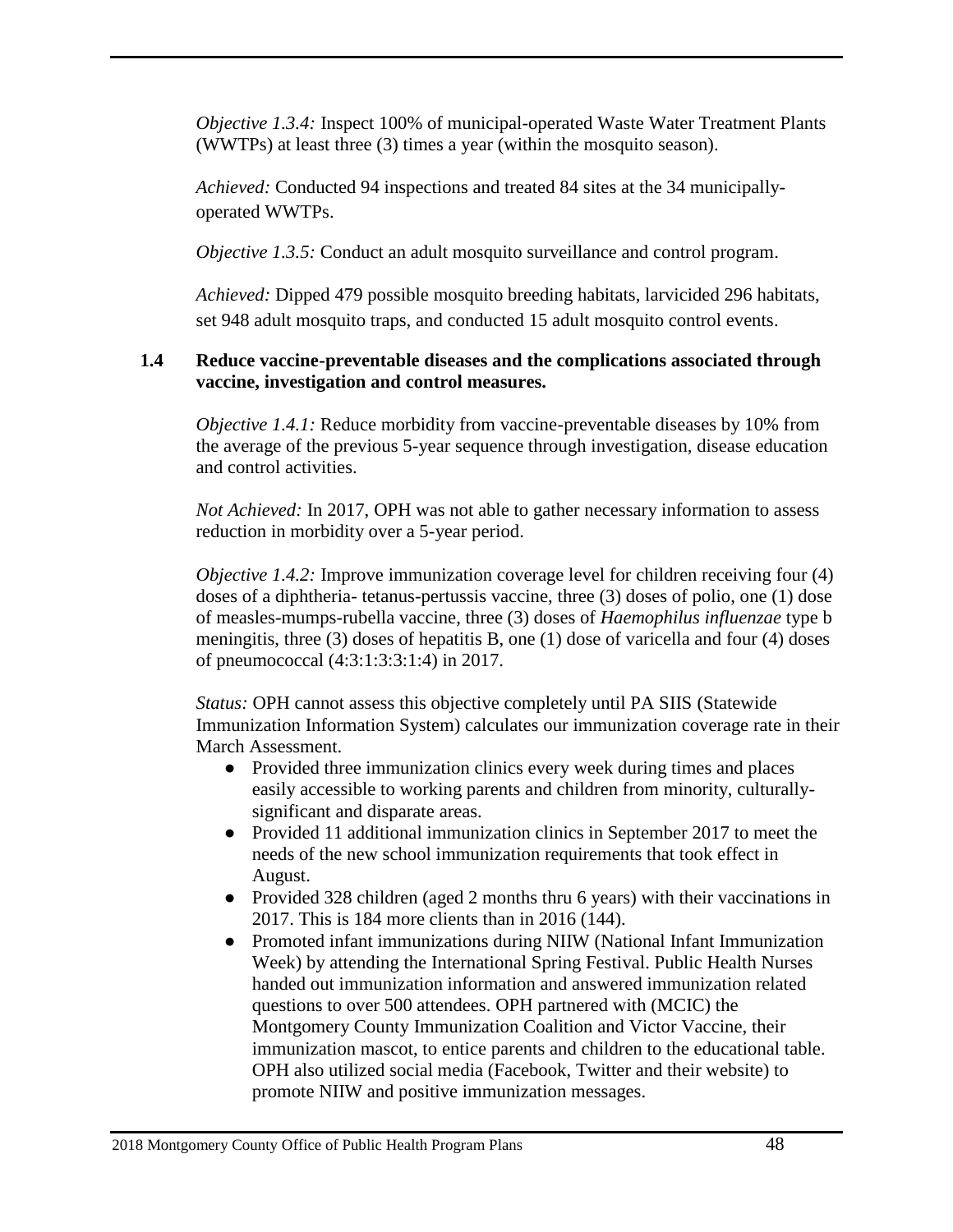*Objective 1.3.4:* Inspect 100% of municipal-operated Waste Water Treatment Plants (WWTPs) at least three (3) times a year (within the mosquito season).

*Achieved:* Conducted 94 inspections and treated 84 sites at the 34 municipally-operated WWTPs.

*Objective 1.3.5:* Conduct an adult mosquito surveillance and control program.

*Achieved:* Dipped 479 possible mosquito breeding habitats, larvicided 296 habitats, set 948 adult mosquito traps, and conducted 15 adult mosquito control events.

**1.4 Reduce vaccine-preventable diseases and the complications associated through vaccine, investigation and control measures.**

*Objective 1.4.1:* Reduce morbidity from vaccine-preventable diseases by 10% from the average of the previous 5-year sequence through investigation, disease education and control activities.

*Not Achieved:* In 2017, OPH was not able to gather necessary information to assess reduction in morbidity over a 5-year period.

*Objective 1.4.2:* Improve immunization coverage level for children receiving four (4) doses of a diphtheria- tetanus-pertussis vaccine, three (3) doses of polio, one (1) dose of measles-mumps-rubella vaccine, three (3) doses of *Haemophilus influenzae* type b meningitis, three (3) doses of hepatitis B, one (1) dose of varicella and four (4) doses of pneumococcal (4:3:1:3:3:1:4) in 2017.

*Status:* OPH cannot assess this objective completely until PA SIIS (Statewide Immunization Information System) calculates our immunization coverage rate in their March Assessment.

- Provided three immunization clinics every week during times and places easily accessible to working parents and children from minority, culturally-significant and disparate areas.
- Provided 11 additional immunization clinics in September 2017 to meet the needs of the new school immunization requirements that took effect in August.
- Provided 328 children (aged 2 months thru 6 years) with their vaccinations in 2017. This is 184 more clients than in 2016 (144).
- Promoted infant immunizations during NIIW (National Infant Immunization Week) by attending the International Spring Festival. Public Health Nurses handed out immunization information and answered immunization related questions to over 500 attendees. OPH partnered with (MCIC) the Montgomery County Immunization Coalition and Victor Vaccine, their immunization mascot, to entice parents and children to the educational table. OPH also utilized social media (Facebook, Twitter and their website) to promote NIIW and positive immunization messages.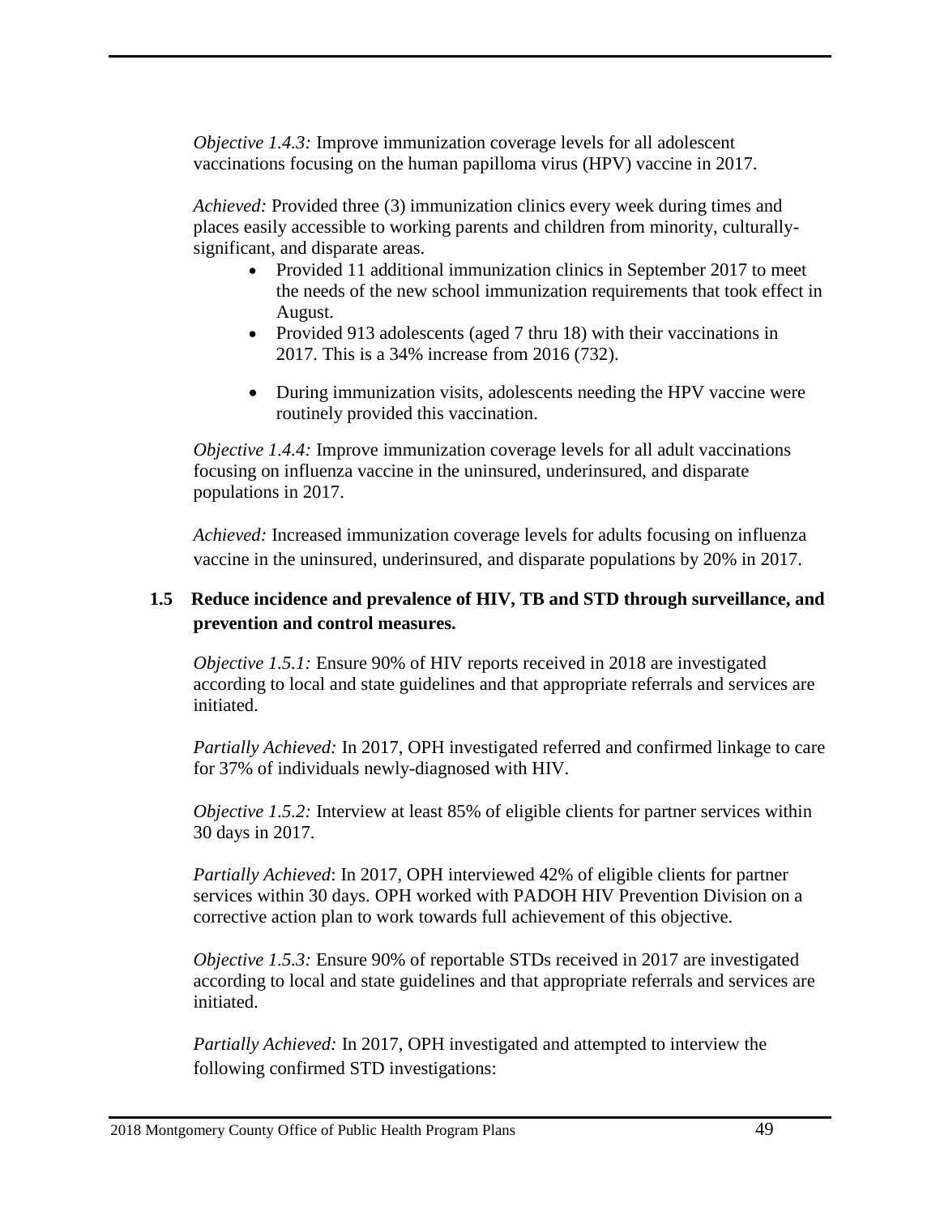*Objective 1.4.3:* Improve immunization coverage levels for all adolescent vaccinations focusing on the human papilloma virus (HPV) vaccine in 2017.

*Achieved:* Provided three (3) immunization clinics every week during times and places easily accessible to working parents and children from minority, culturally-significant, and disparate areas.

- Provided 11 additional immunization clinics in September 2017 to meet the needs of the new school immunization requirements that took effect in August.
- Provided 913 adolescents (aged 7 thru 18) with their vaccinations in 2017. This is a 34% increase from 2016 (732).
- During immunization visits, adolescents needing the HPV vaccine were routinely provided this vaccination.

*Objective 1.4.4:* Improve immunization coverage levels for all adult vaccinations focusing on influenza vaccine in the uninsured, underinsured, and disparate populations in 2017.

*Achieved:* Increased immunization coverage levels for adults focusing on influenza vaccine in the uninsured, underinsured, and disparate populations by 20% in 2017.

### 1.5 Reduce incidence and prevalence of HIV, TB and STD through surveillance, and prevention and control measures.

*Objective 1.5.1:* Ensure 90% of HIV reports received in 2018 are investigated according to local and state guidelines and that appropriate referrals and services are initiated.

*Partially Achieved:* In 2017, OPH investigated referred and confirmed linkage to care for 37% of individuals newly-diagnosed with HIV.

*Objective 1.5.2:* Interview at least 85% of eligible clients for partner services within 30 days in 2017.

*Partially Achieved*: In 2017, OPH interviewed 42% of eligible clients for partner services within 30 days. OPH worked with PADOH HIV Prevention Division on a corrective action plan to work towards full achievement of this objective.

*Objective 1.5.3:* Ensure 90% of reportable STDs received in 2017 are investigated according to local and state guidelines and that appropriate referrals and services are initiated.

*Partially Achieved:* In 2017, OPH investigated and attempted to interview the following confirmed STD investigations: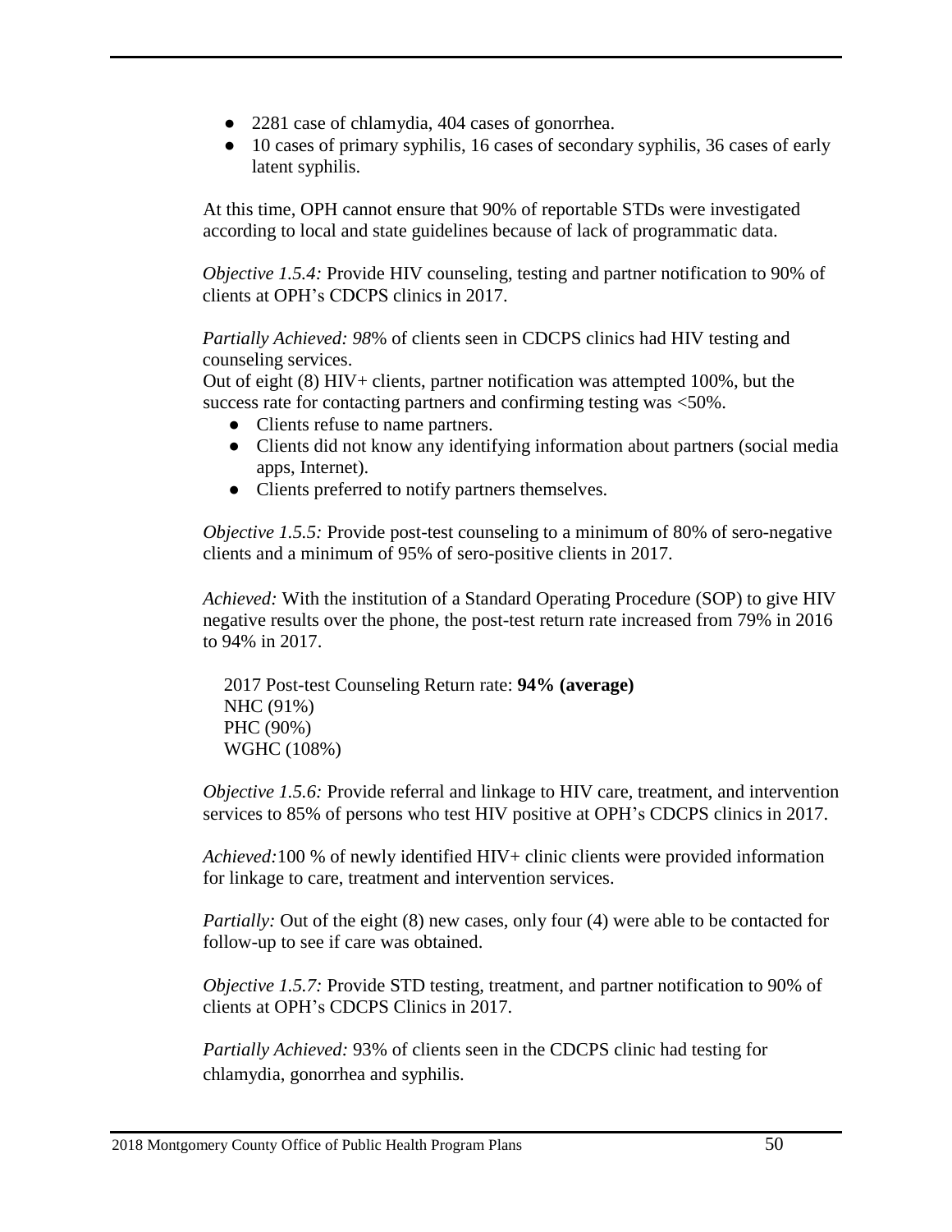- 2281 case of chlamydia, 404 cases of gonorrhea.
- 10 cases of primary syphilis, 16 cases of secondary syphilis, 36 cases of early latent syphilis.

At this time, OPH cannot ensure that 90% of reportable STDs were investigated according to local and state guidelines because of lack of programmatic data.

*Objective 1.5.4:* Provide HIV counseling, testing and partner notification to 90% of clients at OPH's CDCPS clinics in 2017.

*Partially Achieved: 98*% of clients seen in CDCPS clinics had HIV testing and counseling services.
Out of eight (8) HIV+ clients, partner notification was attempted 100%, but the success rate for contacting partners and confirming testing was <50%.

- Clients refuse to name partners.
- Clients did not know any identifying information about partners (social media apps, Internet).
- Clients preferred to notify partners themselves.

*Objective 1.5.5:* Provide post-test counseling to a minimum of 80% of sero-negative clients and a minimum of 95% of sero-positive clients in 2017.

*Achieved:* With the institution of a Standard Operating Procedure (SOP) to give HIV negative results over the phone, the post-test return rate increased from 79% in 2016 to 94% in 2017.

2017 Post-test Counseling Return rate: **94% (average)**
NHC (91%)
PHC (90%)
WGHC (108%)

*Objective 1.5.6:* Provide referral and linkage to HIV care, treatment, and intervention services to 85% of persons who test HIV positive at OPH's CDCPS clinics in 2017.

*Achieved:*100 % of newly identified HIV+ clinic clients were provided information for linkage to care, treatment and intervention services.

*Partially:* Out of the eight (8) new cases, only four (4) were able to be contacted for follow-up to see if care was obtained.

*Objective 1.5.7:* Provide STD testing, treatment, and partner notification to 90% of clients at OPH's CDCPS Clinics in 2017.

*Partially Achieved:* 93% of clients seen in the CDCPS clinic had testing for chlamydia, gonorrhea and syphilis.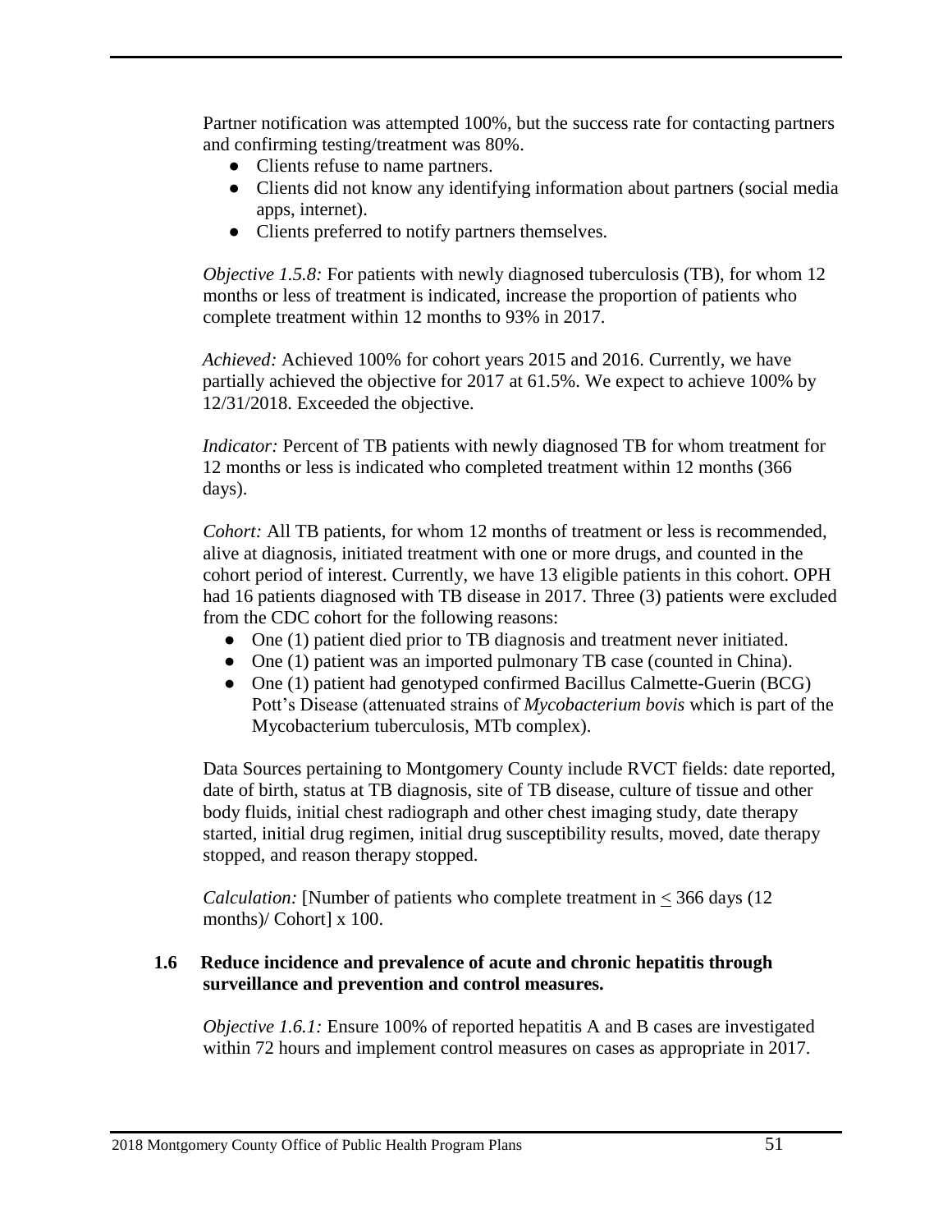Partner notification was attempted 100%, but the success rate for contacting partners and confirming testing/treatment was 80%.

- Clients refuse to name partners.
- Clients did not know any identifying information about partners (social media apps, internet).
- Clients preferred to notify partners themselves.

*Objective 1.5.8:* For patients with newly diagnosed tuberculosis (TB), for whom 12 months or less of treatment is indicated, increase the proportion of patients who complete treatment within 12 months to 93% in 2017.

*Achieved:* Achieved 100% for cohort years 2015 and 2016. Currently, we have partially achieved the objective for 2017 at 61.5%. We expect to achieve 100% by 12/31/2018. Exceeded the objective.

*Indicator:* Percent of TB patients with newly diagnosed TB for whom treatment for 12 months or less is indicated who completed treatment within 12 months (366 days).

*Cohort:* All TB patients, for whom 12 months of treatment or less is recommended, alive at diagnosis, initiated treatment with one or more drugs, and counted in the cohort period of interest. Currently, we have 13 eligible patients in this cohort. OPH had 16 patients diagnosed with TB disease in 2017. Three (3) patients were excluded from the CDC cohort for the following reasons:

- One (1) patient died prior to TB diagnosis and treatment never initiated.
- One (1) patient was an imported pulmonary TB case (counted in China).
- One (1) patient had genotyped confirmed Bacillus Calmette-Guerin (BCG) Pott's Disease (attenuated strains of *Mycobacterium bovis* which is part of the Mycobacterium tuberculosis, MTb complex).

Data Sources pertaining to Montgomery County include RVCT fields: date reported, date of birth, status at TB diagnosis, site of TB disease, culture of tissue and other body fluids, initial chest radiograph and other chest imaging study, date therapy started, initial drug regimen, initial drug susceptibility results, moved, date therapy stopped, and reason therapy stopped.

*Calculation:* [Number of patients who complete treatment in $\leq$ 366 days (12 months)/ Cohort] x 100.

### 1.6 Reduce incidence and prevalence of acute and chronic hepatitis through surveillance and prevention and control measures.

*Objective 1.6.1:* Ensure 100% of reported hepatitis A and B cases are investigated within 72 hours and implement control measures on cases as appropriate in 2017.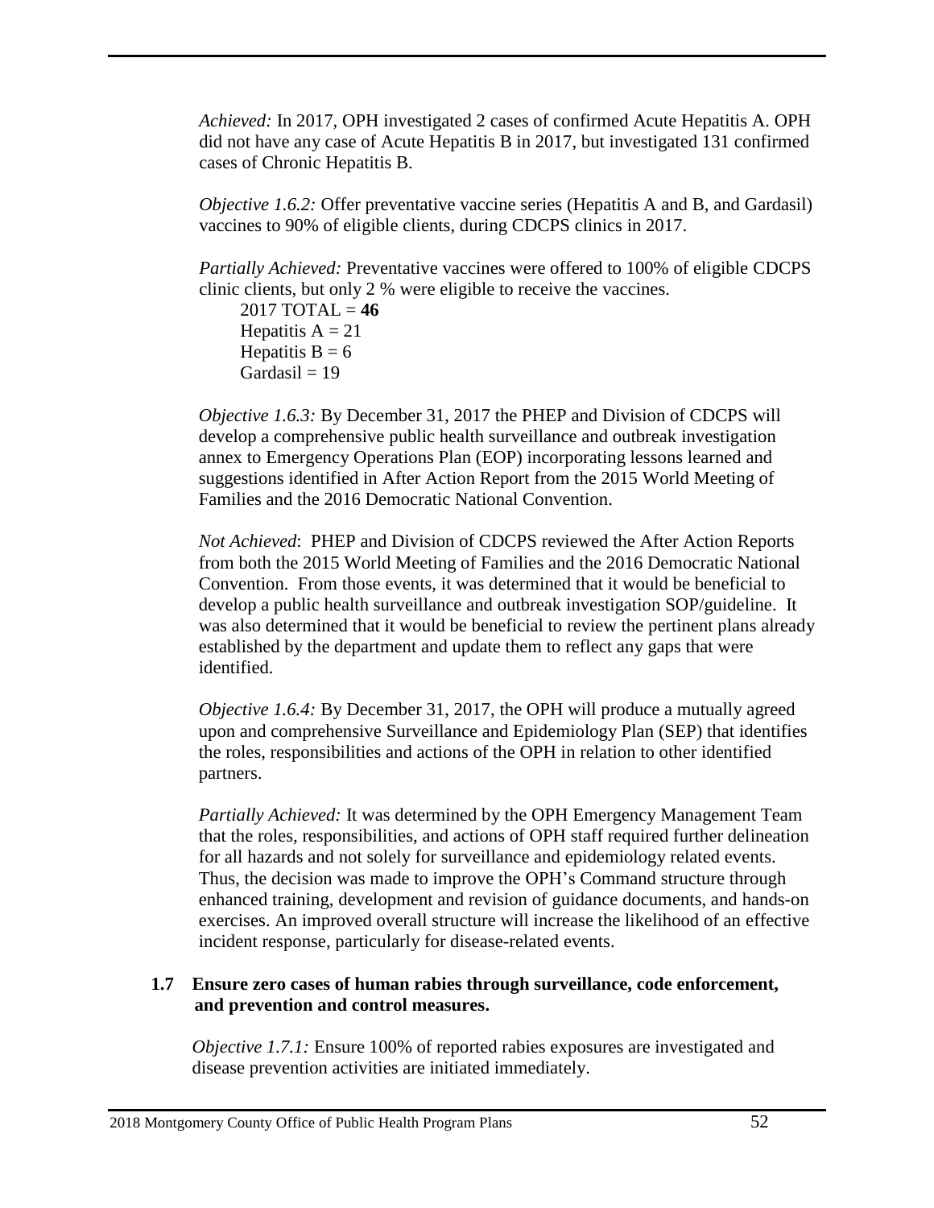*Achieved:* In 2017, OPH investigated 2 cases of confirmed Acute Hepatitis A. OPH did not have any case of Acute Hepatitis B in 2017, but investigated 131 confirmed cases of Chronic Hepatitis B.

*Objective 1.6.2:* Offer preventative vaccine series (Hepatitis A and B, and Gardasil) vaccines to 90% of eligible clients, during CDCPS clinics in 2017.

*Partially Achieved:* Preventative vaccines were offered to 100% of eligible CDCPS clinic clients, but only 2 % were eligible to receive the vaccines.

2017 TOTAL = **46**
Hepatitis A = 21
Hepatitis B = 6
Gardasil = 19

*Objective 1.6.3:* By December 31, 2017 the PHEP and Division of CDCPS will develop a comprehensive public health surveillance and outbreak investigation annex to Emergency Operations Plan (EOP) incorporating lessons learned and suggestions identified in After Action Report from the 2015 World Meeting of Families and the 2016 Democratic National Convention.

*Not Achieved*: PHEP and Division of CDCPS reviewed the After Action Reports from both the 2015 World Meeting of Families and the 2016 Democratic National Convention. From those events, it was determined that it would be beneficial to develop a public health surveillance and outbreak investigation SOP/guideline. It was also determined that it would be beneficial to review the pertinent plans already established by the department and update them to reflect any gaps that were identified.

*Objective 1.6.4:* By December 31, 2017, the OPH will produce a mutually agreed upon and comprehensive Surveillance and Epidemiology Plan (SEP) that identifies the roles, responsibilities and actions of the OPH in relation to other identified partners.

*Partially Achieved:* It was determined by the OPH Emergency Management Team that the roles, responsibilities, and actions of OPH staff required further delineation for all hazards and not solely for surveillance and epidemiology related events. Thus, the decision was made to improve the OPH's Command structure through enhanced training, development and revision of guidance documents, and hands-on exercises. An improved overall structure will increase the likelihood of an effective incident response, particularly for disease-related events.

**1.7 Ensure zero cases of human rabies through surveillance, code enforcement, and prevention and control measures.**

*Objective 1.7.1:* Ensure 100% of reported rabies exposures are investigated and disease prevention activities are initiated immediately.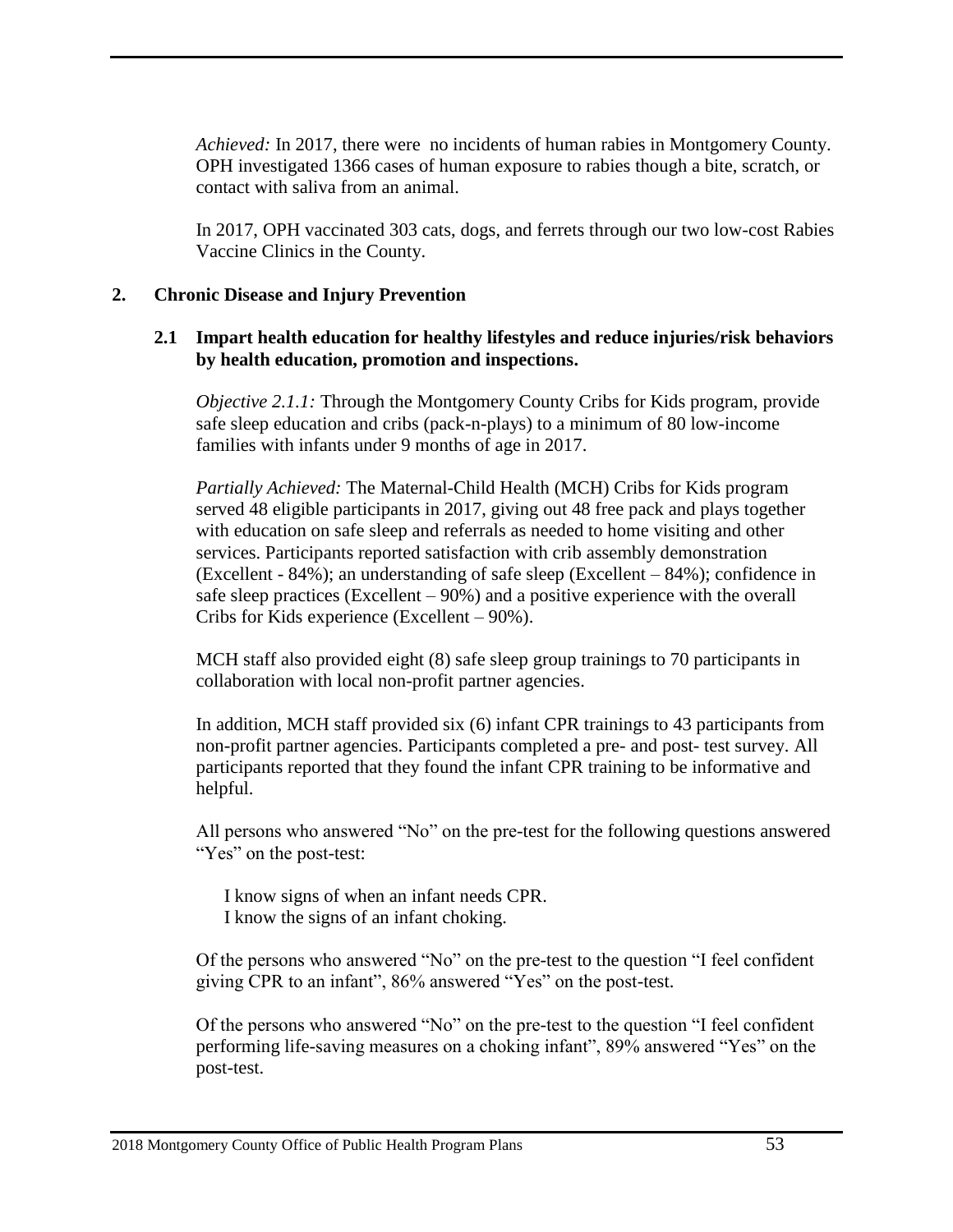*Achieved:* In 2017, there were no incidents of human rabies in Montgomery County. OPH investigated 1366 cases of human exposure to rabies though a bite, scratch, or contact with saliva from an animal.

In 2017, OPH vaccinated 303 cats, dogs, and ferrets through our two low-cost Rabies Vaccine Clinics in the County.

## 2. Chronic Disease and Injury Prevention

### 2.1 Impart health education for healthy lifestyles and reduce injuries/risk behaviors by health education, promotion and inspections.

*Objective 2.1.1:* Through the Montgomery County Cribs for Kids program, provide safe sleep education and cribs (pack-n-plays) to a minimum of 80 low-income families with infants under 9 months of age in 2017.

*Partially Achieved:* The Maternal-Child Health (MCH) Cribs for Kids program served 48 eligible participants in 2017, giving out 48 free pack and plays together with education on safe sleep and referrals as needed to home visiting and other services. Participants reported satisfaction with crib assembly demonstration (Excellent - 84%); an understanding of safe sleep (Excellent – 84%); confidence in safe sleep practices (Excellent – 90%) and a positive experience with the overall Cribs for Kids experience (Excellent – 90%).

MCH staff also provided eight (8) safe sleep group trainings to 70 participants in collaboration with local non-profit partner agencies.

In addition, MCH staff provided six (6) infant CPR trainings to 43 participants from non-profit partner agencies. Participants completed a pre- and post- test survey. All participants reported that they found the infant CPR training to be informative and helpful.

All persons who answered "No" on the pre-test for the following questions answered "Yes" on the post-test:

I know signs of when an infant needs CPR.
I know the signs of an infant choking.

Of the persons who answered "No" on the pre-test to the question "I feel confident giving CPR to an infant", 86% answered "Yes" on the post-test.

Of the persons who answered "No" on the pre-test to the question "I feel confident performing life-saving measures on a choking infant", 89% answered "Yes" on the post-test.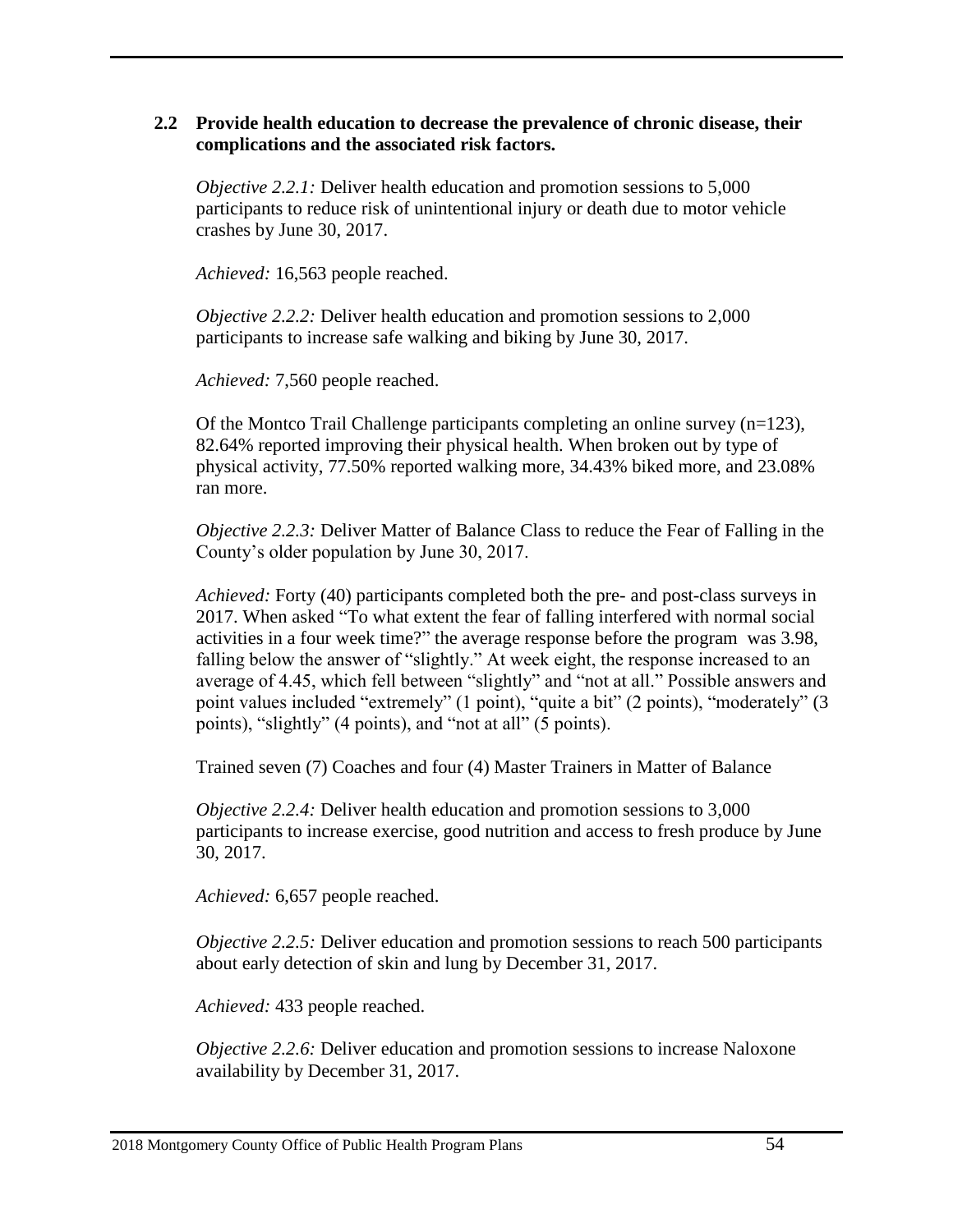### 2.2 Provide health education to decrease the prevalence of chronic disease, their complications and the associated risk factors.

*Objective 2.2.1:* Deliver health education and promotion sessions to 5,000 participants to reduce risk of unintentional injury or death due to motor vehicle crashes by June 30, 2017.

*Achieved:* 16,563 people reached.

*Objective 2.2.2:* Deliver health education and promotion sessions to 2,000 participants to increase safe walking and biking by June 30, 2017.

*Achieved:* 7,560 people reached.

Of the Montco Trail Challenge participants completing an online survey (n=123), 82.64% reported improving their physical health. When broken out by type of physical activity, 77.50% reported walking more, 34.43% biked more, and 23.08% ran more.

*Objective 2.2.3:* Deliver Matter of Balance Class to reduce the Fear of Falling in the County's older population by June 30, 2017.

*Achieved:* Forty (40) participants completed both the pre- and post-class surveys in 2017. When asked "To what extent the fear of falling interfered with normal social activities in a four week time?" the average response before the program was 3.98, falling below the answer of "slightly." At week eight, the response increased to an average of 4.45, which fell between "slightly" and "not at all." Possible answers and point values included "extremely" (1 point), "quite a bit" (2 points), "moderately" (3 points), "slightly" (4 points), and "not at all" (5 points).

Trained seven (7) Coaches and four (4) Master Trainers in Matter of Balance

*Objective 2.2.4:* Deliver health education and promotion sessions to 3,000 participants to increase exercise, good nutrition and access to fresh produce by June 30, 2017.

*Achieved:* 6,657 people reached.

*Objective 2.2.5:* Deliver education and promotion sessions to reach 500 participants about early detection of skin and lung by December 31, 2017.

*Achieved:* 433 people reached.

*Objective 2.2.6:* Deliver education and promotion sessions to increase Naloxone availability by December 31, 2017.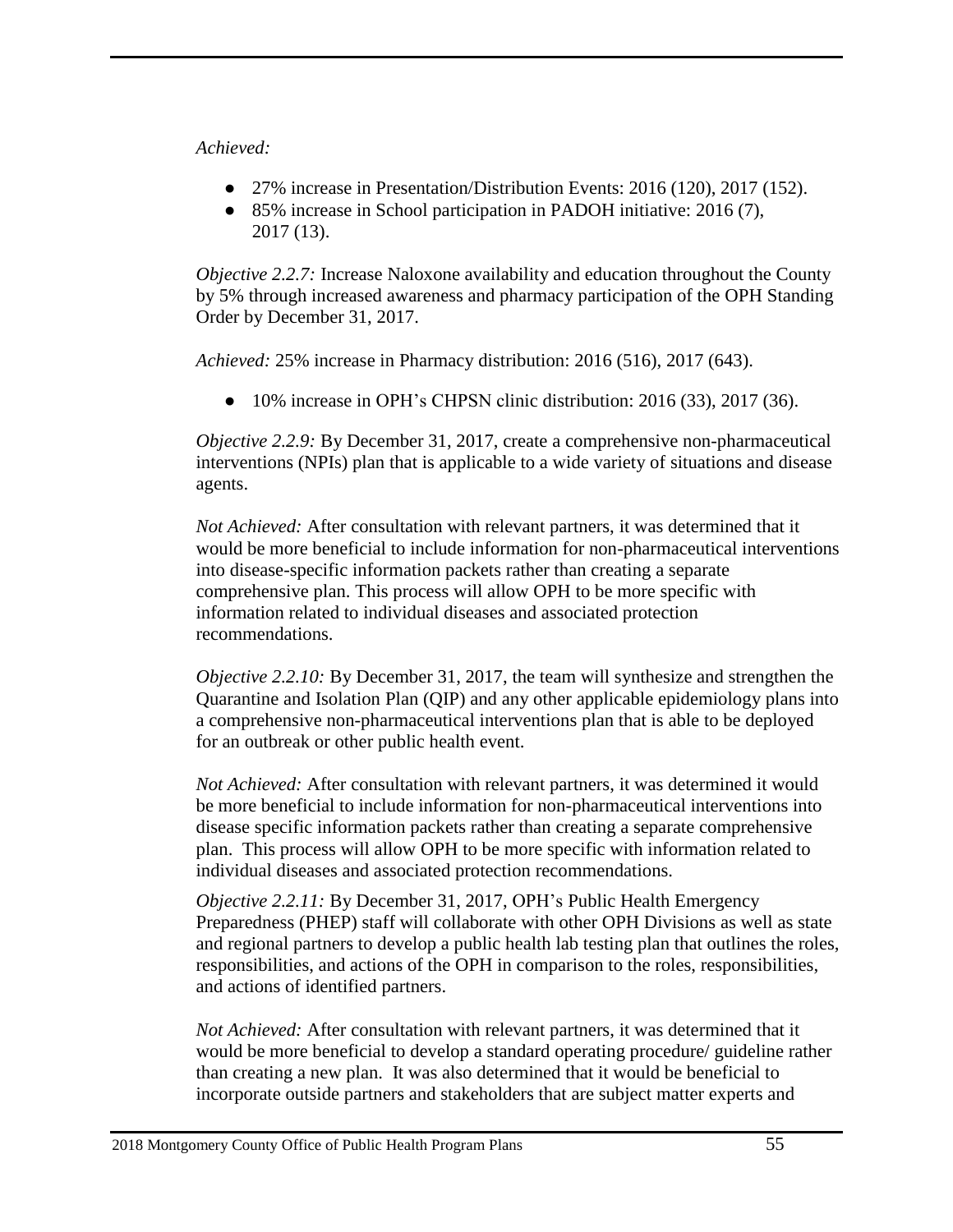*Achieved:*

- 27% increase in Presentation/Distribution Events: 2016 (120), 2017 (152).
- 85% increase in School participation in PADOH initiative: 2016 (7), 2017 (13).

*Objective 2.2.7:* Increase Naloxone availability and education throughout the County by 5% through increased awareness and pharmacy participation of the OPH Standing Order by December 31, 2017.

*Achieved:* 25% increase in Pharmacy distribution: 2016 (516), 2017 (643).

- 10% increase in OPH's CHPSN clinic distribution: 2016 (33), 2017 (36).

*Objective 2.2.9:* By December 31, 2017, create a comprehensive non-pharmaceutical interventions (NPIs) plan that is applicable to a wide variety of situations and disease agents.

*Not Achieved:* After consultation with relevant partners, it was determined that it would be more beneficial to include information for non-pharmaceutical interventions into disease-specific information packets rather than creating a separate comprehensive plan. This process will allow OPH to be more specific with information related to individual diseases and associated protection recommendations.

*Objective 2.2.10:* By December 31, 2017, the team will synthesize and strengthen the Quarantine and Isolation Plan (QIP) and any other applicable epidemiology plans into a comprehensive non-pharmaceutical interventions plan that is able to be deployed for an outbreak or other public health event.

*Not Achieved:* After consultation with relevant partners, it was determined it would be more beneficial to include information for non-pharmaceutical interventions into disease specific information packets rather than creating a separate comprehensive plan. This process will allow OPH to be more specific with information related to individual diseases and associated protection recommendations.

*Objective 2.2.11:* By December 31, 2017, OPH's Public Health Emergency Preparedness (PHEP) staff will collaborate with other OPH Divisions as well as state and regional partners to develop a public health lab testing plan that outlines the roles, responsibilities, and actions of the OPH in comparison to the roles, responsibilities, and actions of identified partners.

*Not Achieved:* After consultation with relevant partners, it was determined that it would be more beneficial to develop a standard operating procedure/ guideline rather than creating a new plan. It was also determined that it would be beneficial to incorporate outside partners and stakeholders that are subject matter experts and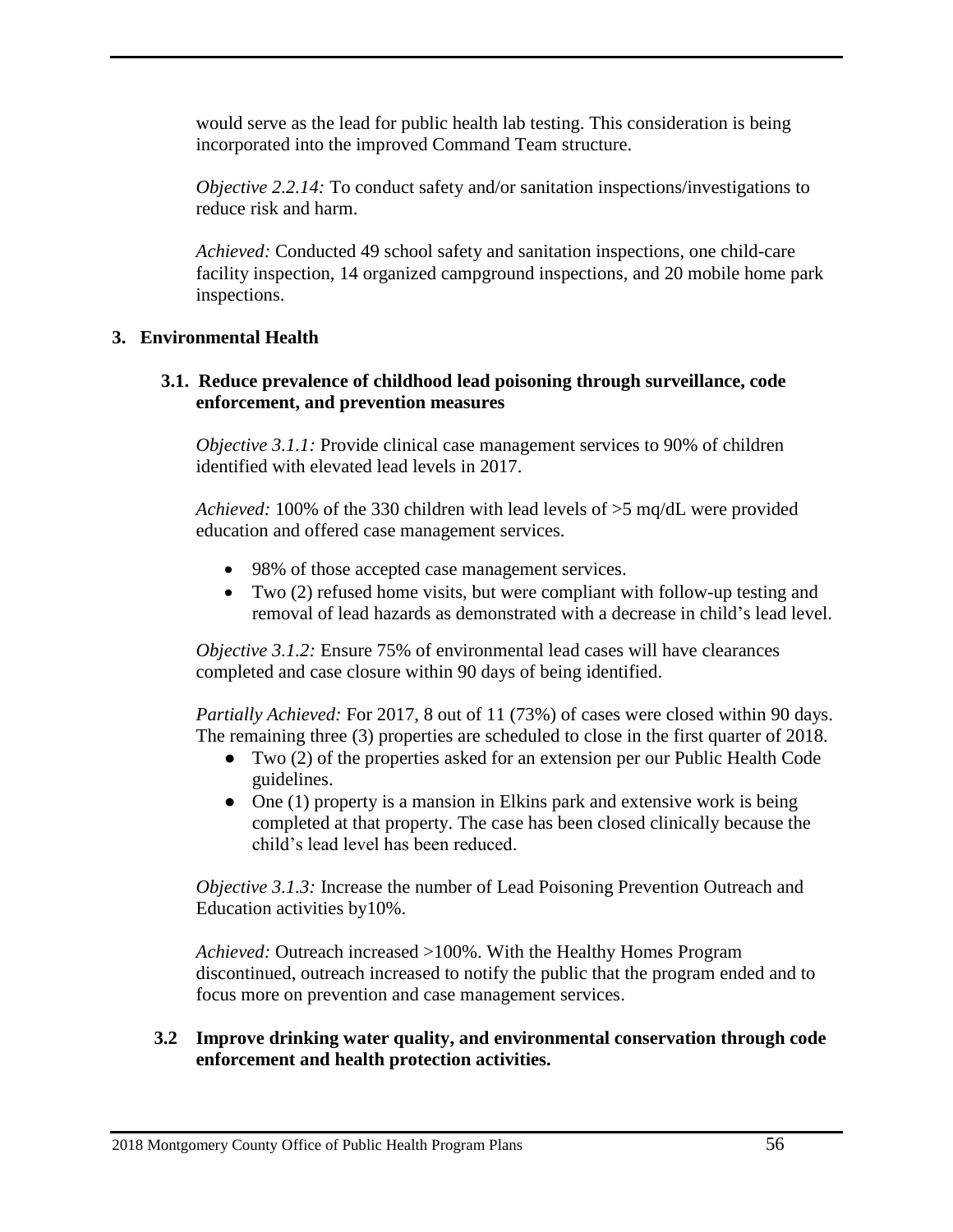would serve as the lead for public health lab testing. This consideration is being incorporated into the improved Command Team structure.

*Objective 2.2.14:* To conduct safety and/or sanitation inspections/investigations to reduce risk and harm.

*Achieved:* Conducted 49 school safety and sanitation inspections, one child-care facility inspection, 14 organized campground inspections, and 20 mobile home park inspections.

## 3. Environmental Health

### 3.1. Reduce prevalence of childhood lead poisoning through surveillance, code enforcement, and prevention measures

*Objective 3.1.1:* Provide clinical case management services to 90% of children identified with elevated lead levels in 2017.

*Achieved:* 100% of the 330 children with lead levels of >5 mq/dL were provided education and offered case management services.

- 98% of those accepted case management services.
- Two (2) refused home visits, but were compliant with follow-up testing and removal of lead hazards as demonstrated with a decrease in child's lead level.

*Objective 3.1.2:* Ensure 75% of environmental lead cases will have clearances completed and case closure within 90 days of being identified.

*Partially Achieved:* For 2017, 8 out of 11 (73%) of cases were closed within 90 days. The remaining three (3) properties are scheduled to close in the first quarter of 2018.

- Two (2) of the properties asked for an extension per our Public Health Code guidelines.
- One (1) property is a mansion in Elkins park and extensive work is being completed at that property. The case has been closed clinically because the child's lead level has been reduced.

*Objective 3.1.3:* Increase the number of Lead Poisoning Prevention Outreach and Education activities by10%.

*Achieved:* Outreach increased >100%. With the Healthy Homes Program discontinued, outreach increased to notify the public that the program ended and to focus more on prevention and case management services.

### 3.2 Improve drinking water quality, and environmental conservation through code enforcement and health protection activities.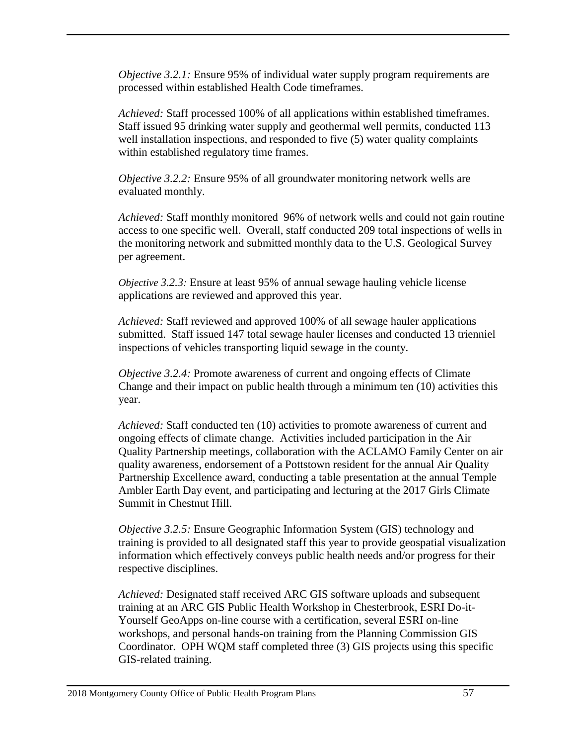*Objective 3.2.1:* Ensure 95% of individual water supply program requirements are processed within established Health Code timeframes.

*Achieved:* Staff processed 100% of all applications within established timeframes. Staff issued 95 drinking water supply and geothermal well permits, conducted 113 well installation inspections, and responded to five (5) water quality complaints within established regulatory time frames.

*Objective 3.2.2:* Ensure 95% of all groundwater monitoring network wells are evaluated monthly.

*Achieved:* Staff monthly monitored 96% of network wells and could not gain routine access to one specific well. Overall, staff conducted 209 total inspections of wells in the monitoring network and submitted monthly data to the U.S. Geological Survey per agreement.

*Objective 3.2.3:* Ensure at least 95% of annual sewage hauling vehicle license applications are reviewed and approved this year.

*Achieved:* Staff reviewed and approved 100% of all sewage hauler applications submitted. Staff issued 147 total sewage hauler licenses and conducted 13 trienniel inspections of vehicles transporting liquid sewage in the county.

*Objective 3.2.4:* Promote awareness of current and ongoing effects of Climate Change and their impact on public health through a minimum ten (10) activities this year.

*Achieved:* Staff conducted ten (10) activities to promote awareness of current and ongoing effects of climate change. Activities included participation in the Air Quality Partnership meetings, collaboration with the ACLAMO Family Center on air quality awareness, endorsement of a Pottstown resident for the annual Air Quality Partnership Excellence award, conducting a table presentation at the annual Temple Ambler Earth Day event, and participating and lecturing at the 2017 Girls Climate Summit in Chestnut Hill.

*Objective 3.2.5:* Ensure Geographic Information System (GIS) technology and training is provided to all designated staff this year to provide geospatial visualization information which effectively conveys public health needs and/or progress for their respective disciplines.

*Achieved:* Designated staff received ARC GIS software uploads and subsequent training at an ARC GIS Public Health Workshop in Chesterbrook, ESRI Do-it-Yourself GeoApps on-line course with a certification, several ESRI on-line workshops, and personal hands-on training from the Planning Commission GIS Coordinator. OPH WQM staff completed three (3) GIS projects using this specific GIS-related training.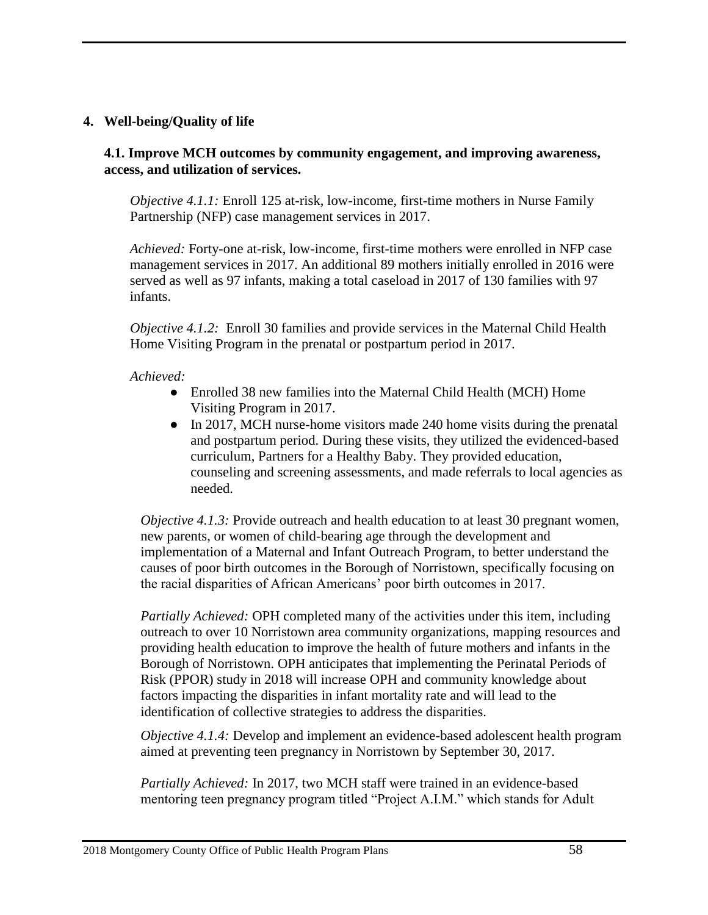## 4. Well-being/Quality of life

### 4.1. Improve MCH outcomes by community engagement, and improving awareness, access, and utilization of services.

*Objective 4.1.1:* Enroll 125 at-risk, low-income, first-time mothers in Nurse Family Partnership (NFP) case management services in 2017.

*Achieved:* Forty-one at-risk, low-income, first-time mothers were enrolled in NFP case management services in 2017. An additional 89 mothers initially enrolled in 2016 were served as well as 97 infants, making a total caseload in 2017 of 130 families with 97 infants.

*Objective 4.1.2:* Enroll 30 families and provide services in the Maternal Child Health Home Visiting Program in the prenatal or postpartum period in 2017.

*Achieved:*

- Enrolled 38 new families into the Maternal Child Health (MCH) Home Visiting Program in 2017.
- In 2017, MCH nurse-home visitors made 240 home visits during the prenatal and postpartum period. During these visits, they utilized the evidenced-based curriculum, Partners for a Healthy Baby. They provided education, counseling and screening assessments, and made referrals to local agencies as needed.

*Objective 4.1.3:* Provide outreach and health education to at least 30 pregnant women, new parents, or women of child-bearing age through the development and implementation of a Maternal and Infant Outreach Program, to better understand the causes of poor birth outcomes in the Borough of Norristown, specifically focusing on the racial disparities of African Americans' poor birth outcomes in 2017.

*Partially Achieved:* OPH completed many of the activities under this item, including outreach to over 10 Norristown area community organizations, mapping resources and providing health education to improve the health of future mothers and infants in the Borough of Norristown. OPH anticipates that implementing the Perinatal Periods of Risk (PPOR) study in 2018 will increase OPH and community knowledge about factors impacting the disparities in infant mortality rate and will lead to the identification of collective strategies to address the disparities.

*Objective 4.1.4:* Develop and implement an evidence-based adolescent health program aimed at preventing teen pregnancy in Norristown by September 30, 2017.

*Partially Achieved:* In 2017, two MCH staff were trained in an evidence-based mentoring teen pregnancy program titled "Project A.I.M." which stands for Adult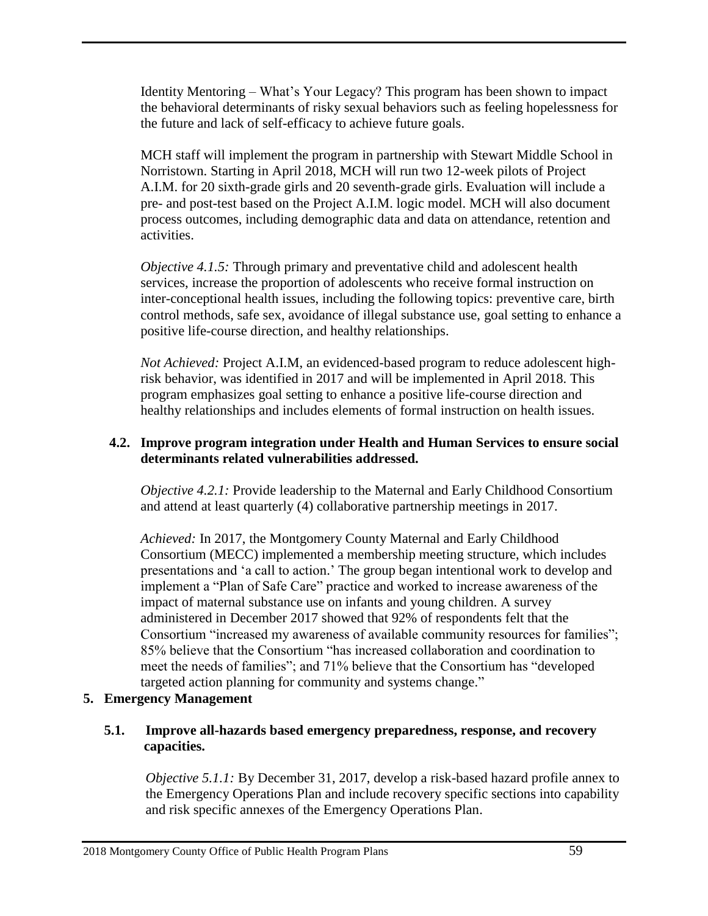Identity Mentoring – What's Your Legacy? This program has been shown to impact the behavioral determinants of risky sexual behaviors such as feeling hopelessness for the future and lack of self-efficacy to achieve future goals.

MCH staff will implement the program in partnership with Stewart Middle School in Norristown. Starting in April 2018, MCH will run two 12-week pilots of Project A.I.M. for 20 sixth-grade girls and 20 seventh-grade girls. Evaluation will include a pre- and post-test based on the Project A.I.M. logic model. MCH will also document process outcomes, including demographic data and data on attendance, retention and activities.

*Objective 4.1.5:* Through primary and preventative child and adolescent health services, increase the proportion of adolescents who receive formal instruction on inter-conceptional health issues, including the following topics: preventive care, birth control methods, safe sex, avoidance of illegal substance use, goal setting to enhance a positive life-course direction, and healthy relationships.

*Not Achieved:* Project A.I.M, an evidenced-based program to reduce adolescent high-risk behavior, was identified in 2017 and will be implemented in April 2018. This program emphasizes goal setting to enhance a positive life-course direction and healthy relationships and includes elements of formal instruction on health issues.

### 4.2. Improve program integration under Health and Human Services to ensure social determinants related vulnerabilities addressed.

*Objective 4.2.1:* Provide leadership to the Maternal and Early Childhood Consortium and attend at least quarterly (4) collaborative partnership meetings in 2017.

*Achieved:* In 2017, the Montgomery County Maternal and Early Childhood Consortium (MECC) implemented a membership meeting structure, which includes presentations and 'a call to action.' The group began intentional work to develop and implement a "Plan of Safe Care" practice and worked to increase awareness of the impact of maternal substance use on infants and young children. A survey administered in December 2017 showed that 92% of respondents felt that the Consortium "increased my awareness of available community resources for families"; 85% believe that the Consortium "has increased collaboration and coordination to meet the needs of families"; and 71% believe that the Consortium has "developed targeted action planning for community and systems change."

## 5. Emergency Management

### 5.1. Improve all-hazards based emergency preparedness, response, and recovery capacities.

*Objective 5.1.1:* By December 31, 2017, develop a risk-based hazard profile annex to the Emergency Operations Plan and include recovery specific sections into capability and risk specific annexes of the Emergency Operations Plan.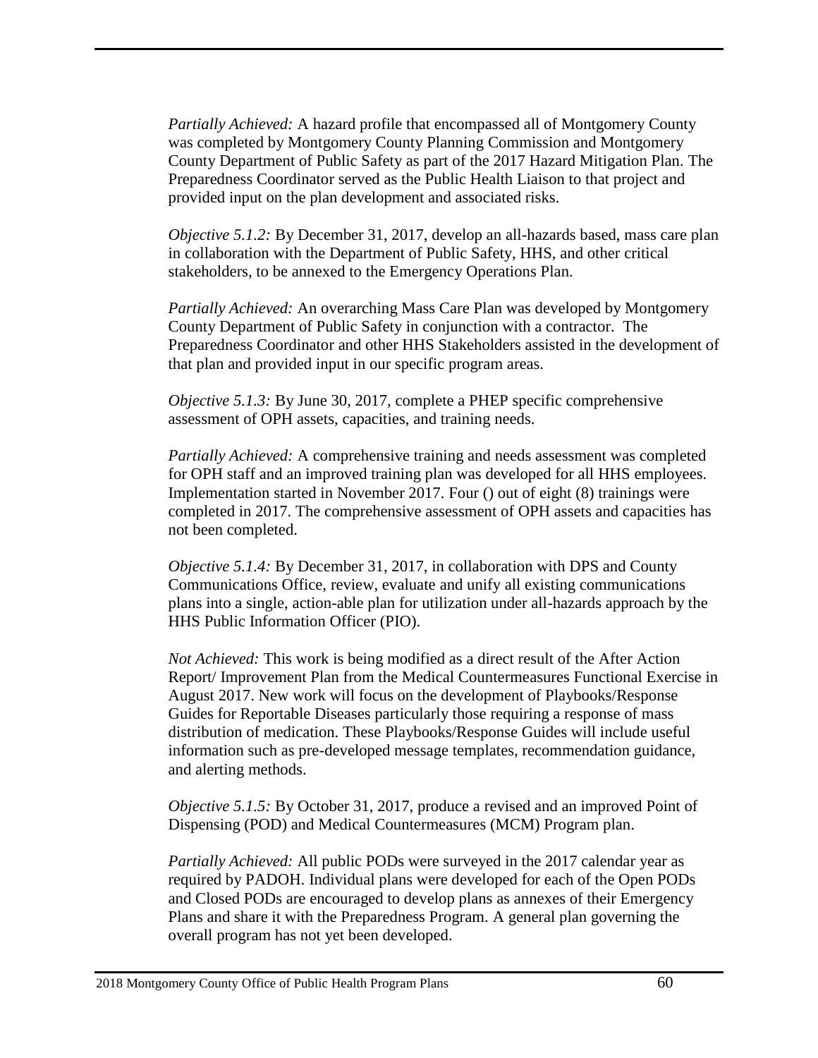*Partially Achieved:* A hazard profile that encompassed all of Montgomery County was completed by Montgomery County Planning Commission and Montgomery County Department of Public Safety as part of the 2017 Hazard Mitigation Plan. The Preparedness Coordinator served as the Public Health Liaison to that project and provided input on the plan development and associated risks.

*Objective 5.1.2:* By December 31, 2017, develop an all-hazards based, mass care plan in collaboration with the Department of Public Safety, HHS, and other critical stakeholders, to be annexed to the Emergency Operations Plan.

*Partially Achieved:* An overarching Mass Care Plan was developed by Montgomery County Department of Public Safety in conjunction with a contractor. The Preparedness Coordinator and other HHS Stakeholders assisted in the development of that plan and provided input in our specific program areas.

*Objective 5.1.3:* By June 30, 2017, complete a PHEP specific comprehensive assessment of OPH assets, capacities, and training needs.

*Partially Achieved:* A comprehensive training and needs assessment was completed for OPH staff and an improved training plan was developed for all HHS employees. Implementation started in November 2017. Four () out of eight (8) trainings were completed in 2017. The comprehensive assessment of OPH assets and capacities has not been completed.

*Objective 5.1.4:* By December 31, 2017, in collaboration with DPS and County Communications Office, review, evaluate and unify all existing communications plans into a single, action-able plan for utilization under all-hazards approach by the HHS Public Information Officer (PIO).

*Not Achieved:* This work is being modified as a direct result of the After Action Report/ Improvement Plan from the Medical Countermeasures Functional Exercise in August 2017. New work will focus on the development of Playbooks/Response Guides for Reportable Diseases particularly those requiring a response of mass distribution of medication. These Playbooks/Response Guides will include useful information such as pre-developed message templates, recommendation guidance, and alerting methods.

*Objective 5.1.5:* By October 31, 2017, produce a revised and an improved Point of Dispensing (POD) and Medical Countermeasures (MCM) Program plan.

*Partially Achieved:* All public PODs were surveyed in the 2017 calendar year as required by PADOH. Individual plans were developed for each of the Open PODs and Closed PODs are encouraged to develop plans as annexes of their Emergency Plans and share it with the Preparedness Program. A general plan governing the overall program has not yet been developed.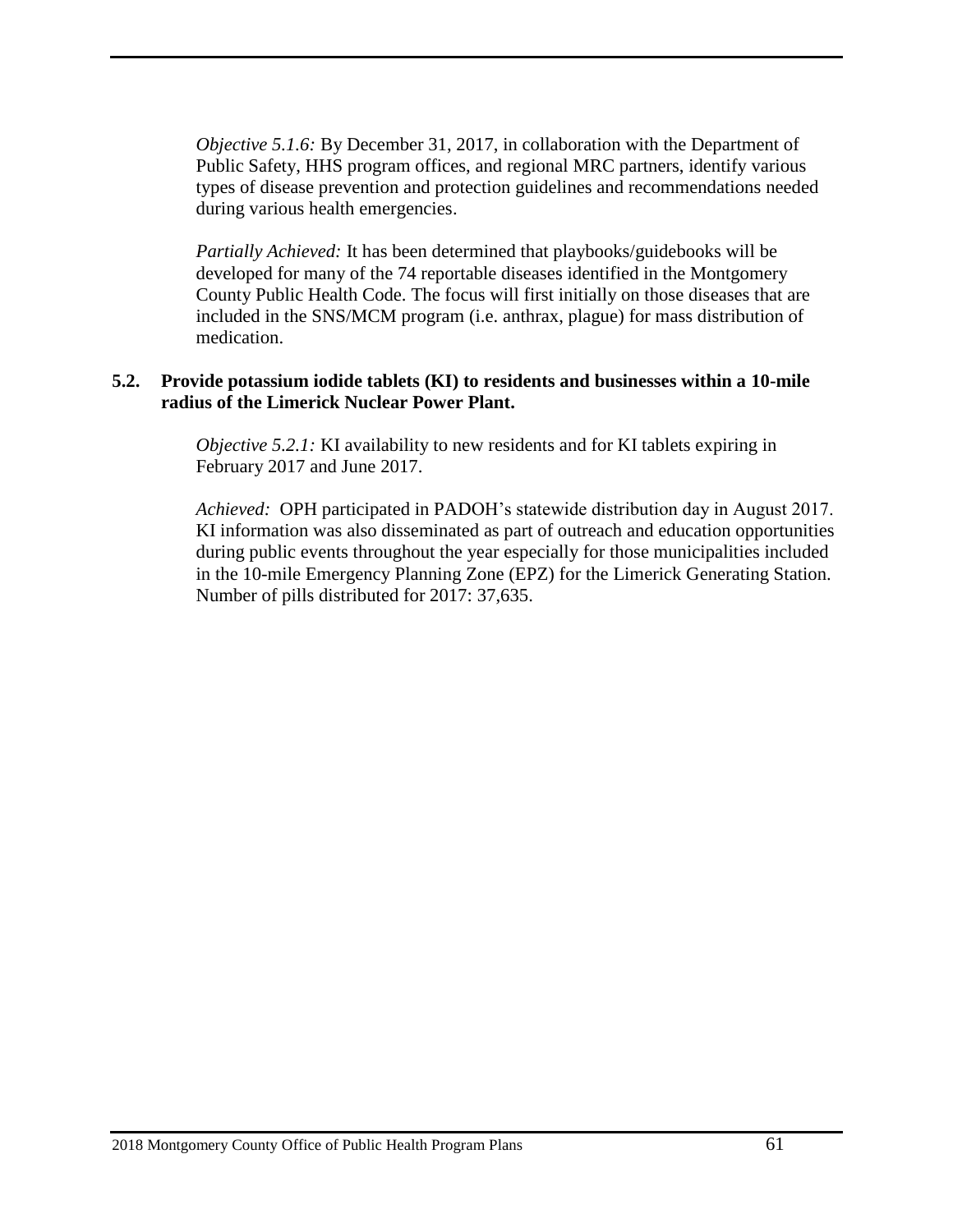*Objective 5.1.6:* By December 31, 2017, in collaboration with the Department of Public Safety, HHS program offices, and regional MRC partners, identify various types of disease prevention and protection guidelines and recommendations needed during various health emergencies.

*Partially Achieved:* It has been determined that playbooks/guidebooks will be developed for many of the 74 reportable diseases identified in the Montgomery County Public Health Code. The focus will first initially on those diseases that are included in the SNS/MCM program (i.e. anthrax, plague) for mass distribution of medication.

**5.2. Provide potassium iodide tablets (KI) to residents and businesses within a 10-mile radius of the Limerick Nuclear Power Plant.**

*Objective 5.2.1:* KI availability to new residents and for KI tablets expiring in February 2017 and June 2017.

*Achieved:* OPH participated in PADOH's statewide distribution day in August 2017. KI information was also disseminated as part of outreach and education opportunities during public events throughout the year especially for those municipalities included in the 10-mile Emergency Planning Zone (EPZ) for the Limerick Generating Station. Number of pills distributed for 2017: 37,635.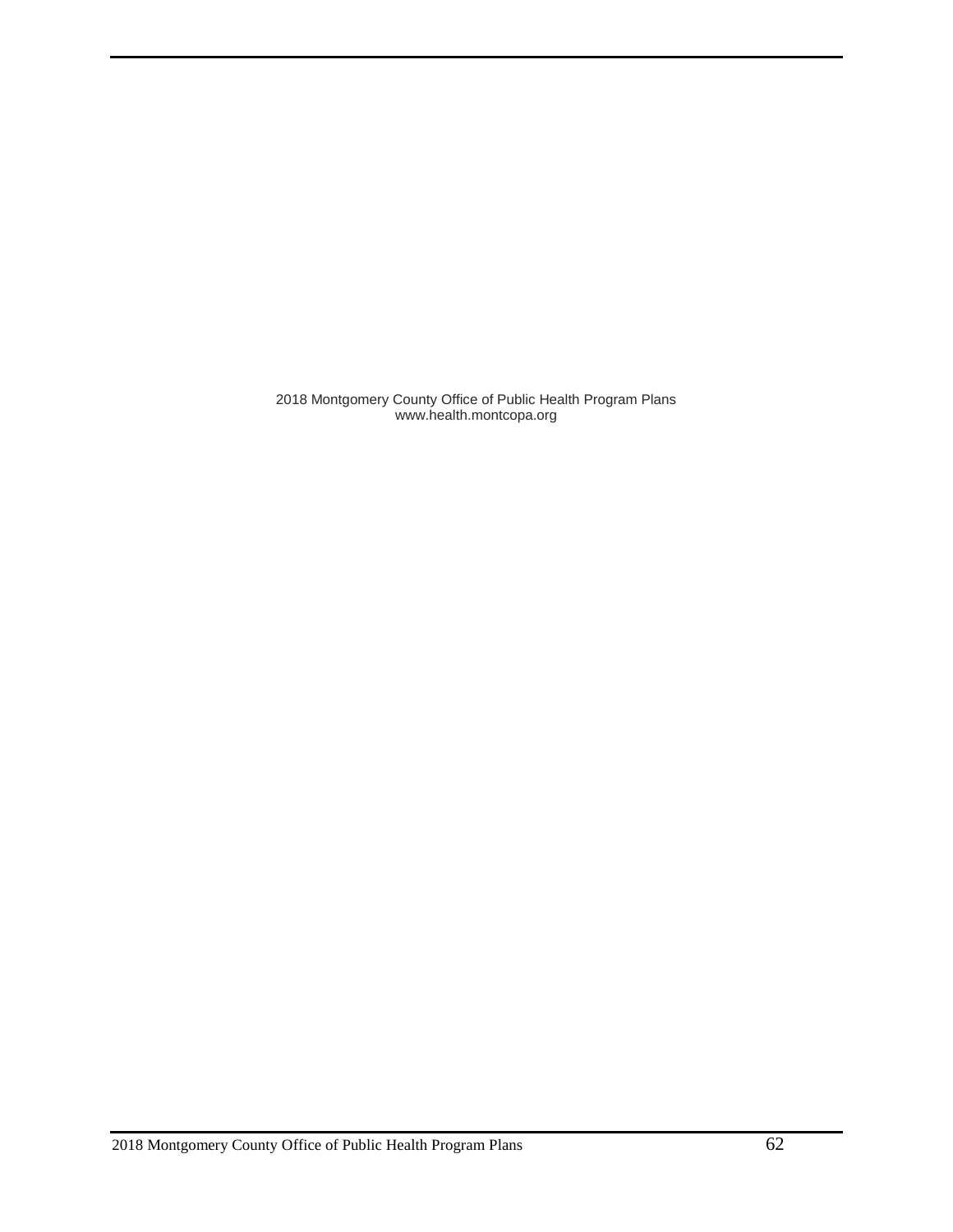2018 Montgomery County Office of Public Health Program Plans
www.health.montcopa.org